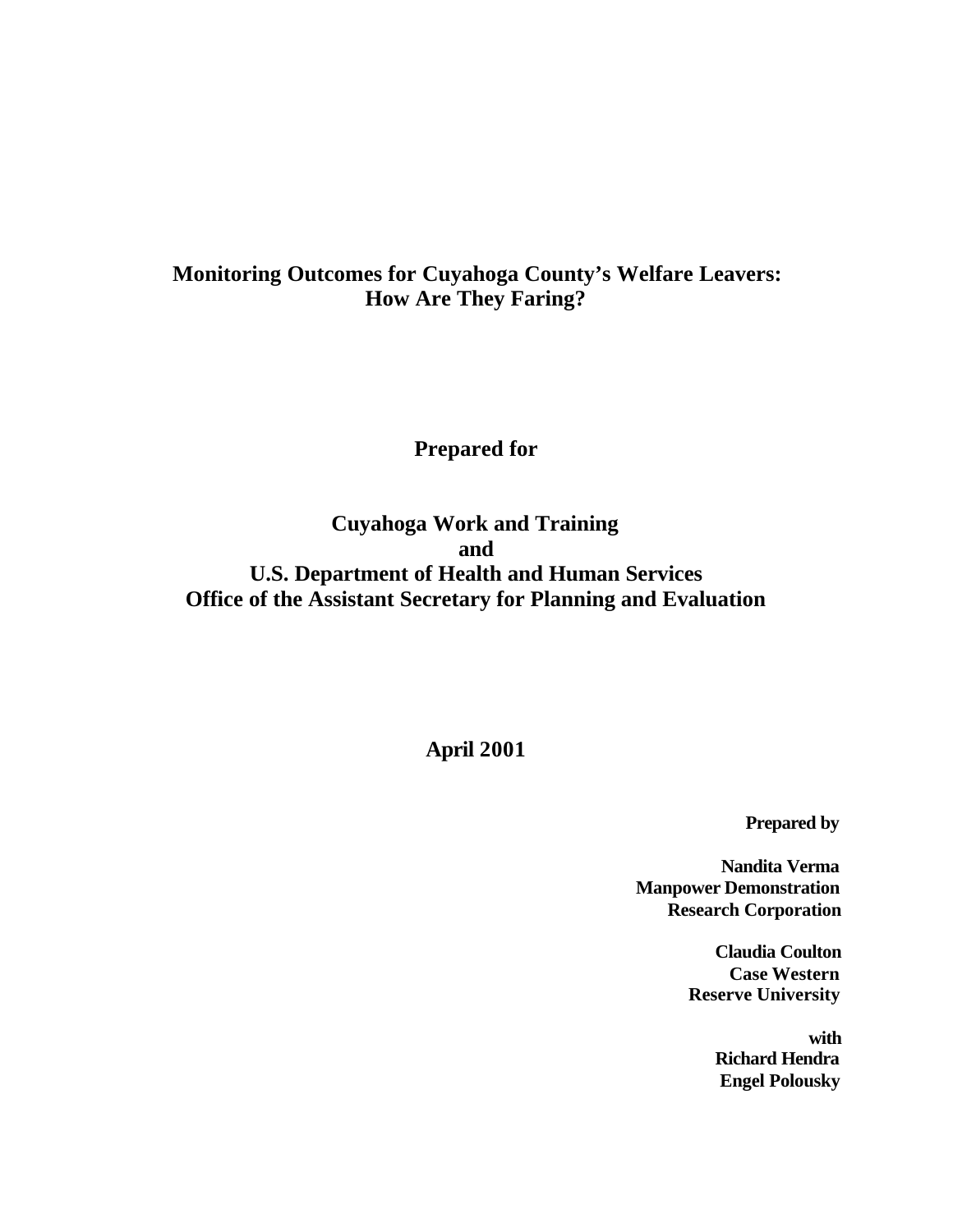# Monitoring Outcomes for Cuyahoga County's Welfare Leavers: How Are They Faring?

**Prepared for**

**Cuyahoga Work and Training**
**and**
**U.S. Department of Health and Human Services**
**Office of the Assistant Secretary for Planning and Evaluation**

**April 2001**

**Prepared by**

**Nandita Verma**
**Manpower Demonstration**
**Research Corporation**

**Claudia Coulton**
**Case Western**
**Reserve University**

**with**
**Richard Hendra**
**Engel Polousky**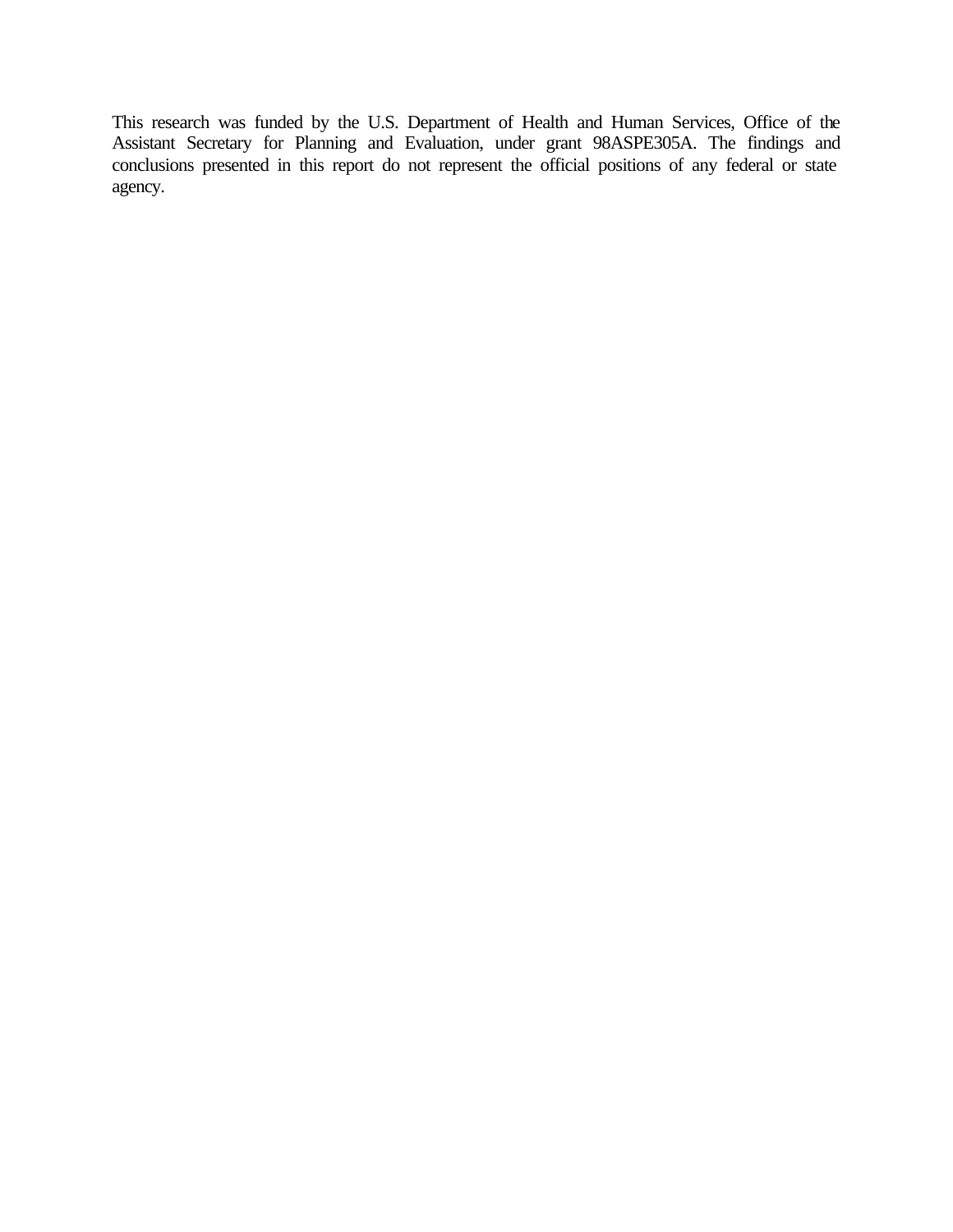This research was funded by the U.S. Department of Health and Human Services, Office of the Assistant Secretary for Planning and Evaluation, under grant 98ASPE305A. The findings and conclusions presented in this report do not represent the official positions of any federal or state agency.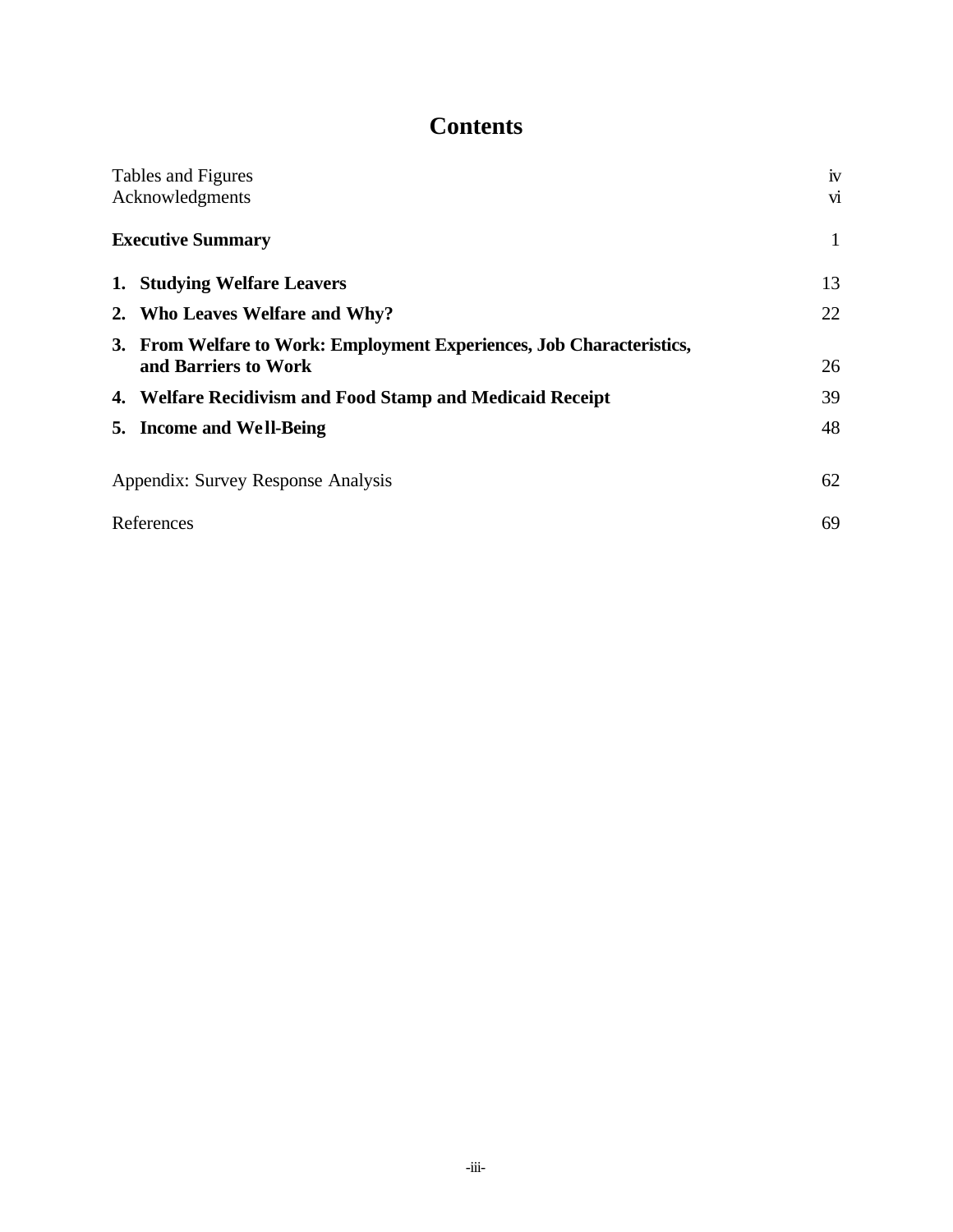# Contents

| | |
|---|---|
| Tables and Figures | iv |
| Acknowledgments | vi |
| **Executive Summary** | 1 |
| **1. Studying Welfare Leavers** | 13 |
| **2. Who Leaves Welfare and Why?** | 22 |
| **3. From Welfare to Work: Employment Experiences, Job Characteristics, and Barriers to Work** | 26 |
| **4. Welfare Recidivism and Food Stamp and Medicaid Receipt** | 39 |
| **5. Income and Well-Being** | 48 |
| Appendix: Survey Response Analysis | 62 |
| References | 69 |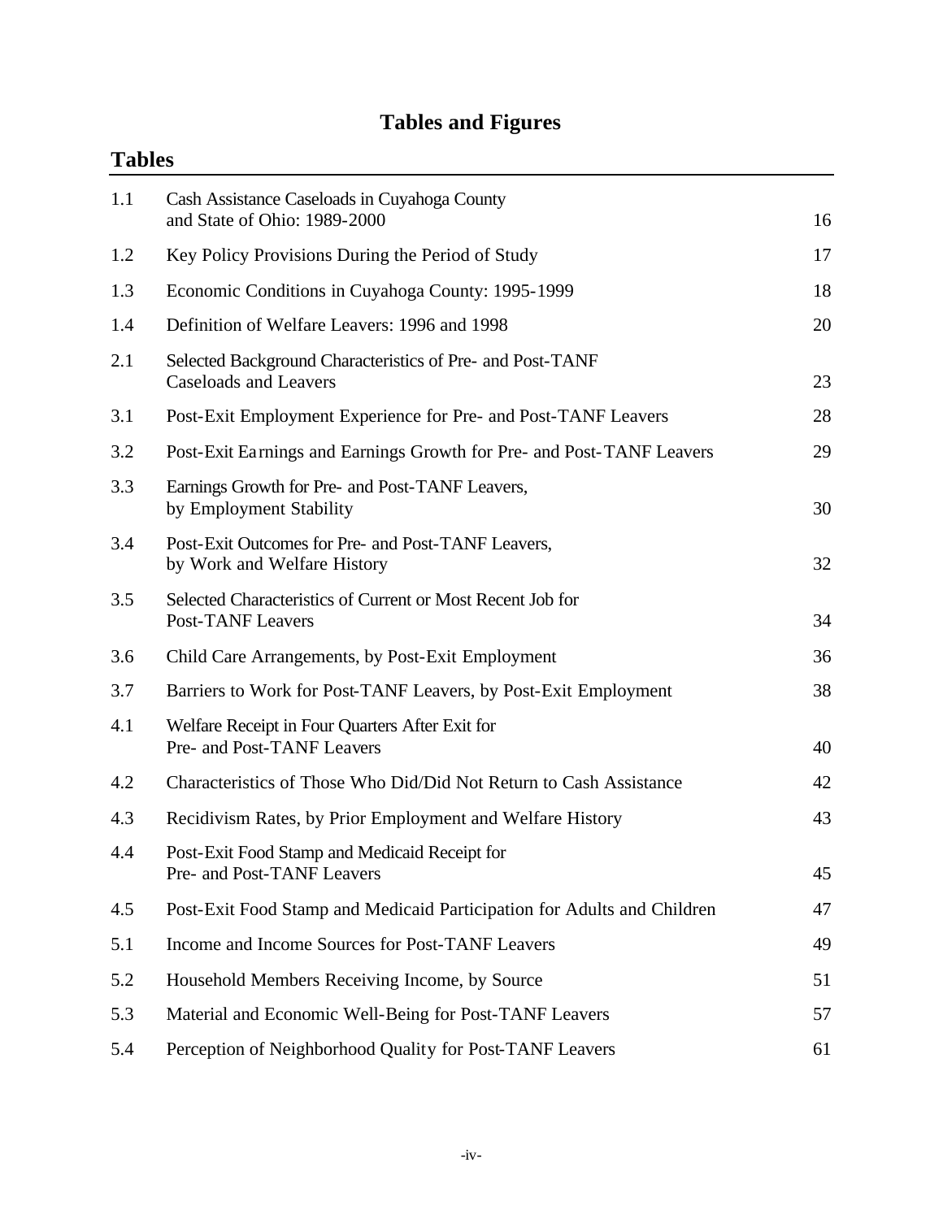# Tables and Figures

## Tables

| | | |
|---|---|---|
| 1.1 | Cash Assistance Caseloads in Cuyahoga County and State of Ohio: 1989-2000 | 16 |
| 1.2 | Key Policy Provisions During the Period of Study | 17 |
| 1.3 | Economic Conditions in Cuyahoga County: 1995-1999 | 18 |
| 1.4 | Definition of Welfare Leavers: 1996 and 1998 | 20 |
| 2.1 | Selected Background Characteristics of Pre- and Post-TANF Caseloads and Leavers | 23 |
| 3.1 | Post-Exit Employment Experience for Pre- and Post-TANF Leavers | 28 |
| 3.2 | Post-Exit Earnings and Earnings Growth for Pre- and Post-TANF Leavers | 29 |
| 3.3 | Earnings Growth for Pre- and Post-TANF Leavers, by Employment Stability | 30 |
| 3.4 | Post-Exit Outcomes for Pre- and Post-TANF Leavers, by Work and Welfare History | 32 |
| 3.5 | Selected Characteristics of Current or Most Recent Job for Post-TANF Leavers | 34 |
| 3.6 | Child Care Arrangements, by Post-Exit Employment | 36 |
| 3.7 | Barriers to Work for Post-TANF Leavers, by Post-Exit Employment | 38 |
| 4.1 | Welfare Receipt in Four Quarters After Exit for Pre- and Post-TANF Leavers | 40 |
| 4.2 | Characteristics of Those Who Did/Did Not Return to Cash Assistance | 42 |
| 4.3 | Recidivism Rates, by Prior Employment and Welfare History | 43 |
| 4.4 | Post-Exit Food Stamp and Medicaid Receipt for Pre- and Post-TANF Leavers | 45 |
| 4.5 | Post-Exit Food Stamp and Medicaid Participation for Adults and Children | 47 |
| 5.1 | Income and Income Sources for Post-TANF Leavers | 49 |
| 5.2 | Household Members Receiving Income, by Source | 51 |
| 5.3 | Material and Economic Well-Being for Post-TANF Leavers | 57 |
| 5.4 | Perception of Neighborhood Quality for Post-TANF Leavers | 61 |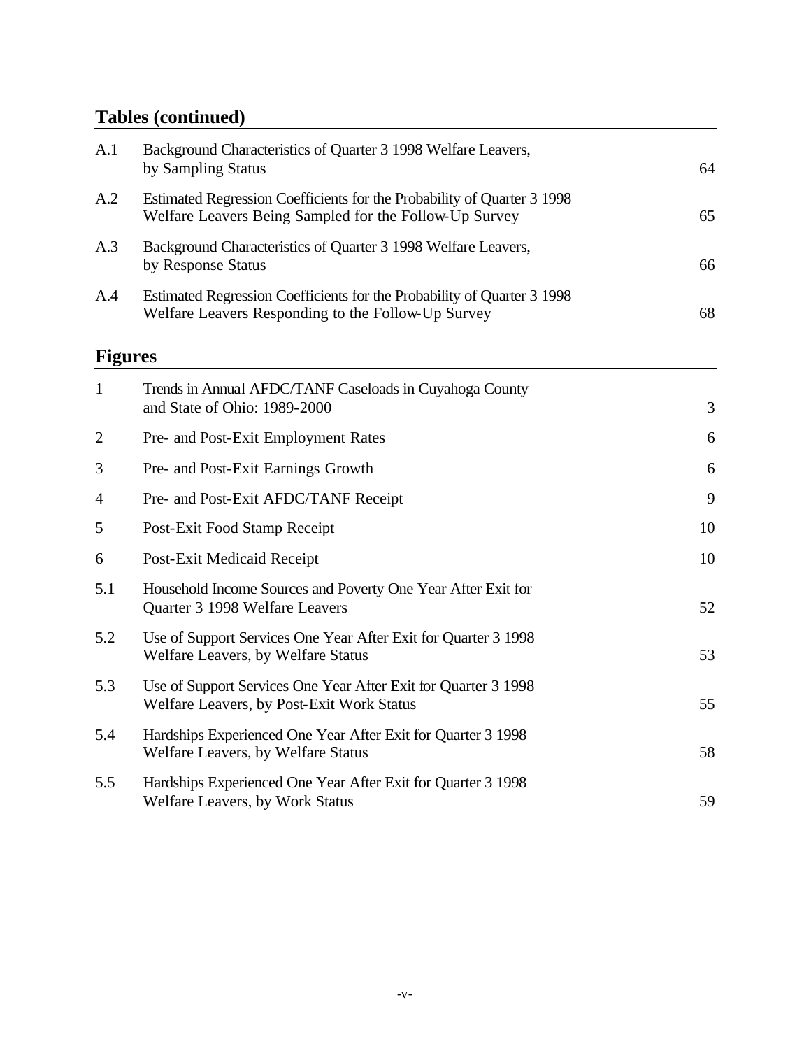## Tables (continued)

| | | |
|---|---|---|
| A.1 | Background Characteristics of Quarter 3 1998 Welfare Leavers, by Sampling Status | 64 |
| A.2 | Estimated Regression Coefficients for the Probability of Quarter 3 1998 Welfare Leavers Being Sampled for the Follow-Up Survey | 65 |
| A.3 | Background Characteristics of Quarter 3 1998 Welfare Leavers, by Response Status | 66 |
| A.4 | Estimated Regression Coefficients for the Probability of Quarter 3 1998 Welfare Leavers Responding to the Follow-Up Survey | 68 |

## Figures

| | | |
|---|---|---|
| 1 | Trends in Annual AFDC/TANF Caseloads in Cuyahoga County and State of Ohio: 1989-2000 | 3 |
| 2 | Pre- and Post-Exit Employment Rates | 6 |
| 3 | Pre- and Post-Exit Earnings Growth | 6 |
| 4 | Pre- and Post-Exit AFDC/TANF Receipt | 9 |
| 5 | Post-Exit Food Stamp Receipt | 10 |
| 6 | Post-Exit Medicaid Receipt | 10 |
| 5.1 | Household Income Sources and Poverty One Year After Exit for Quarter 3 1998 Welfare Leavers | 52 |
| 5.2 | Use of Support Services One Year After Exit for Quarter 3 1998 Welfare Leavers, by Welfare Status | 53 |
| 5.3 | Use of Support Services One Year After Exit for Quarter 3 1998 Welfare Leavers, by Post-Exit Work Status | 55 |
| 5.4 | Hardships Experienced One Year After Exit for Quarter 3 1998 Welfare Leavers, by Welfare Status | 58 |
| 5.5 | Hardships Experienced One Year After Exit for Quarter 3 1998 Welfare Leavers, by Work Status | 59 |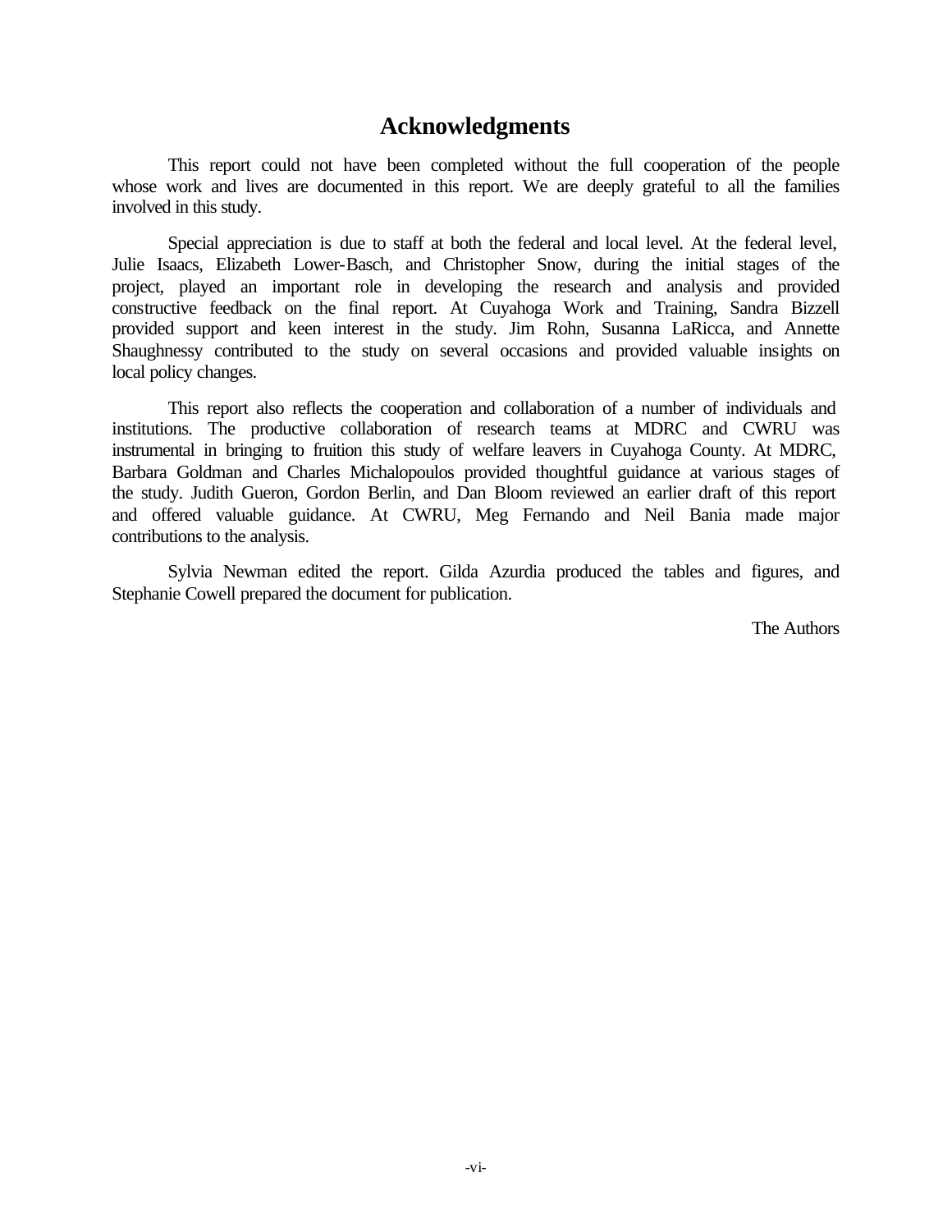# Acknowledgments

This report could not have been completed without the full cooperation of the people whose work and lives are documented in this report. We are deeply grateful to all the families involved in this study.

Special appreciation is due to staff at both the federal and local level. At the federal level, Julie Isaacs, Elizabeth Lower-Basch, and Christopher Snow, during the initial stages of the project, played an important role in developing the research and analysis and provided constructive feedback on the final report. At Cuyahoga Work and Training, Sandra Bizzell provided support and keen interest in the study. Jim Rohn, Susanna LaRicca, and Annette Shaughnessy contributed to the study on several occasions and provided valuable insights on local policy changes.

This report also reflects the cooperation and collaboration of a number of individuals and institutions. The productive collaboration of research teams at MDRC and CWRU was instrumental in bringing to fruition this study of welfare leavers in Cuyahoga County. At MDRC, Barbara Goldman and Charles Michalopoulos provided thoughtful guidance at various stages of the study. Judith Gueron, Gordon Berlin, and Dan Bloom reviewed an earlier draft of this report and offered valuable guidance. At CWRU, Meg Fernando and Neil Bania made major contributions to the analysis.

Sylvia Newman edited the report. Gilda Azurdia produced the tables and figures, and Stephanie Cowell prepared the document for publication.

The Authors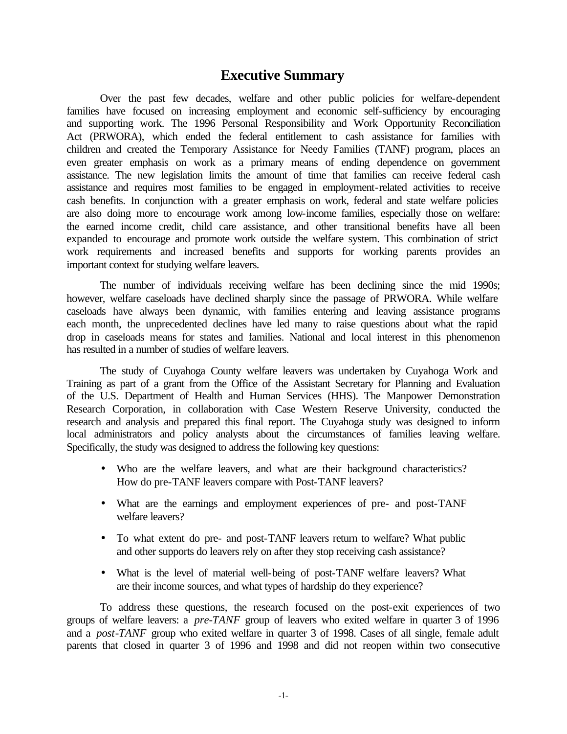# Executive Summary

Over the past few decades, welfare and other public policies for welfare-dependent families have focused on increasing employment and economic self-sufficiency by encouraging and supporting work. The 1996 Personal Responsibility and Work Opportunity Reconciliation Act (PRWORA), which ended the federal entitlement to cash assistance for families with children and created the Temporary Assistance for Needy Families (TANF) program, places an even greater emphasis on work as a primary means of ending dependence on government assistance. The new legislation limits the amount of time that families can receive federal cash assistance and requires most families to be engaged in employment-related activities to receive cash benefits. In conjunction with a greater emphasis on work, federal and state welfare policies are also doing more to encourage work among low-income families, especially those on welfare: the earned income credit, child care assistance, and other transitional benefits have all been expanded to encourage and promote work outside the welfare system. This combination of strict work requirements and increased benefits and supports for working parents provides an important context for studying welfare leavers.

The number of individuals receiving welfare has been declining since the mid 1990s; however, welfare caseloads have declined sharply since the passage of PRWORA. While welfare caseloads have always been dynamic, with families entering and leaving assistance programs each month, the unprecedented declines have led many to raise questions about what the rapid drop in caseloads means for states and families. National and local interest in this phenomenon has resulted in a number of studies of welfare leavers.

The study of Cuyahoga County welfare leavers was undertaken by Cuyahoga Work and Training as part of a grant from the Office of the Assistant Secretary for Planning and Evaluation of the U.S. Department of Health and Human Services (HHS). The Manpower Demonstration Research Corporation, in collaboration with Case Western Reserve University, conducted the research and analysis and prepared this final report. The Cuyahoga study was designed to inform local administrators and policy analysts about the circumstances of families leaving welfare. Specifically, the study was designed to address the following key questions:

- Who are the welfare leavers, and what are their background characteristics? How do pre-TANF leavers compare with Post-TANF leavers?
- What are the earnings and employment experiences of pre- and post-TANF welfare leavers?
- To what extent do pre- and post-TANF leavers return to welfare? What public and other supports do leavers rely on after they stop receiving cash assistance?
- What is the level of material well-being of post-TANF welfare leavers? What are their income sources, and what types of hardship do they experience?

To address these questions, the research focused on the post-exit experiences of two groups of welfare leavers: a *pre-TANF* group of leavers who exited welfare in quarter 3 of 1996 and a *post-TANF* group who exited welfare in quarter 3 of 1998. Cases of all single, female adult parents that closed in quarter 3 of 1996 and 1998 and did not reopen within two consecutive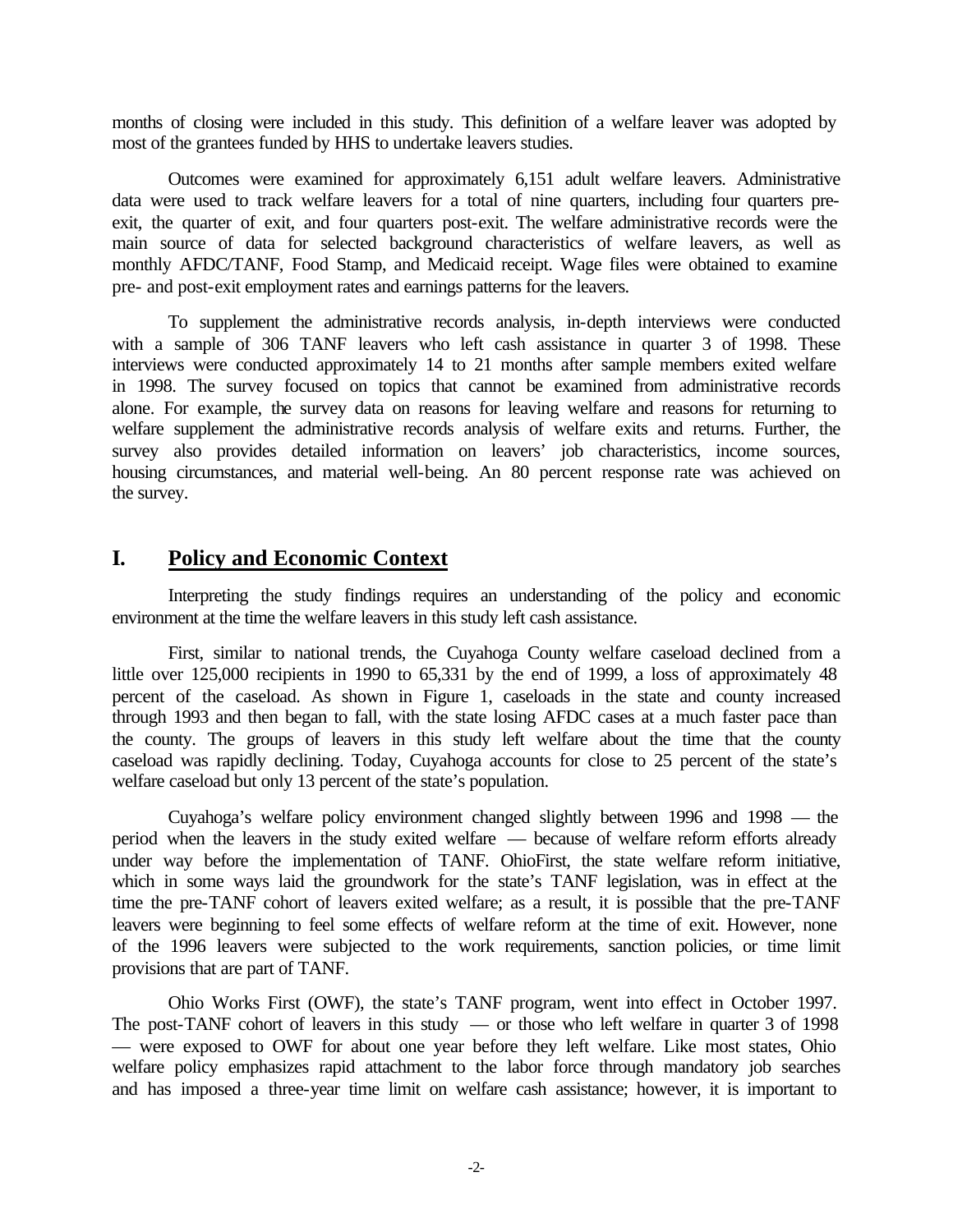months of closing were included in this study. This definition of a welfare leaver was adopted by most of the grantees funded by HHS to undertake leavers studies.

Outcomes were examined for approximately 6,151 adult welfare leavers. Administrative data were used to track welfare leavers for a total of nine quarters, including four quarters pre-exit, the quarter of exit, and four quarters post-exit. The welfare administrative records were the main source of data for selected background characteristics of welfare leavers, as well as monthly AFDC/TANF, Food Stamp, and Medicaid receipt. Wage files were obtained to examine pre- and post-exit employment rates and earnings patterns for the leavers.

To supplement the administrative records analysis, in-depth interviews were conducted with a sample of 306 TANF leavers who left cash assistance in quarter 3 of 1998. These interviews were conducted approximately 14 to 21 months after sample members exited welfare in 1998. The survey focused on topics that cannot be examined from administrative records alone. For example, the survey data on reasons for leaving welfare and reasons for returning to welfare supplement the administrative records analysis of welfare exits and returns. Further, the survey also provides detailed information on leavers' job characteristics, income sources, housing circumstances, and material well-being. An 80 percent response rate was achieved on the survey.

# I. Policy and Economic Context

Interpreting the study findings requires an understanding of the policy and economic environment at the time the welfare leavers in this study left cash assistance.

First, similar to national trends, the Cuyahoga County welfare caseload declined from a little over 125,000 recipients in 1990 to 65,331 by the end of 1999, a loss of approximately 48 percent of the caseload. As shown in Figure 1, caseloads in the state and county increased through 1993 and then began to fall, with the state losing AFDC cases at a much faster pace than the county. The groups of leavers in this study left welfare about the time that the county caseload was rapidly declining. Today, Cuyahoga accounts for close to 25 percent of the state's welfare caseload but only 13 percent of the state's population.

Cuyahoga's welfare policy environment changed slightly between 1996 and 1998 — the period when the leavers in the study exited welfare — because of welfare reform efforts already under way before the implementation of TANF. OhioFirst, the state welfare reform initiative, which in some ways laid the groundwork for the state's TANF legislation, was in effect at the time the pre-TANF cohort of leavers exited welfare; as a result, it is possible that the pre-TANF leavers were beginning to feel some effects of welfare reform at the time of exit. However, none of the 1996 leavers were subjected to the work requirements, sanction policies, or time limit provisions that are part of TANF.

Ohio Works First (OWF), the state's TANF program, went into effect in October 1997. The post-TANF cohort of leavers in this study — or those who left welfare in quarter 3 of 1998 — were exposed to OWF for about one year before they left welfare. Like most states, Ohio welfare policy emphasizes rapid attachment to the labor force through mandatory job searches and has imposed a three-year time limit on welfare cash assistance; however, it is important to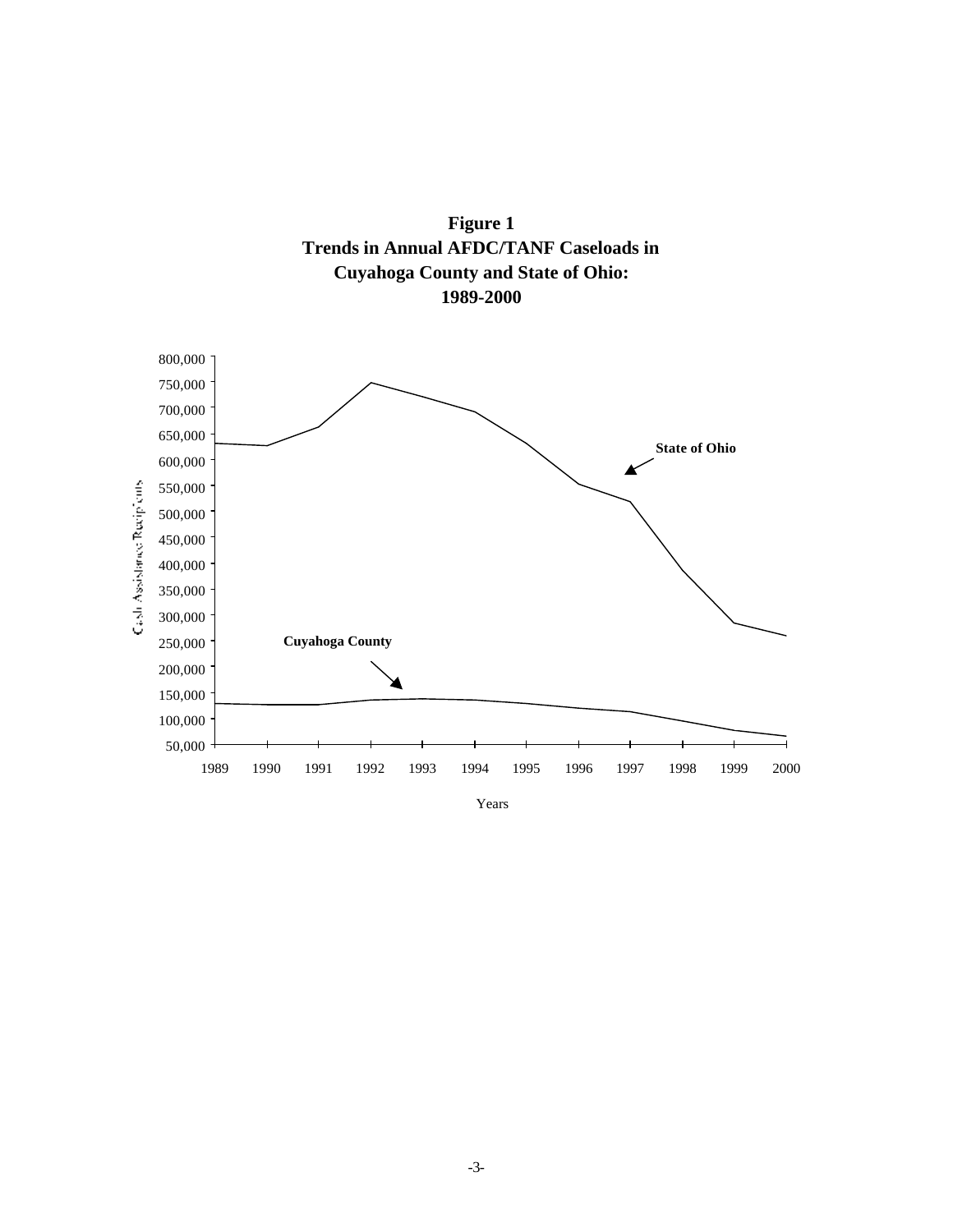**Figure 1**
**Trends in Annual AFDC/TANF Caseloads in Cuyahoga County and State of Ohio: 1989-2000**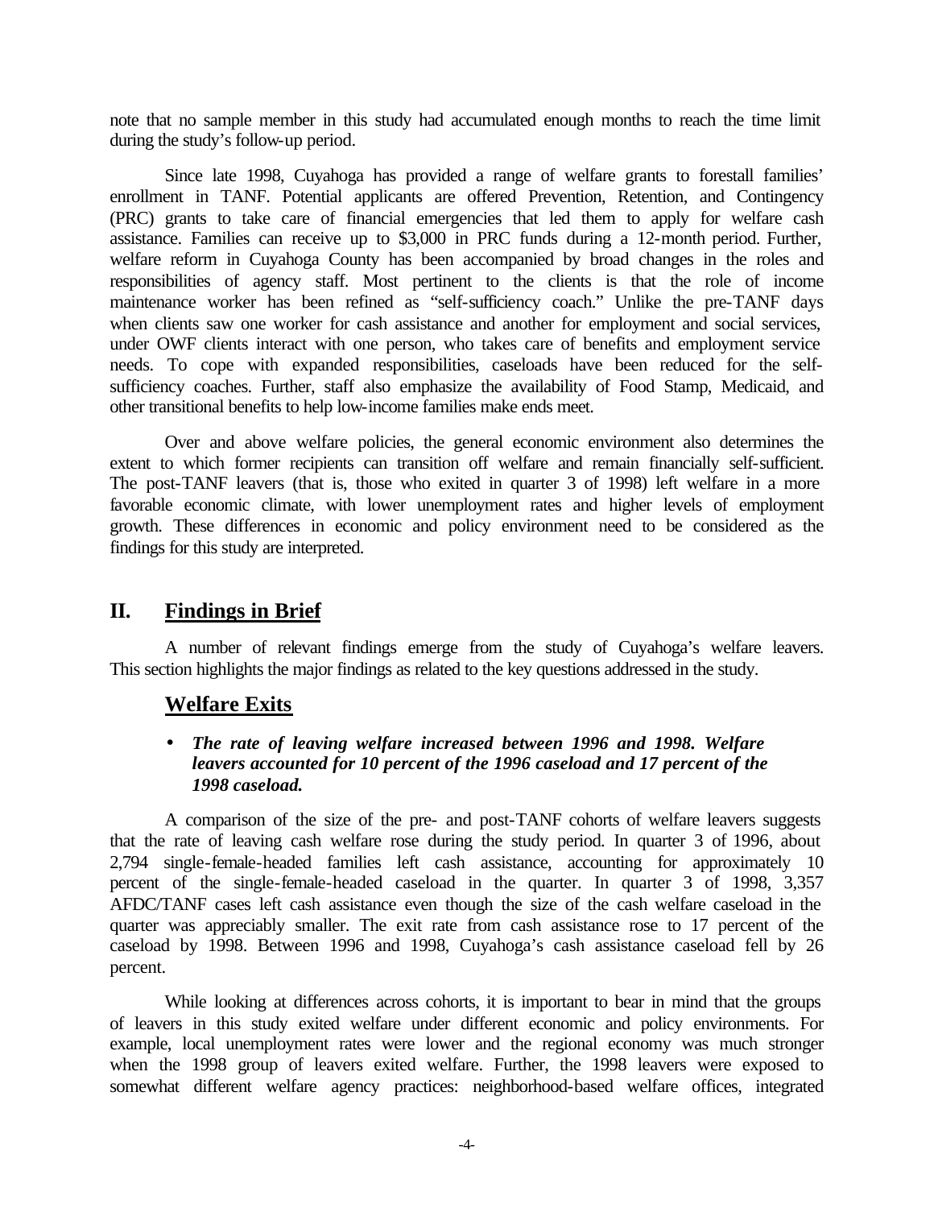note that no sample member in this study had accumulated enough months to reach the time limit during the study's follow-up period.

Since late 1998, Cuyahoga has provided a range of welfare grants to forestall families' enrollment in TANF. Potential applicants are offered Prevention, Retention, and Contingency (PRC) grants to take care of financial emergencies that led them to apply for welfare cash assistance. Families can receive up to $3,000 in PRC funds during a 12-month period. Further, welfare reform in Cuyahoga County has been accompanied by broad changes in the roles and responsibilities of agency staff. Most pertinent to the clients is that the role of income maintenance worker has been refined as "self-sufficiency coach." Unlike the pre-TANF days when clients saw one worker for cash assistance and another for employment and social services, under OWF clients interact with one person, who takes care of benefits and employment service needs. To cope with expanded responsibilities, caseloads have been reduced for the self-sufficiency coaches. Further, staff also emphasize the availability of Food Stamp, Medicaid, and other transitional benefits to help low-income families make ends meet.

Over and above welfare policies, the general economic environment also determines the extent to which former recipients can transition off welfare and remain financially self-sufficient. The post-TANF leavers (that is, those who exited in quarter 3 of 1998) left welfare in a more favorable economic climate, with lower unemployment rates and higher levels of employment growth. These differences in economic and policy environment need to be considered as the findings for this study are interpreted.

## II. Findings in Brief

A number of relevant findings emerge from the study of Cuyahoga's welfare leavers. This section highlights the major findings as related to the key questions addressed in the study.

### Welfare Exits

- ***The rate of leaving welfare increased between 1996 and 1998. Welfare leavers accounted for 10 percent of the 1996 caseload and 17 percent of the 1998 caseload.***

A comparison of the size of the pre- and post-TANF cohorts of welfare leavers suggests that the rate of leaving cash welfare rose during the study period. In quarter 3 of 1996, about 2,794 single-female-headed families left cash assistance, accounting for approximately 10 percent of the single-female-headed caseload in the quarter. In quarter 3 of 1998, 3,357 AFDC/TANF cases left cash assistance even though the size of the cash welfare caseload in the quarter was appreciably smaller. The exit rate from cash assistance rose to 17 percent of the caseload by 1998. Between 1996 and 1998, Cuyahoga's cash assistance caseload fell by 26 percent.

While looking at differences across cohorts, it is important to bear in mind that the groups of leavers in this study exited welfare under different economic and policy environments. For example, local unemployment rates were lower and the regional economy was much stronger when the 1998 group of leavers exited welfare. Further, the 1998 leavers were exposed to somewhat different welfare agency practices: neighborhood-based welfare offices, integrated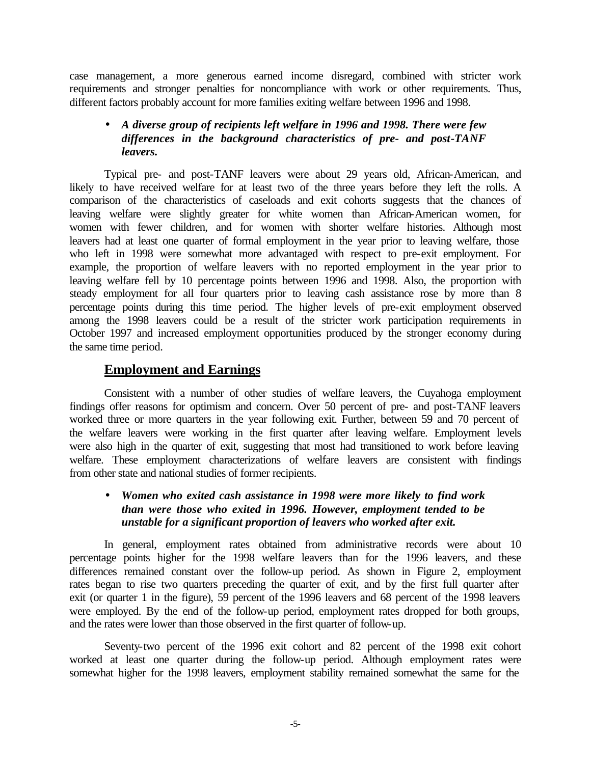case management, a more generous earned income disregard, combined with stricter work requirements and stronger penalties for noncompliance with work or other requirements. Thus, different factors probably account for more families exiting welfare between 1996 and 1998.

- ***A diverse group of recipients left welfare in 1996 and 1998. There were few differences in the background characteristics of pre- and post-TANF leavers.***

Typical pre- and post-TANF leavers were about 29 years old, African-American, and likely to have received welfare for at least two of the three years before they left the rolls. A comparison of the characteristics of caseloads and exit cohorts suggests that the chances of leaving welfare were slightly greater for white women than African-American women, for women with fewer children, and for women with shorter welfare histories. Although most leavers had at least one quarter of formal employment in the year prior to leaving welfare, those who left in 1998 were somewhat more advantaged with respect to pre-exit employment. For example, the proportion of welfare leavers with no reported employment in the year prior to leaving welfare fell by 10 percentage points between 1996 and 1998. Also, the proportion with steady employment for all four quarters prior to leaving cash assistance rose by more than 8 percentage points during this time period. The higher levels of pre-exit employment observed among the 1998 leavers could be a result of the stricter work participation requirements in October 1997 and increased employment opportunities produced by the stronger economy during the same time period.

## Employment and Earnings

Consistent with a number of other studies of welfare leavers, the Cuyahoga employment findings offer reasons for optimism and concern. Over 50 percent of pre- and post-TANF leavers worked three or more quarters in the year following exit. Further, between 59 and 70 percent of the welfare leavers were working in the first quarter after leaving welfare. Employment levels were also high in the quarter of exit, suggesting that most had transitioned to work before leaving welfare. These employment characterizations of welfare leavers are consistent with findings from other state and national studies of former recipients.

- ***Women who exited cash assistance in 1998 were more likely to find work than were those who exited in 1996. However, employment tended to be unstable for a significant proportion of leavers who worked after exit.***

In general, employment rates obtained from administrative records were about 10 percentage points higher for the 1998 welfare leavers than for the 1996 leavers, and these differences remained constant over the follow-up period. As shown in Figure 2, employment rates began to rise two quarters preceding the quarter of exit, and by the first full quarter after exit (or quarter 1 in the figure), 59 percent of the 1996 leavers and 68 percent of the 1998 leavers were employed. By the end of the follow-up period, employment rates dropped for both groups, and the rates were lower than those observed in the first quarter of follow-up.

Seventy-two percent of the 1996 exit cohort and 82 percent of the 1998 exit cohort worked at least one quarter during the follow-up period. Although employment rates were somewhat higher for the 1998 leavers, employment stability remained somewhat the same for the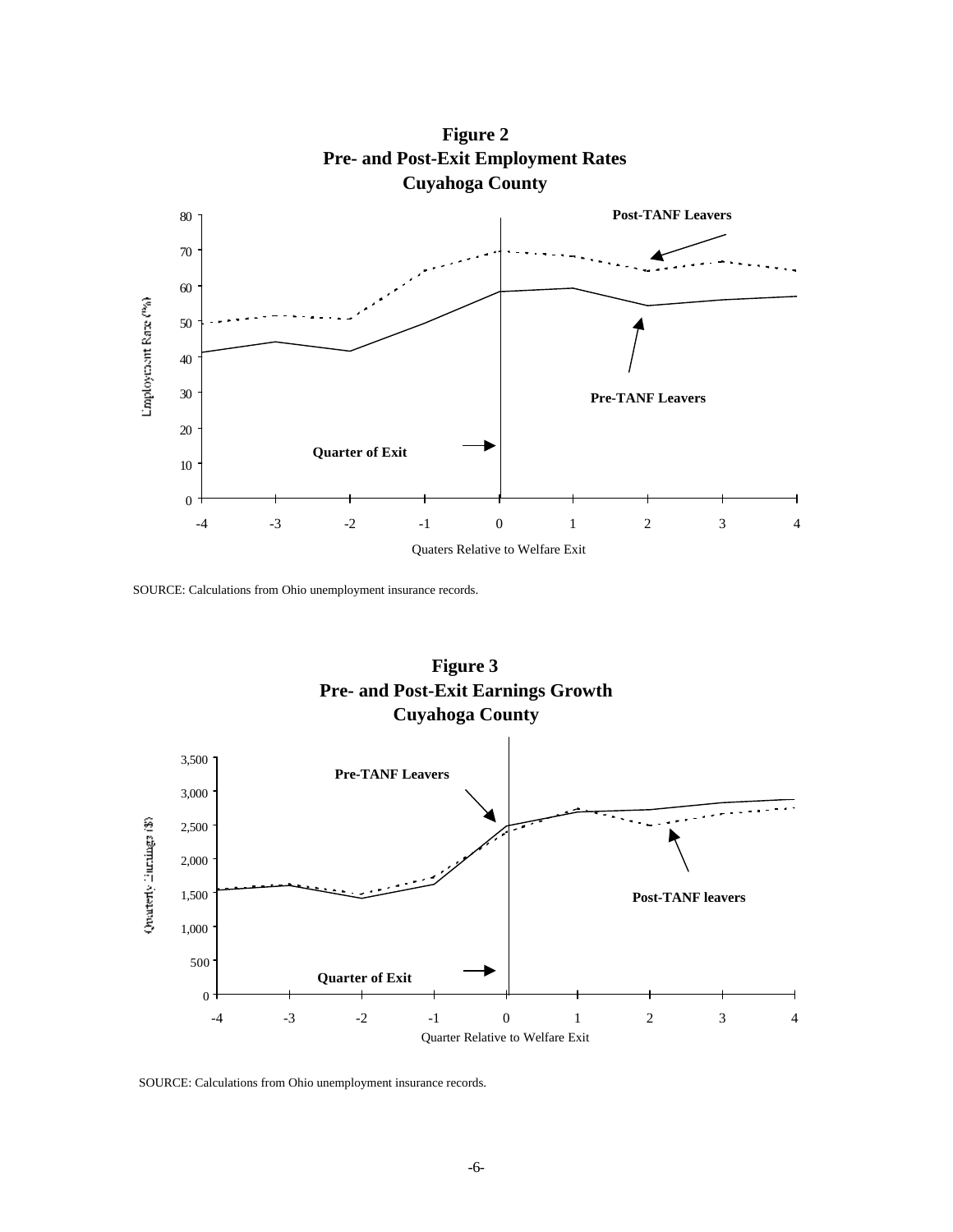**Figure 2**
**Pre- and Post-Exit Employment Rates**
**Cuyahoga County**

SOURCE: Calculations from Ohio unemployment insurance records.

**Figure 3**
**Pre- and Post-Exit Earnings Growth**
**Cuyahoga County**

SOURCE: Calculations from Ohio unemployment insurance records.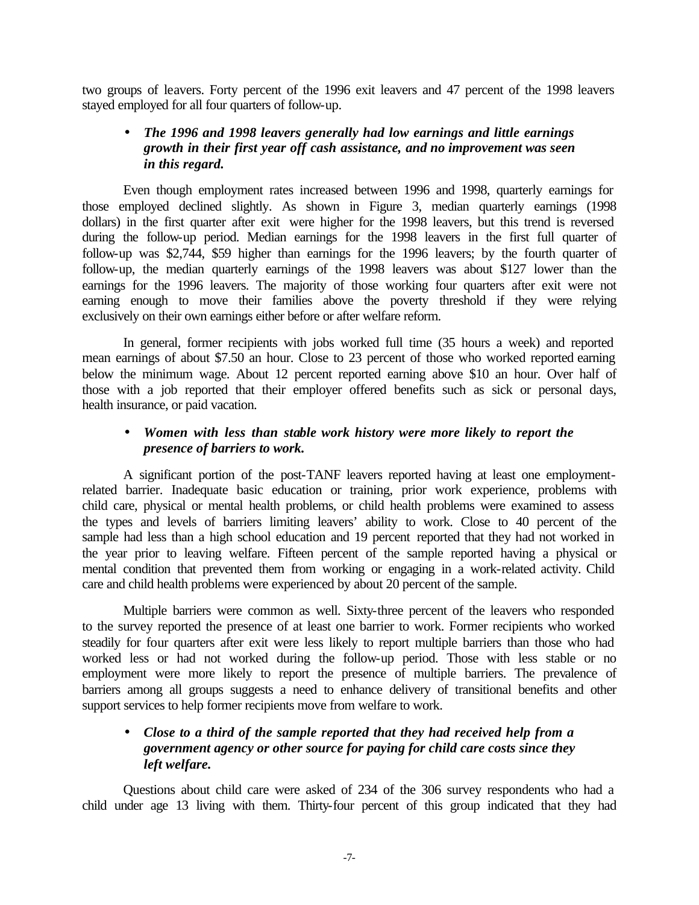two groups of leavers. Forty percent of the 1996 exit leavers and 47 percent of the 1998 leavers stayed employed for all four quarters of follow-up.

- ***The 1996 and 1998 leavers generally had low earnings and little earnings growth in their first year off cash assistance, and no improvement was seen in this regard.***

Even though employment rates increased between 1996 and 1998, quarterly earnings for those employed declined slightly. As shown in Figure 3, median quarterly earnings (1998 dollars) in the first quarter after exit were higher for the 1998 leavers, but this trend is reversed during the follow-up period. Median earnings for the 1998 leavers in the first full quarter of follow-up was $2,744, $59 higher than earnings for the 1996 leavers; by the fourth quarter of follow-up, the median quarterly earnings of the 1998 leavers was about $127 lower than the earnings for the 1996 leavers. The majority of those working four quarters after exit were not earning enough to move their families above the poverty threshold if they were relying exclusively on their own earnings either before or after welfare reform.

In general, former recipients with jobs worked full time (35 hours a week) and reported mean earnings of about $7.50 an hour. Close to 23 percent of those who worked reported earning below the minimum wage. About 12 percent reported earning above $10 an hour. Over half of those with a job reported that their employer offered benefits such as sick or personal days, health insurance, or paid vacation.

- ***Women with less than stable work history were more likely to report the presence of barriers to work.***

A significant portion of the post-TANF leavers reported having at least one employment-related barrier. Inadequate basic education or training, prior work experience, problems with child care, physical or mental health problems, or child health problems were examined to assess the types and levels of barriers limiting leavers' ability to work. Close to 40 percent of the sample had less than a high school education and 19 percent reported that they had not worked in the year prior to leaving welfare. Fifteen percent of the sample reported having a physical or mental condition that prevented them from working or engaging in a work-related activity. Child care and child health problems were experienced by about 20 percent of the sample.

Multiple barriers were common as well. Sixty-three percent of the leavers who responded to the survey reported the presence of at least one barrier to work. Former recipients who worked steadily for four quarters after exit were less likely to report multiple barriers than those who had worked less or had not worked during the follow-up period. Those with less stable or no employment were more likely to report the presence of multiple barriers. The prevalence of barriers among all groups suggests a need to enhance delivery of transitional benefits and other support services to help former recipients move from welfare to work.

- ***Close to a third of the sample reported that they had received help from a government agency or other source for paying for child care costs since they left welfare.***

Questions about child care were asked of 234 of the 306 survey respondents who had a child under age 13 living with them. Thirty-four percent of this group indicated that they had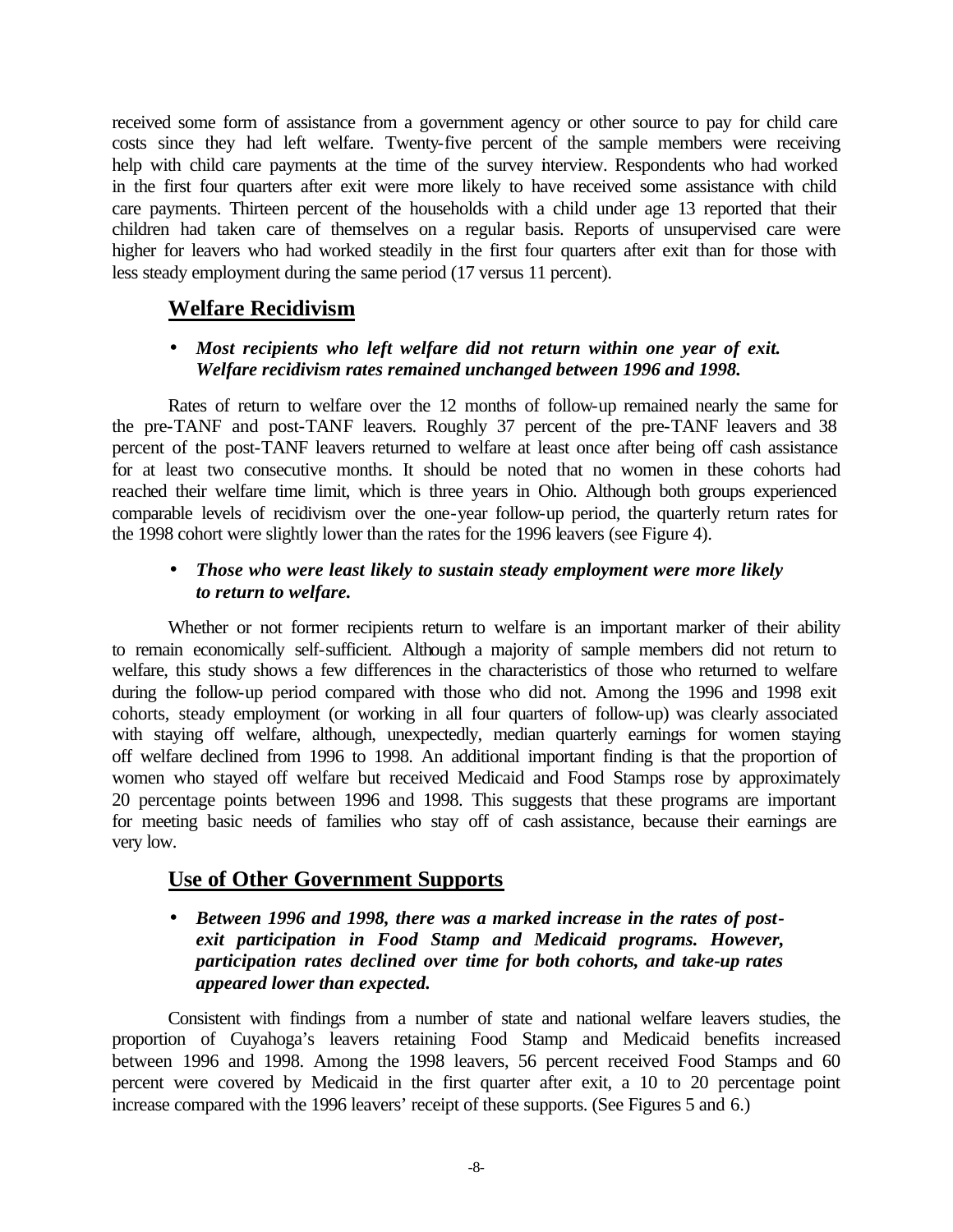received some form of assistance from a government agency or other source to pay for child care costs since they had left welfare. Twenty-five percent of the sample members were receiving help with child care payments at the time of the survey interview. Respondents who had worked in the first four quarters after exit were more likely to have received some assistance with child care payments. Thirteen percent of the households with a child under age 13 reported that their children had taken care of themselves on a regular basis. Reports of unsupervised care were higher for leavers who had worked steadily in the first four quarters after exit than for those with less steady employment during the same period (17 versus 11 percent).

## Welfare Recidivism

- ***Most recipients who left welfare did not return within one year of exit. Welfare recidivism rates remained unchanged between 1996 and 1998.***

Rates of return to welfare over the 12 months of follow-up remained nearly the same for the pre-TANF and post-TANF leavers. Roughly 37 percent of the pre-TANF leavers and 38 percent of the post-TANF leavers returned to welfare at least once after being off cash assistance for at least two consecutive months. It should be noted that no women in these cohorts had reached their welfare time limit, which is three years in Ohio. Although both groups experienced comparable levels of recidivism over the one-year follow-up period, the quarterly return rates for the 1998 cohort were slightly lower than the rates for the 1996 leavers (see Figure 4).

- ***Those who were least likely to sustain steady employment were more likely to return to welfare.***

Whether or not former recipients return to welfare is an important marker of their ability to remain economically self-sufficient. Although a majority of sample members did not return to welfare, this study shows a few differences in the characteristics of those who returned to welfare during the follow-up period compared with those who did not. Among the 1996 and 1998 exit cohorts, steady employment (or working in all four quarters of follow-up) was clearly associated with staying off welfare, although, unexpectedly, median quarterly earnings for women staying off welfare declined from 1996 to 1998. An additional important finding is that the proportion of women who stayed off welfare but received Medicaid and Food Stamps rose by approximately 20 percentage points between 1996 and 1998. This suggests that these programs are important for meeting basic needs of families who stay off of cash assistance, because their earnings are very low.

## Use of Other Government Supports

- ***Between 1996 and 1998, there was a marked increase in the rates of post-exit participation in Food Stamp and Medicaid programs. However, participation rates declined over time for both cohorts, and take-up rates appeared lower than expected.***

Consistent with findings from a number of state and national welfare leavers studies, the proportion of Cuyahoga's leavers retaining Food Stamp and Medicaid benefits increased between 1996 and 1998. Among the 1998 leavers, 56 percent received Food Stamps and 60 percent were covered by Medicaid in the first quarter after exit, a 10 to 20 percentage point increase compared with the 1996 leavers' receipt of these supports. (See Figures 5 and 6.)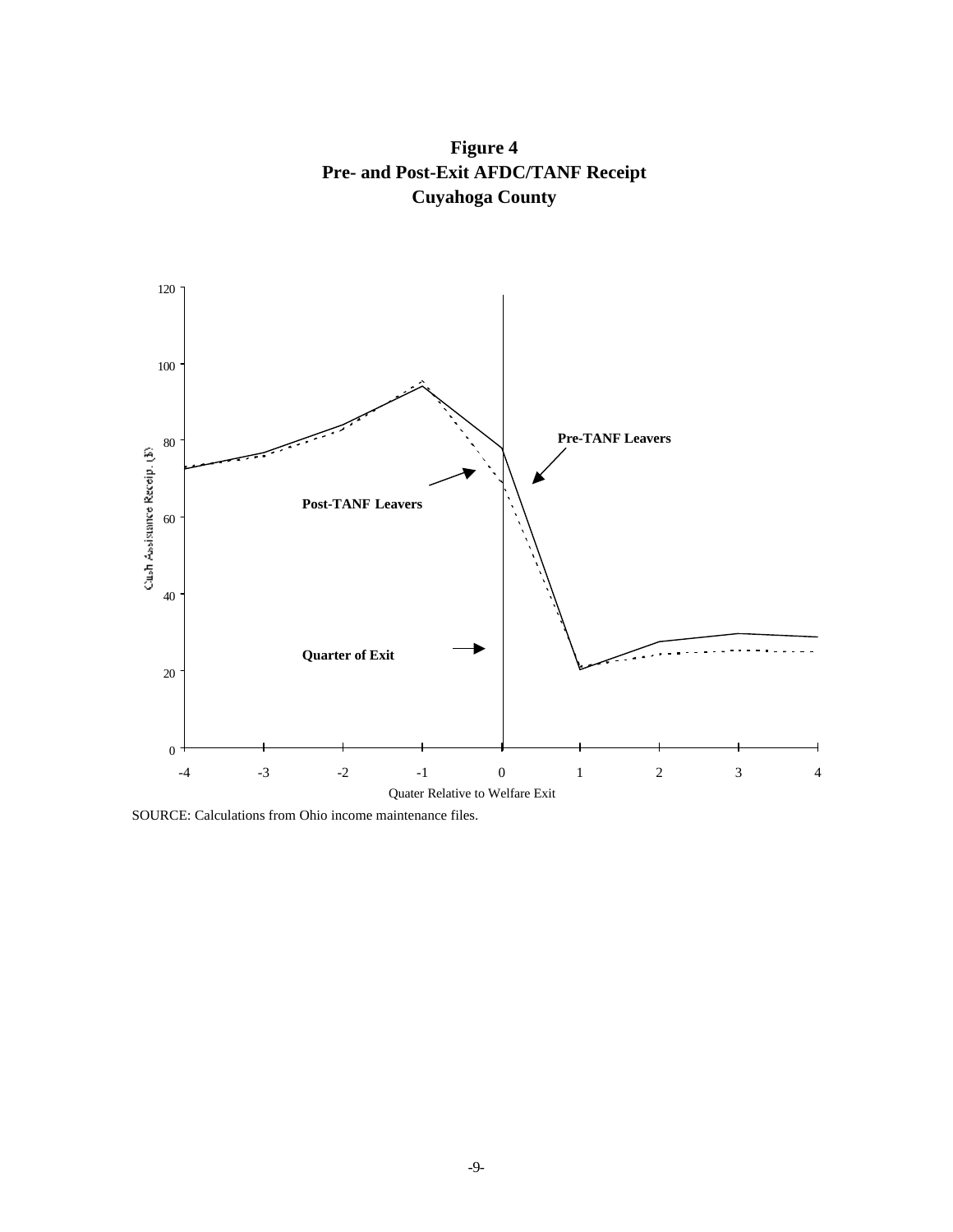**Figure 4**
**Pre- and Post-Exit AFDC/TANF Receipt**
**Cuyahoga County**

SOURCE: Calculations from Ohio income maintenance files.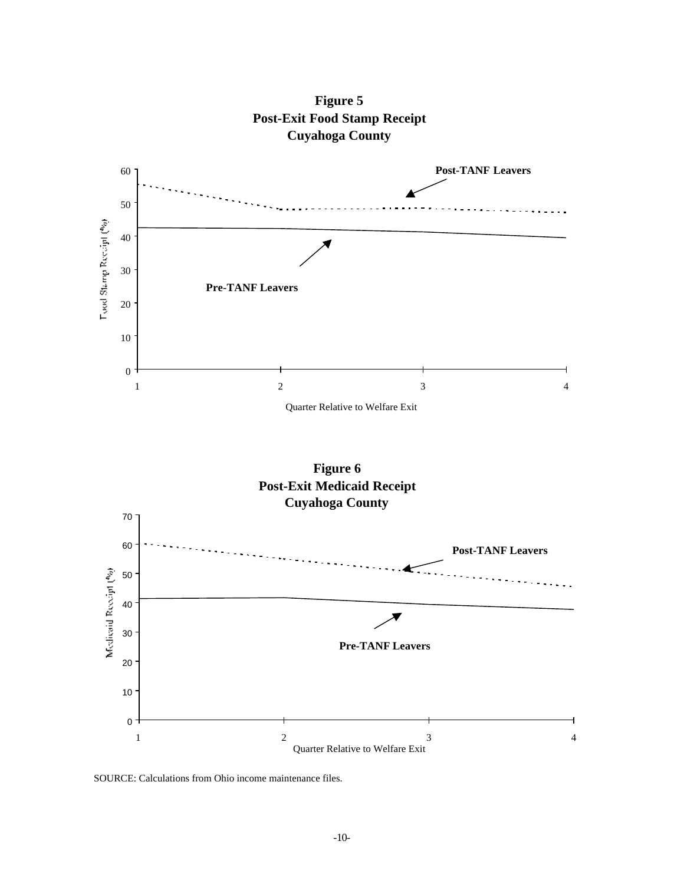**Figure 5**
**Post-Exit Food Stamp Receipt**
**Cuyahoga County**

Food Stamp Receipt (%)

Post-TANF Leavers

Pre-TANF Leavers

Quarter Relative to Welfare Exit

**Figure 6**
**Post-Exit Medicaid Receipt**
**Cuyahoga County**

Medicaid Receipt (%)

Post-TANF Leavers

Pre-TANF Leavers

Quarter Relative to Welfare Exit

SOURCE: Calculations from Ohio income maintenance files.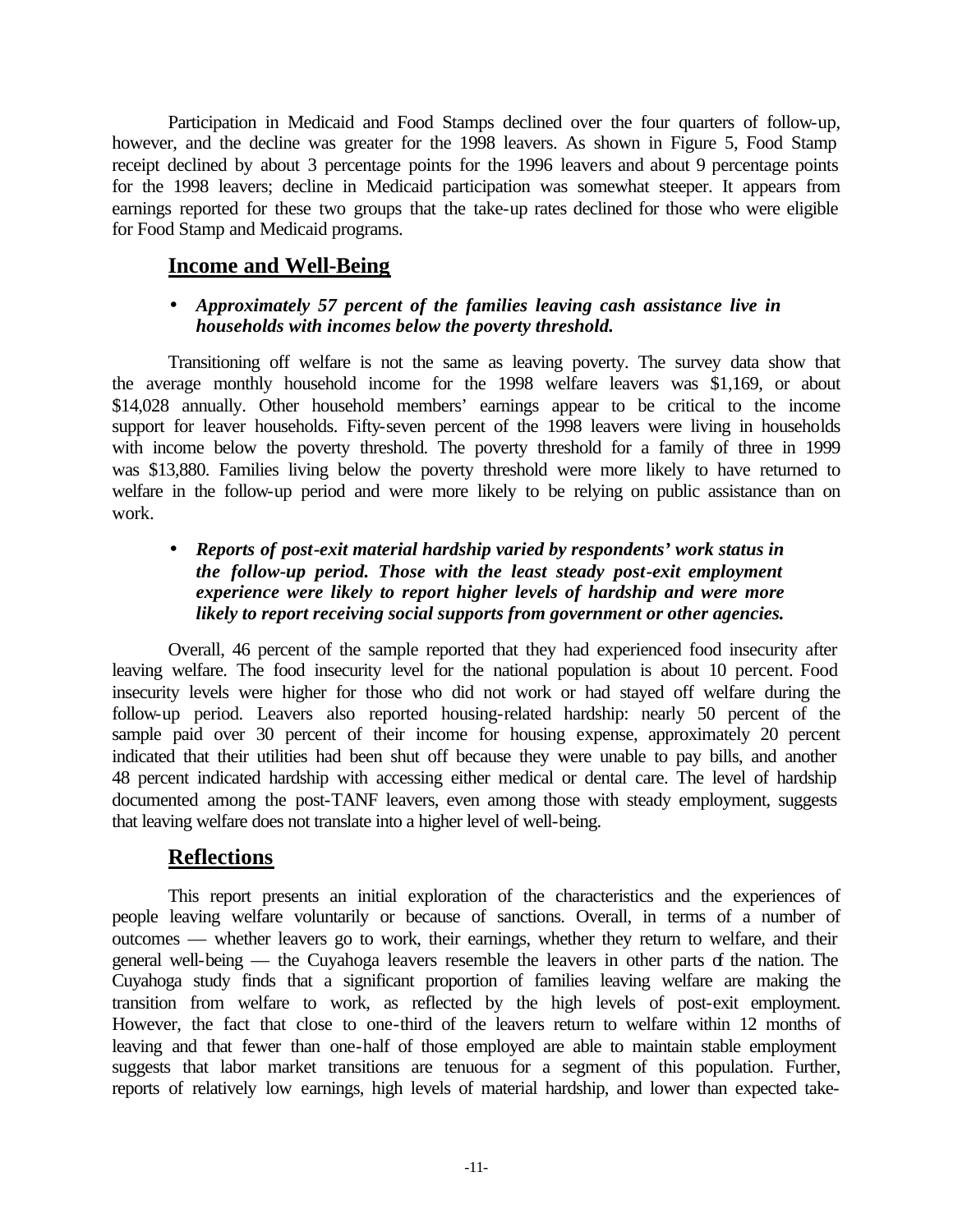Participation in Medicaid and Food Stamps declined over the four quarters of follow-up, however, and the decline was greater for the 1998 leavers. As shown in Figure 5, Food Stamp receipt declined by about 3 percentage points for the 1996 leavers and about 9 percentage points for the 1998 leavers; decline in Medicaid participation was somewhat steeper. It appears from earnings reported for these two groups that the take-up rates declined for those who were eligible for Food Stamp and Medicaid programs.

## Income and Well-Being

- ***Approximately 57 percent of the families leaving cash assistance live in households with incomes below the poverty threshold.***

Transitioning off welfare is not the same as leaving poverty. The survey data show that the average monthly household income for the 1998 welfare leavers was $1,169, or about $14,028 annually. Other household members' earnings appear to be critical to the income support for leaver households. Fifty-seven percent of the 1998 leavers were living in households with income below the poverty threshold. The poverty threshold for a family of three in 1999 was $13,880. Families living below the poverty threshold were more likely to have returned to welfare in the follow-up period and were more likely to be relying on public assistance than on work.

- ***Reports of post-exit material hardship varied by respondents' work status in the follow-up period. Those with the least steady post-exit employment experience were likely to report higher levels of hardship and were more likely to report receiving social supports from government or other agencies.***

Overall, 46 percent of the sample reported that they had experienced food insecurity after leaving welfare. The food insecurity level for the national population is about 10 percent. Food insecurity levels were higher for those who did not work or had stayed off welfare during the follow-up period. Leavers also reported housing-related hardship: nearly 50 percent of the sample paid over 30 percent of their income for housing expense, approximately 20 percent indicated that their utilities had been shut off because they were unable to pay bills, and another 48 percent indicated hardship with accessing either medical or dental care. The level of hardship documented among the post-TANF leavers, even among those with steady employment, suggests that leaving welfare does not translate into a higher level of well-being.

## Reflections

This report presents an initial exploration of the characteristics and the experiences of people leaving welfare voluntarily or because of sanctions. Overall, in terms of a number of outcomes — whether leavers go to work, their earnings, whether they return to welfare, and their general well-being — the Cuyahoga leavers resemble the leavers in other parts of the nation. The Cuyahoga study finds that a significant proportion of families leaving welfare are making the transition from welfare to work, as reflected by the high levels of post-exit employment. However, the fact that close to one-third of the leavers return to welfare within 12 months of leaving and that fewer than one-half of those employed are able to maintain stable employment suggests that labor market transitions are tenuous for a segment of this population. Further, reports of relatively low earnings, high levels of material hardship, and lower than expected take-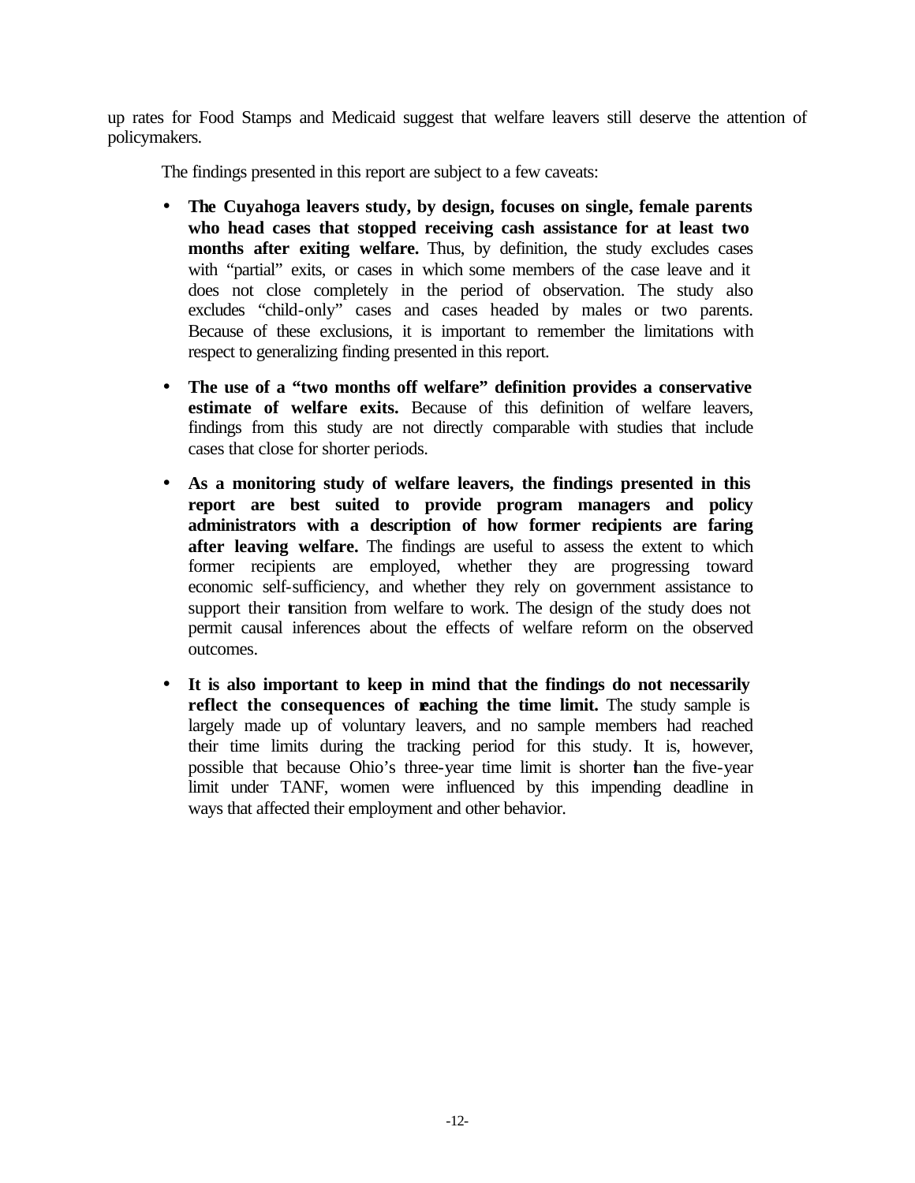up rates for Food Stamps and Medicaid suggest that welfare leavers still deserve the attention of policymakers.

The findings presented in this report are subject to a few caveats:

- **The Cuyahoga leavers study, by design, focuses on single, female parents who head cases that stopped receiving cash assistance for at least two months after exiting welfare.** Thus, by definition, the study excludes cases with "partial" exits, or cases in which some members of the case leave and it does not close completely in the period of observation. The study also excludes "child-only" cases and cases headed by males or two parents. Because of these exclusions, it is important to remember the limitations with respect to generalizing finding presented in this report.

- **The use of a "two months off welfare" definition provides a conservative estimate of welfare exits.** Because of this definition of welfare leavers, findings from this study are not directly comparable with studies that include cases that close for shorter periods.

- **As a monitoring study of welfare leavers, the findings presented in this report are best suited to provide program managers and policy administrators with a description of how former recipients are faring after leaving welfare.** The findings are useful to assess the extent to which former recipients are employed, whether they are progressing toward economic self-sufficiency, and whether they rely on government assistance to support their transition from welfare to work. The design of the study does not permit causal inferences about the effects of welfare reform on the observed outcomes.

- **It is also important to keep in mind that the findings do not necessarily reflect the consequences of reaching the time limit.** The study sample is largely made up of voluntary leavers, and no sample members had reached their time limits during the tracking period for this study. It is, however, possible that because Ohio's three-year time limit is shorter than the five-year limit under TANF, women were influenced by this impending deadline in ways that affected their employment and other behavior.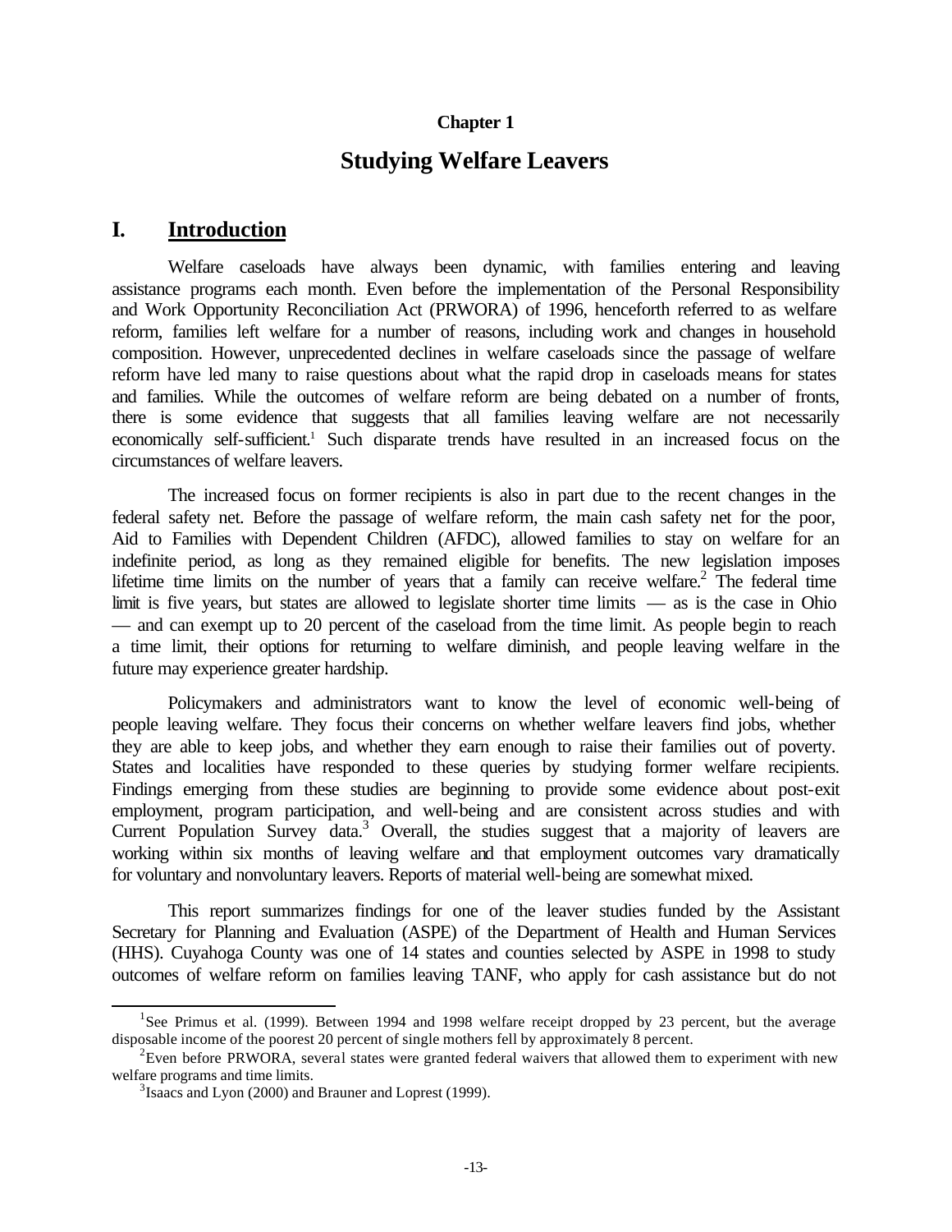# Chapter 1

# Studying Welfare Leavers

## I. Introduction

Welfare caseloads have always been dynamic, with families entering and leaving assistance programs each month. Even before the implementation of the Personal Responsibility and Work Opportunity Reconciliation Act (PRWORA) of 1996, henceforth referred to as welfare reform, families left welfare for a number of reasons, including work and changes in household composition. However, unprecedented declines in welfare caseloads since the passage of welfare reform have led many to raise questions about what the rapid drop in caseloads means for states and families. While the outcomes of welfare reform are being debated on a number of fronts, there is some evidence that suggests that all families leaving welfare are not necessarily economically self-sufficient.[1] Such disparate trends have resulted in an increased focus on the circumstances of welfare leavers.

The increased focus on former recipients is also in part due to the recent changes in the federal safety net. Before the passage of welfare reform, the main cash safety net for the poor, Aid to Families with Dependent Children (AFDC), allowed families to stay on welfare for an indefinite period, as long as they remained eligible for benefits. The new legislation imposes lifetime time limits on the number of years that a family can receive welfare.[2] The federal time limit is five years, but states are allowed to legislate shorter time limits — as is the case in Ohio — and can exempt up to 20 percent of the caseload from the time limit. As people begin to reach a time limit, their options for returning to welfare diminish, and people leaving welfare in the future may experience greater hardship.

Policymakers and administrators want to know the level of economic well-being of people leaving welfare. They focus their concerns on whether welfare leavers find jobs, whether they are able to keep jobs, and whether they earn enough to raise their families out of poverty. States and localities have responded to these queries by studying former welfare recipients. Findings emerging from these studies are beginning to provide some evidence about post-exit employment, program participation, and well-being and are consistent across studies and with Current Population Survey data.[3] Overall, the studies suggest that a majority of leavers are working within six months of leaving welfare and that employment outcomes vary dramatically for voluntary and nonvoluntary leavers. Reports of material well-being are somewhat mixed.

This report summarizes findings for one of the leaver studies funded by the Assistant Secretary for Planning and Evaluation (ASPE) of the Department of Health and Human Services (HHS). Cuyahoga County was one of 14 states and counties selected by ASPE in 1998 to study outcomes of welfare reform on families leaving TANF, who apply for cash assistance but do not

---

[1] See Primus et al. (1999). Between 1994 and 1998 welfare receipt dropped by 23 percent, but the average disposable income of the poorest 20 percent of single mothers fell by approximately 8 percent.

[2] Even before PRWORA, several states were granted federal waivers that allowed them to experiment with new welfare programs and time limits.

[3] Isaacs and Lyon (2000) and Brauner and Loprest (1999).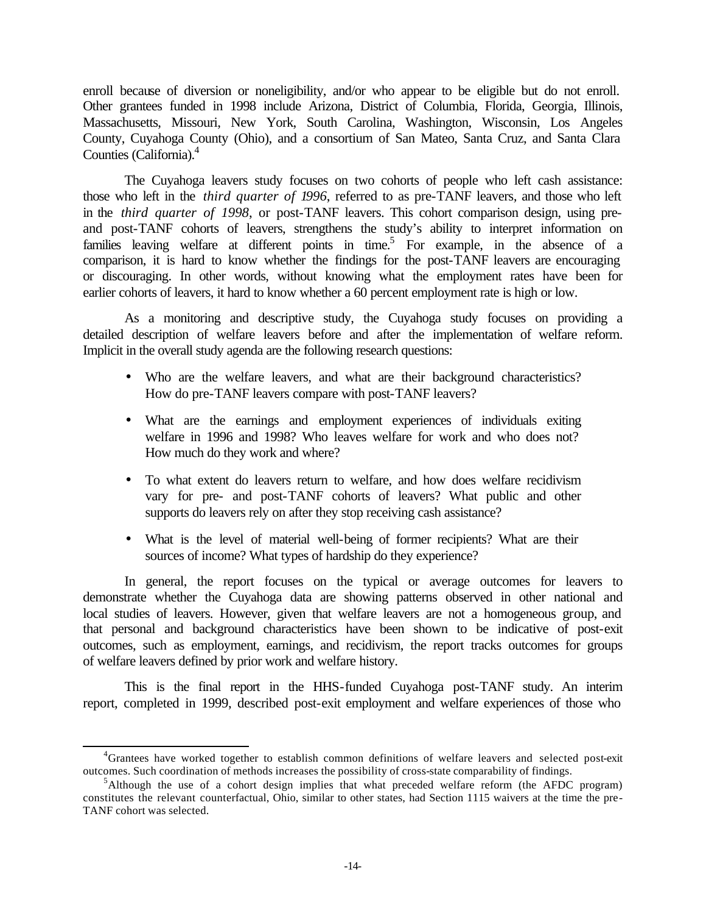enroll because of diversion or noneligibility, and/or who appear to be eligible but do not enroll. Other grantees funded in 1998 include Arizona, District of Columbia, Florida, Georgia, Illinois, Massachusetts, Missouri, New York, South Carolina, Washington, Wisconsin, Los Angeles County, Cuyahoga County (Ohio), and a consortium of San Mateo, Santa Cruz, and Santa Clara Counties (California).[4]

The Cuyahoga leavers study focuses on two cohorts of people who left cash assistance: those who left in the *third quarter of 1996*, referred to as pre-TANF leavers, and those who left in the *third quarter of 1998*, or post-TANF leavers. This cohort comparison design, using pre- and post-TANF cohorts of leavers, strengthens the study's ability to interpret information on families leaving welfare at different points in time.[5] For example, in the absence of a comparison, it is hard to know whether the findings for the post-TANF leavers are encouraging or discouraging. In other words, without knowing what the employment rates have been for earlier cohorts of leavers, it hard to know whether a 60 percent employment rate is high or low.

As a monitoring and descriptive study, the Cuyahoga study focuses on providing a detailed description of welfare leavers before and after the implementation of welfare reform. Implicit in the overall study agenda are the following research questions:

- Who are the welfare leavers, and what are their background characteristics? How do pre-TANF leavers compare with post-TANF leavers?
- What are the earnings and employment experiences of individuals exiting welfare in 1996 and 1998? Who leaves welfare for work and who does not? How much do they work and where?
- To what extent do leavers return to welfare, and how does welfare recidivism vary for pre- and post-TANF cohorts of leavers? What public and other supports do leavers rely on after they stop receiving cash assistance?
- What is the level of material well-being of former recipients? What are their sources of income? What types of hardship do they experience?

In general, the report focuses on the typical or average outcomes for leavers to demonstrate whether the Cuyahoga data are showing patterns observed in other national and local studies of leavers. However, given that welfare leavers are not a homogeneous group, and that personal and background characteristics have been shown to be indicative of post-exit outcomes, such as employment, earnings, and recidivism, the report tracks outcomes for groups of welfare leavers defined by prior work and welfare history.

This is the final report in the HHS-funded Cuyahoga post-TANF study. An interim report, completed in 1999, described post-exit employment and welfare experiences of those who

---

[4]Grantees have worked together to establish common definitions of welfare leavers and selected post-exit outcomes. Such coordination of methods increases the possibility of cross-state comparability of findings.

[5]Although the use of a cohort design implies that what preceded welfare reform (the AFDC program) constitutes the relevant counterfactual, Ohio, similar to other states, had Section 1115 waivers at the time the pre-TANF cohort was selected.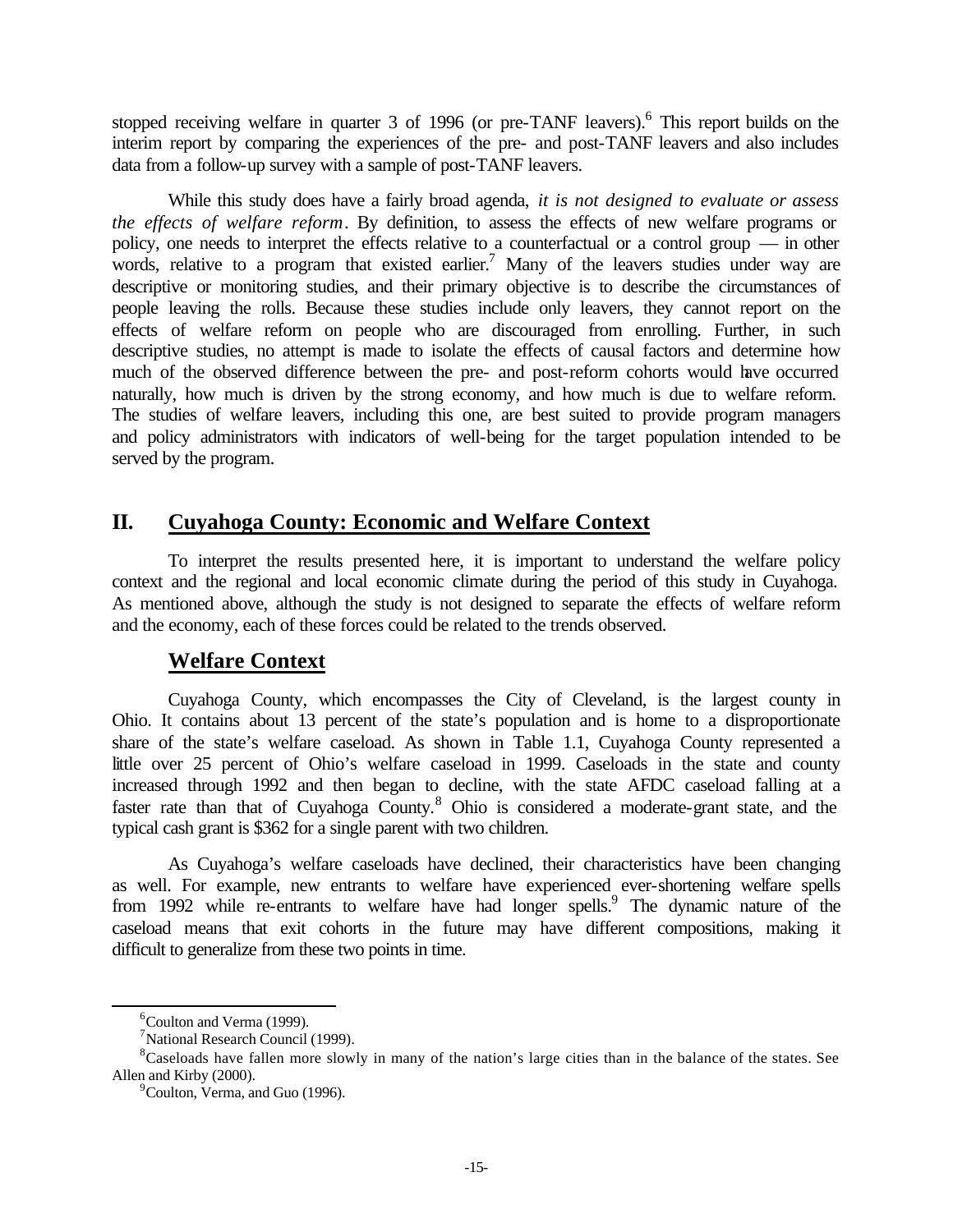stopped receiving welfare in quarter 3 of 1996 (or pre-TANF leavers).[6] This report builds on the interim report by comparing the experiences of the pre- and post-TANF leavers and also includes data from a follow-up survey with a sample of post-TANF leavers.

While this study does have a fairly broad agenda, *it is not designed to evaluate or assess the effects of welfare reform*. By definition, to assess the effects of new welfare programs or policy, one needs to interpret the effects relative to a counterfactual or a control group — in other words, relative to a program that existed earlier.[7] Many of the leavers studies under way are descriptive or monitoring studies, and their primary objective is to describe the circumstances of people leaving the rolls. Because these studies include only leavers, they cannot report on the effects of welfare reform on people who are discouraged from enrolling. Further, in such descriptive studies, no attempt is made to isolate the effects of causal factors and determine how much of the observed difference between the pre- and post-reform cohorts would have occurred naturally, how much is driven by the strong economy, and how much is due to welfare reform. The studies of welfare leavers, including this one, are best suited to provide program managers and policy administrators with indicators of well-being for the target population intended to be served by the program.

## II. Cuyahoga County: Economic and Welfare Context

To interpret the results presented here, it is important to understand the welfare policy context and the regional and local economic climate during the period of this study in Cuyahoga. As mentioned above, although the study is not designed to separate the effects of welfare reform and the economy, each of these forces could be related to the trends observed.

### Welfare Context

Cuyahoga County, which encompasses the City of Cleveland, is the largest county in Ohio. It contains about 13 percent of the state's population and is home to a disproportionate share of the state's welfare caseload. As shown in Table 1.1, Cuyahoga County represented a little over 25 percent of Ohio's welfare caseload in 1999. Caseloads in the state and county increased through 1992 and then began to decline, with the state AFDC caseload falling at a faster rate than that of Cuyahoga County.[8] Ohio is considered a moderate-grant state, and the typical cash grant is $362 for a single parent with two children.

As Cuyahoga's welfare caseloads have declined, their characteristics have been changing as well. For example, new entrants to welfare have experienced ever-shortening welfare spells from 1992 while re-entrants to welfare have had longer spells.[9] The dynamic nature of the caseload means that exit cohorts in the future may have different compositions, making it difficult to generalize from these two points in time.

---

[6] Coulton and Verma (1999).

[7] National Research Council (1999).

[8] Caseloads have fallen more slowly in many of the nation's large cities than in the balance of the states. See Allen and Kirby (2000).

[9] Coulton, Verma, and Guo (1996).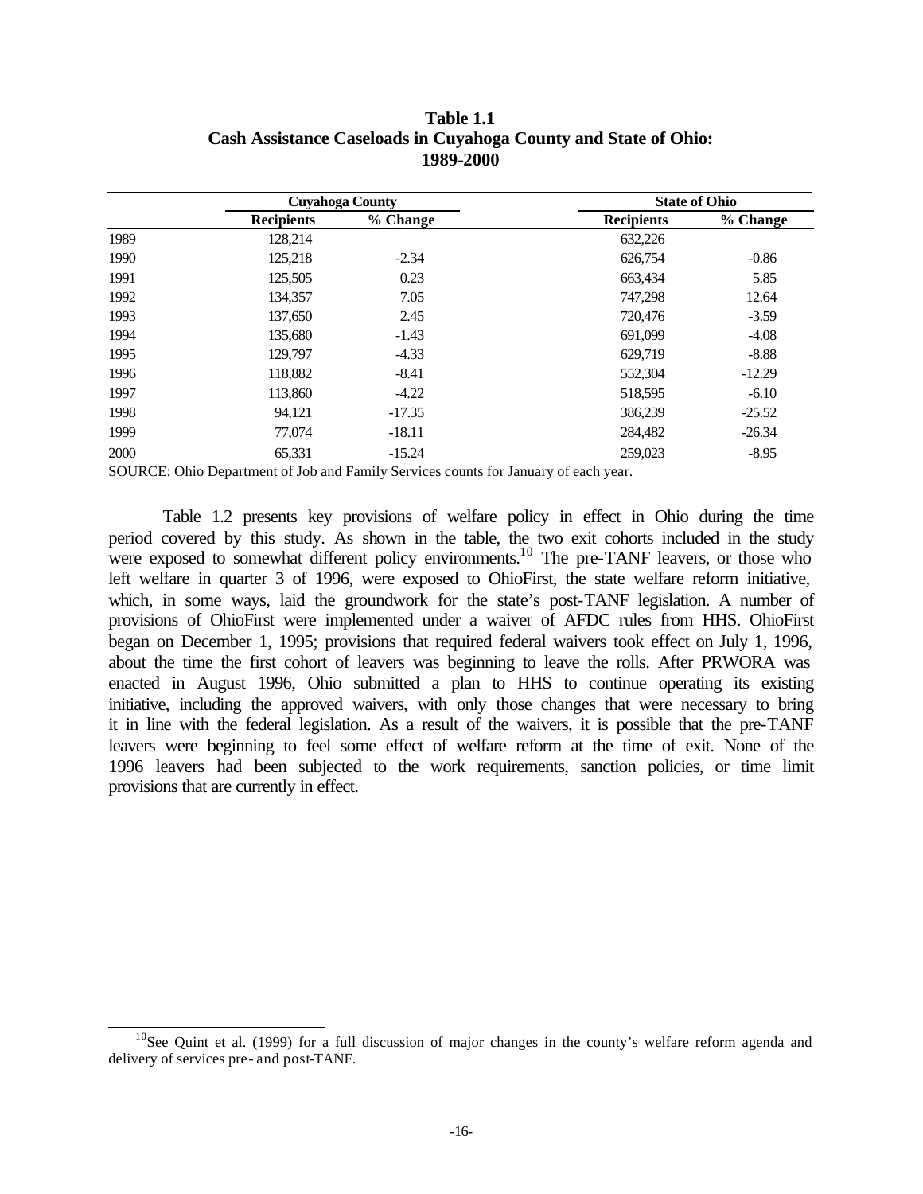**Table 1.1**
**Cash Assistance Caseloads in Cuyahoga County and State of Ohio: 1989-2000**

| | Cuyahoga County | | State of Ohio | |
|---|---|---|---|---|
| | **Recipients** | **% Change** | **Recipients** | **% Change** |
| 1989 | 128,214 | | 632,226 | |
| 1990 | 125,218 | -2.34 | 626,754 | -0.86 |
| 1991 | 125,505 | 0.23 | 663,434 | 5.85 |
| 1992 | 134,357 | 7.05 | 747,298 | 12.64 |
| 1993 | 137,650 | 2.45 | 720,476 | -3.59 |
| 1994 | 135,680 | -1.43 | 691,099 | -4.08 |
| 1995 | 129,797 | -4.33 | 629,719 | -8.88 |
| 1996 | 118,882 | -8.41 | 552,304 | -12.29 |
| 1997 | 113,860 | -4.22 | 518,595 | -6.10 |
| 1998 | 94,121 | -17.35 | 386,239 | -25.52 |
| 1999 | 77,074 | -18.11 | 284,482 | -26.34 |
| 2000 | 65,331 | -15.24 | 259,023 | -8.95 |

SOURCE: Ohio Department of Job and Family Services counts for January of each year.

Table 1.2 presents key provisions of welfare policy in effect in Ohio during the time period covered by this study. As shown in the table, the two exit cohorts included in the study were exposed to somewhat different policy environments.[10] The pre-TANF leavers, or those who left welfare in quarter 3 of 1996, were exposed to OhioFirst, the state welfare reform initiative, which, in some ways, laid the groundwork for the state's post-TANF legislation. A number of provisions of OhioFirst were implemented under a waiver of AFDC rules from HHS. OhioFirst began on December 1, 1995; provisions that required federal waivers took effect on July 1, 1996, about the time the first cohort of leavers was beginning to leave the rolls. After PRWORA was enacted in August 1996, Ohio submitted a plan to HHS to continue operating its existing initiative, including the approved waivers, with only those changes that were necessary to bring it in line with the federal legislation. As a result of the waivers, it is possible that the pre-TANF leavers were beginning to feel some effect of welfare reform at the time of exit. None of the 1996 leavers had been subjected to the work requirements, sanction policies, or time limit provisions that are currently in effect.

[10] See Quint et al. (1999) for a full discussion of major changes in the county's welfare reform agenda and delivery of services pre- and post-TANF.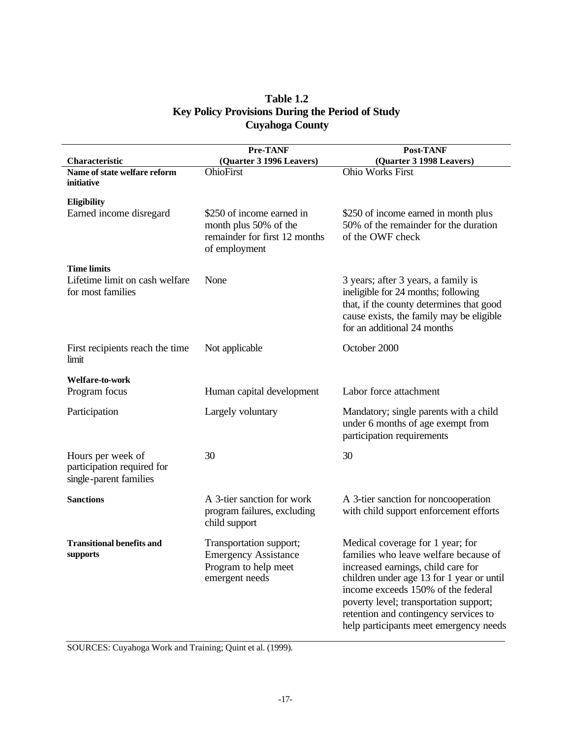**Table 1.2**
**Key Policy Provisions During the Period of Study**
**Cuyahoga County**

| Characteristic | Pre-TANF (Quarter 3 1996 Leavers) | Post-TANF (Quarter 3 1998 Leavers) |
|---|---|---|
| **Name of state welfare reform initiative** | OhioFirst | Ohio Works First |
| **Eligibility** | | |
| Earned income disregard | \$250 of income earned in month plus 50% of the remainder for first 12 months of employment | \$250 of income earned in month plus 50% of the remainder for the duration of the OWF check |
| **Time limits** | | |
| Lifetime limit on cash welfare for most families | None | 3 years; after 3 years, a family is ineligible for 24 months; following that, if the county determines that good cause exists, the family may be eligible for an additional 24 months |
| First recipients reach the time limit | Not applicable | October 2000 |
| **Welfare-to-work** | | |
| Program focus | Human capital development | Labor force attachment |
| Participation | Largely voluntary | Mandatory; single parents with a child under 6 months of age exempt from participation requirements |
| Hours per week of participation required for single-parent families | 30 | 30 |
| **Sanctions** | A 3-tier sanction for work program failures, excluding child support | A 3-tier sanction for noncooperation with child support enforcement efforts |
| **Transitional benefits and supports** | Transportation support; Emergency Assistance Program to help meet emergent needs | Medical coverage for 1 year; for families who leave welfare because of increased earnings, child care for children under age 13 for 1 year or until income exceeds 150% of the federal poverty level; transportation support; retention and contingency services to help participants meet emergency needs |

SOURCES: Cuyahoga Work and Training; Quint et al. (1999).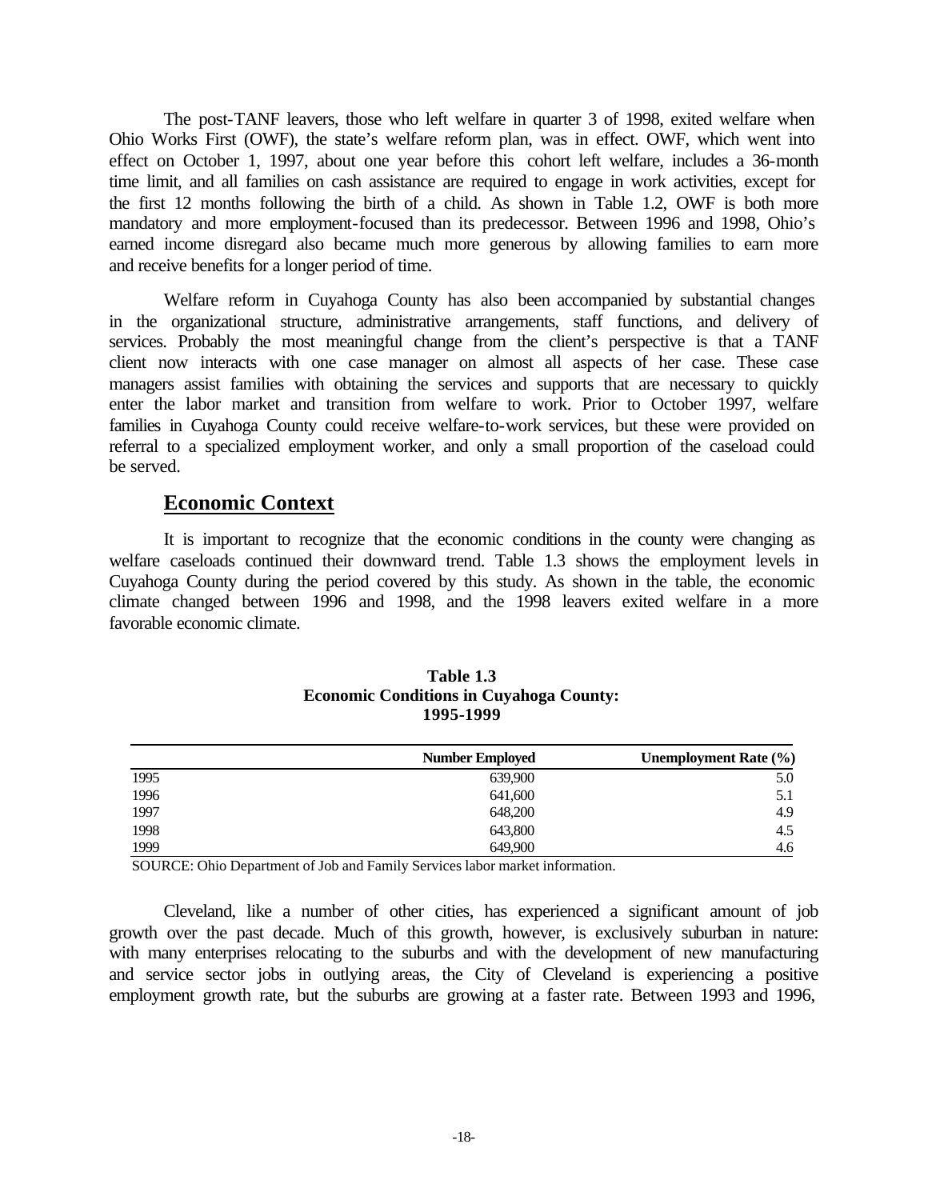The post-TANF leavers, those who left welfare in quarter 3 of 1998, exited welfare when Ohio Works First (OWF), the state's welfare reform plan, was in effect. OWF, which went into effect on October 1, 1997, about one year before this cohort left welfare, includes a 36-month time limit, and all families on cash assistance are required to engage in work activities, except for the first 12 months following the birth of a child. As shown in Table 1.2, OWF is both more mandatory and more employment-focused than its predecessor. Between 1996 and 1998, Ohio's earned income disregard also became much more generous by allowing families to earn more and receive benefits for a longer period of time.

Welfare reform in Cuyahoga County has also been accompanied by substantial changes in the organizational structure, administrative arrangements, staff functions, and delivery of services. Probably the most meaningful change from the client's perspective is that a TANF client now interacts with one case manager on almost all aspects of her case. These case managers assist families with obtaining the services and supports that are necessary to quickly enter the labor market and transition from welfare to work. Prior to October 1997, welfare families in Cuyahoga County could receive welfare-to-work services, but these were provided on referral to a specialized employment worker, and only a small proportion of the caseload could be served.

## Economic Context

It is important to recognize that the economic conditions in the county were changing as welfare caseloads continued their downward trend. Table 1.3 shows the employment levels in Cuyahoga County during the period covered by this study. As shown in the table, the economic climate changed between 1996 and 1998, and the 1998 leavers exited welfare in a more favorable economic climate.

**Table 1.3**
**Economic Conditions in Cuyahoga County:**
**1995-1999**

| | Number Employed | Unemployment Rate (%) |
|---|---|---|
| 1995 | 639,900 | 5.0 |
| 1996 | 641,600 | 5.1 |
| 1997 | 648,200 | 4.9 |
| 1998 | 643,800 | 4.5 |
| 1999 | 649,900 | 4.6 |

SOURCE: Ohio Department of Job and Family Services labor market information.

Cleveland, like a number of other cities, has experienced a significant amount of job growth over the past decade. Much of this growth, however, is exclusively suburban in nature: with many enterprises relocating to the suburbs and with the development of new manufacturing and service sector jobs in outlying areas, the City of Cleveland is experiencing a positive employment growth rate, but the suburbs are growing at a faster rate. Between 1993 and 1996,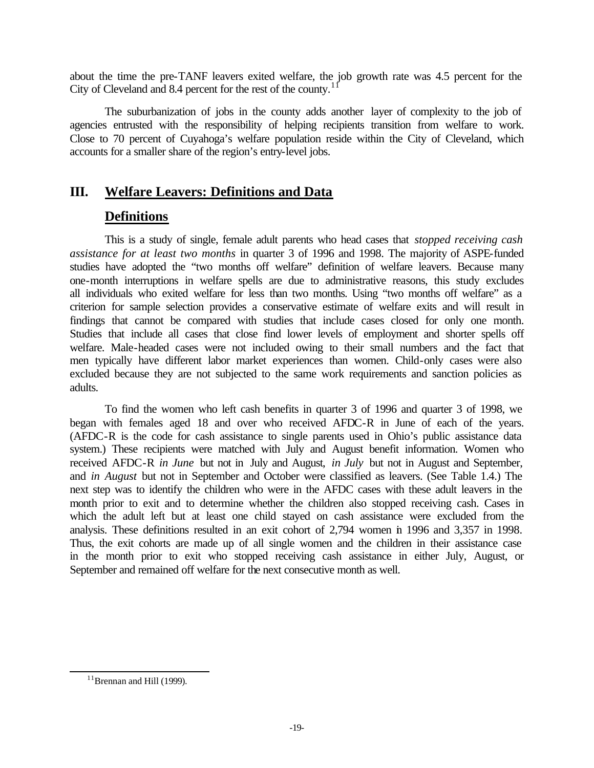about the time the pre-TANF leavers exited welfare, the job growth rate was 4.5 percent for the City of Cleveland and 8.4 percent for the rest of the county.[11]

The suburbanization of jobs in the county adds another layer of complexity to the job of agencies entrusted with the responsibility of helping recipients transition from welfare to work. Close to 70 percent of Cuyahoga's welfare population reside within the City of Cleveland, which accounts for a smaller share of the region's entry-level jobs.

## III. Welfare Leavers: Definitions and Data

### Definitions

This is a study of single, female adult parents who head cases that *stopped receiving cash assistance for at least two months* in quarter 3 of 1996 and 1998. The majority of ASPE-funded studies have adopted the "two months off welfare" definition of welfare leavers. Because many one-month interruptions in welfare spells are due to administrative reasons, this study excludes all individuals who exited welfare for less than two months. Using "two months off welfare" as a criterion for sample selection provides a conservative estimate of welfare exits and will result in findings that cannot be compared with studies that include cases closed for only one month. Studies that include all cases that close find lower levels of employment and shorter spells off welfare. Male-headed cases were not included owing to their small numbers and the fact that men typically have different labor market experiences than women. Child-only cases were also excluded because they are not subjected to the same work requirements and sanction policies as adults.

To find the women who left cash benefits in quarter 3 of 1996 and quarter 3 of 1998, we began with females aged 18 and over who received AFDC-R in June of each of the years. (AFDC-R is the code for cash assistance to single parents used in Ohio's public assistance data system.) These recipients were matched with July and August benefit information. Women who received AFDC-R *in June* but not in July and August, *in July* but not in August and September, and *in August* but not in September and October were classified as leavers. (See Table 1.4.) The next step was to identify the children who were in the AFDC cases with these adult leavers in the month prior to exit and to determine whether the children also stopped receiving cash. Cases in which the adult left but at least one child stayed on cash assistance were excluded from the analysis. These definitions resulted in an exit cohort of 2,794 women in 1996 and 3,357 in 1998. Thus, the exit cohorts are made up of all single women and the children in their assistance case in the month prior to exit who stopped receiving cash assistance in either July, August, or September and remained off welfare for the next consecutive month as well.

---

[11] Brennan and Hill (1999).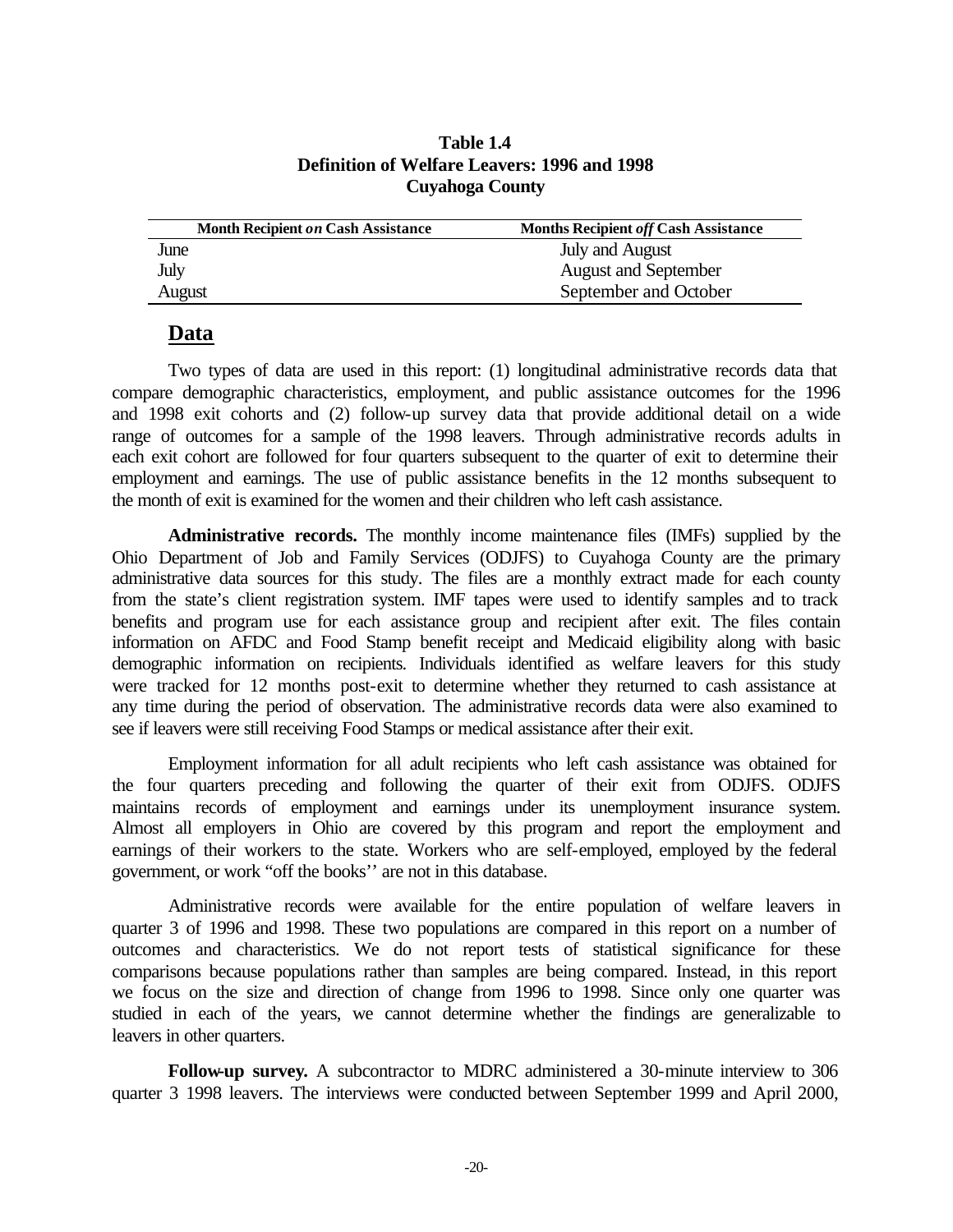**Table 1.4**
**Definition of Welfare Leavers: 1996 and 1998**
**Cuyahoga County**

| Month Recipient *on* Cash Assistance | Months Recipient *off* Cash Assistance |
|---|---|
| June | July and August |
| July | August and September |
| August | September and October |

## Data

Two types of data are used in this report: (1) longitudinal administrative records data that compare demographic characteristics, employment, and public assistance outcomes for the 1996 and 1998 exit cohorts and (2) follow-up survey data that provide additional detail on a wide range of outcomes for a sample of the 1998 leavers. Through administrative records adults in each exit cohort are followed for four quarters subsequent to the quarter of exit to determine their employment and earnings. The use of public assistance benefits in the 12 months subsequent to the month of exit is examined for the women and their children who left cash assistance.

**Administrative records.** The monthly income maintenance files (IMFs) supplied by the Ohio Department of Job and Family Services (ODJFS) to Cuyahoga County are the primary administrative data sources for this study. The files are a monthly extract made for each county from the state's client registration system. IMF tapes were used to identify samples and to track benefits and program use for each assistance group and recipient after exit. The files contain information on AFDC and Food Stamp benefit receipt and Medicaid eligibility along with basic demographic information on recipients. Individuals identified as welfare leavers for this study were tracked for 12 months post-exit to determine whether they returned to cash assistance at any time during the period of observation. The administrative records data were also examined to see if leavers were still receiving Food Stamps or medical assistance after their exit.

Employment information for all adult recipients who left cash assistance was obtained for the four quarters preceding and following the quarter of their exit from ODJFS. ODJFS maintains records of employment and earnings under its unemployment insurance system. Almost all employers in Ohio are covered by this program and report the employment and earnings of their workers to the state. Workers who are self-employed, employed by the federal government, or work "off the books'' are not in this database.

Administrative records were available for the entire population of welfare leavers in quarter 3 of 1996 and 1998. These two populations are compared in this report on a number of outcomes and characteristics. We do not report tests of statistical significance for these comparisons because populations rather than samples are being compared. Instead, in this report we focus on the size and direction of change from 1996 to 1998. Since only one quarter was studied in each of the years, we cannot determine whether the findings are generalizable to leavers in other quarters.

**Follow-up survey.** A subcontractor to MDRC administered a 30-minute interview to 306 quarter 3 1998 leavers. The interviews were conducted between September 1999 and April 2000,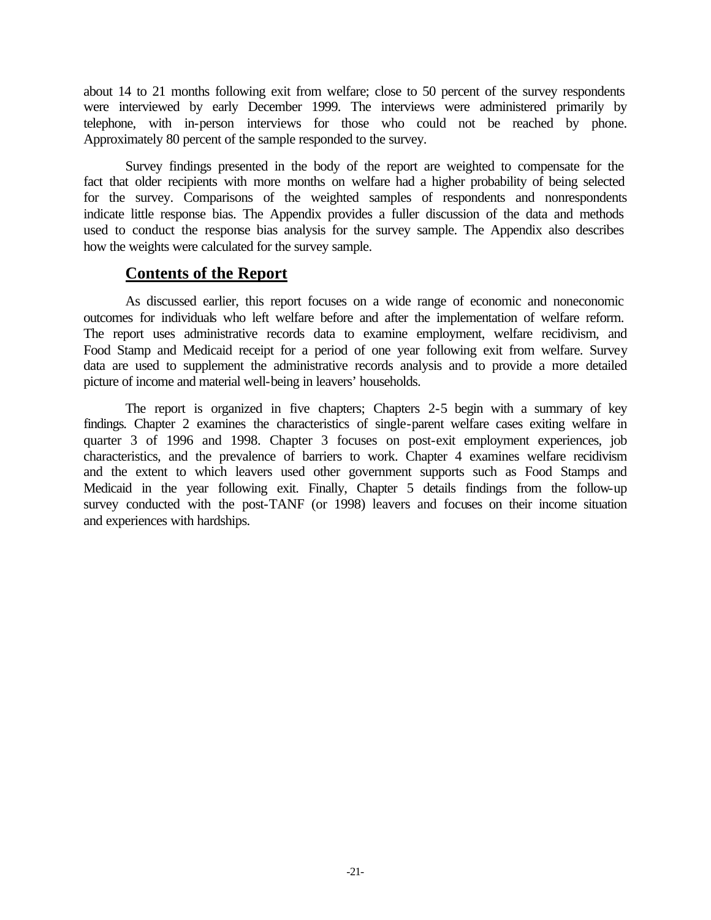about 14 to 21 months following exit from welfare; close to 50 percent of the survey respondents were interviewed by early December 1999. The interviews were administered primarily by telephone, with in-person interviews for those who could not be reached by phone. Approximately 80 percent of the sample responded to the survey.

Survey findings presented in the body of the report are weighted to compensate for the fact that older recipients with more months on welfare had a higher probability of being selected for the survey. Comparisons of the weighted samples of respondents and nonrespondents indicate little response bias. The Appendix provides a fuller discussion of the data and methods used to conduct the response bias analysis for the survey sample. The Appendix also describes how the weights were calculated for the survey sample.

## Contents of the Report

As discussed earlier, this report focuses on a wide range of economic and noneconomic outcomes for individuals who left welfare before and after the implementation of welfare reform. The report uses administrative records data to examine employment, welfare recidivism, and Food Stamp and Medicaid receipt for a period of one year following exit from welfare. Survey data are used to supplement the administrative records analysis and to provide a more detailed picture of income and material well-being in leavers' households.

The report is organized in five chapters; Chapters 2-5 begin with a summary of key findings. Chapter 2 examines the characteristics of single-parent welfare cases exiting welfare in quarter 3 of 1996 and 1998. Chapter 3 focuses on post-exit employment experiences, job characteristics, and the prevalence of barriers to work. Chapter 4 examines welfare recidivism and the extent to which leavers used other government supports such as Food Stamps and Medicaid in the year following exit. Finally, Chapter 5 details findings from the follow-up survey conducted with the post-TANF (or 1998) leavers and focuses on their income situation and experiences with hardships.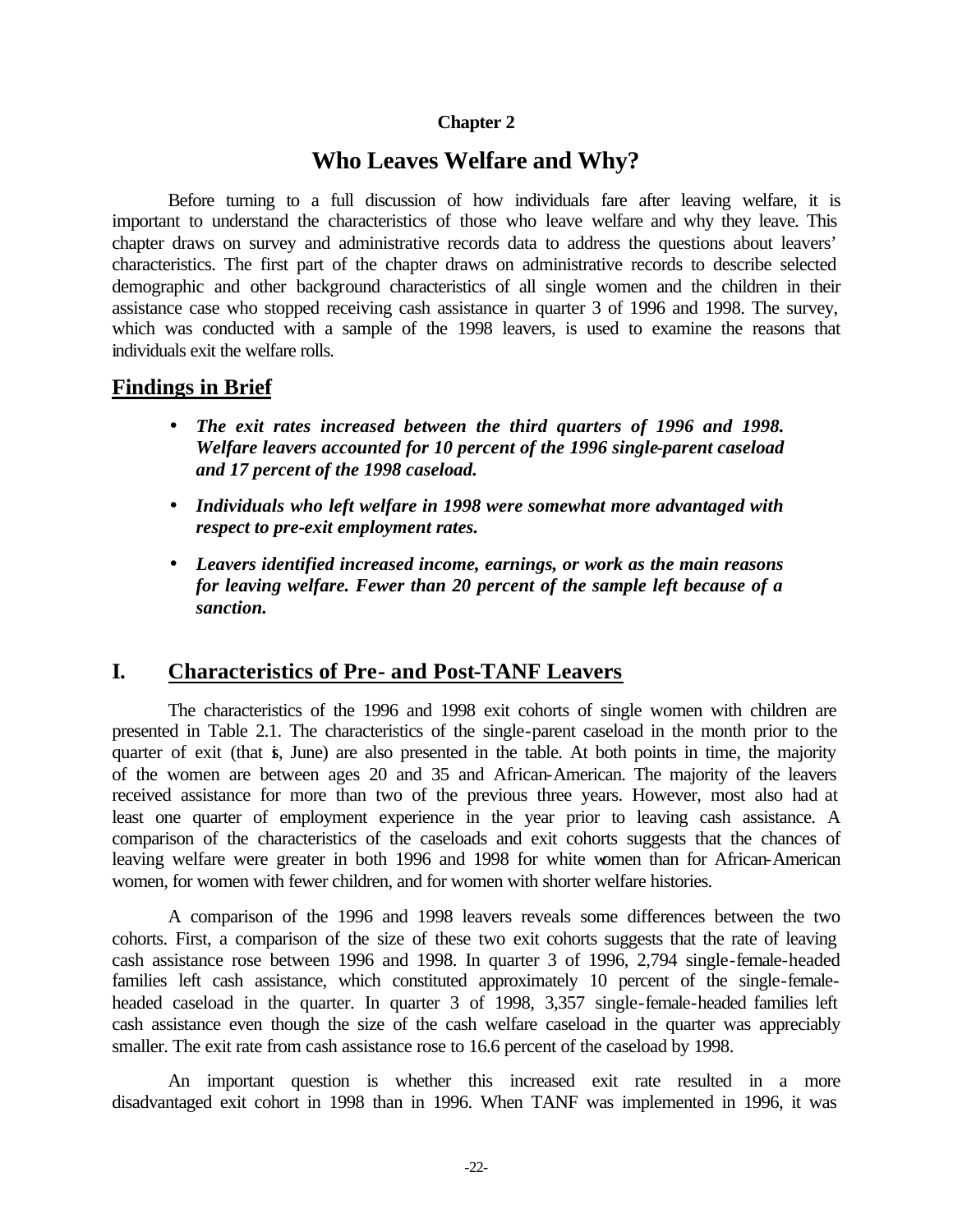**Chapter 2**

# Who Leaves Welfare and Why?

Before turning to a full discussion of how individuals fare after leaving welfare, it is important to understand the characteristics of those who leave welfare and why they leave. This chapter draws on survey and administrative records data to address the questions about leavers' characteristics. The first part of the chapter draws on administrative records to describe selected demographic and other background characteristics of all single women and the children in their assistance case who stopped receiving cash assistance in quarter 3 of 1996 and 1998. The survey, which was conducted with a sample of the 1998 leavers, is used to examine the reasons that individuals exit the welfare rolls.

## Findings in Brief

- ***The exit rates increased between the third quarters of 1996 and 1998. Welfare leavers accounted for 10 percent of the 1996 single-parent caseload and 17 percent of the 1998 caseload.***
- ***Individuals who left welfare in 1998 were somewhat more advantaged with respect to pre-exit employment rates.***
- ***Leavers identified increased income, earnings, or work as the main reasons for leaving welfare. Fewer than 20 percent of the sample left because of a sanction.***

## I. Characteristics of Pre- and Post-TANF Leavers

The characteristics of the 1996 and 1998 exit cohorts of single women with children are presented in Table 2.1. The characteristics of the single-parent caseload in the month prior to the quarter of exit (that is, June) are also presented in the table. At both points in time, the majority of the women are between ages 20 and 35 and African-American. The majority of the leavers received assistance for more than two of the previous three years. However, most also had at least one quarter of employment experience in the year prior to leaving cash assistance. A comparison of the characteristics of the caseloads and exit cohorts suggests that the chances of leaving welfare were greater in both 1996 and 1998 for white women than for African-American women, for women with fewer children, and for women with shorter welfare histories.

A comparison of the 1996 and 1998 leavers reveals some differences between the two cohorts. First, a comparison of the size of these two exit cohorts suggests that the rate of leaving cash assistance rose between 1996 and 1998. In quarter 3 of 1996, 2,794 single-female-headed families left cash assistance, which constituted approximately 10 percent of the single-female-headed caseload in the quarter. In quarter 3 of 1998, 3,357 single-female-headed families left cash assistance even though the size of the cash welfare caseload in the quarter was appreciably smaller. The exit rate from cash assistance rose to 16.6 percent of the caseload by 1998.

An important question is whether this increased exit rate resulted in a more disadvantaged exit cohort in 1998 than in 1996. When TANF was implemented in 1996, it was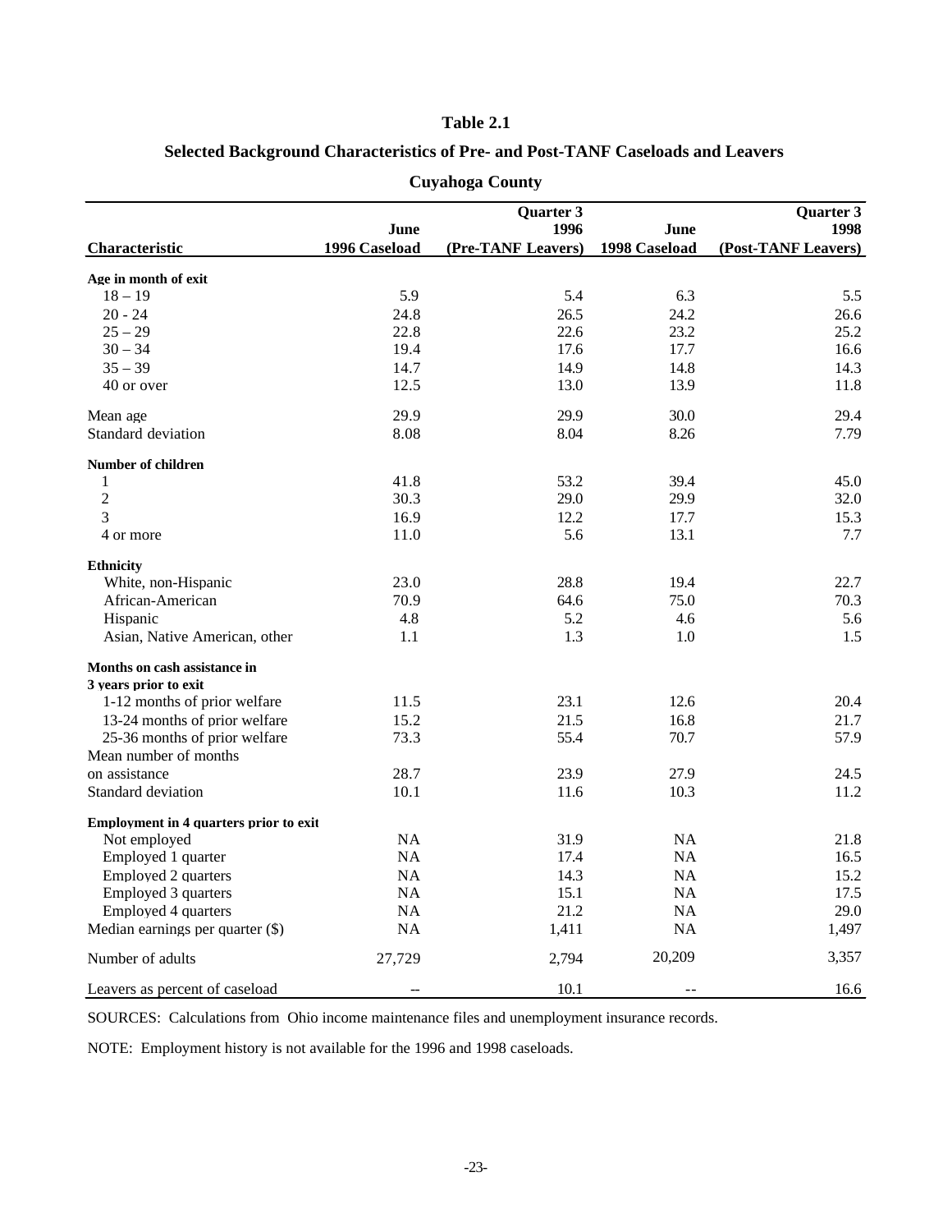# Table 2.1

## Selected Background Characteristics of Pre- and Post-TANF Caseloads and Leavers

### Cuyahoga County

| Characteristic | June 1996 Caseload | Quarter 3 1996 (Pre-TANF Leavers) | June 1998 Caseload | Quarter 3 1998 (Post-TANF Leavers) |
|---|---|---|---|---|
| **Age in month of exit** | | | | |
| 18 – 19 | 5.9 | 5.4 | 6.3 | 5.5 |
| 20 - 24 | 24.8 | 26.5 | 24.2 | 26.6 |
| 25 – 29 | 22.8 | 22.6 | 23.2 | 25.2 |
| 30 – 34 | 19.4 | 17.6 | 17.7 | 16.6 |
| 35 – 39 | 14.7 | 14.9 | 14.8 | 14.3 |
| 40 or over | 12.5 | 13.0 | 13.9 | 11.8 |
| Mean age | 29.9 | 29.9 | 30.0 | 29.4 |
| Standard deviation | 8.08 | 8.04 | 8.26 | 7.79 |
| **Number of children** | | | | |
| 1 | 41.8 | 53.2 | 39.4 | 45.0 |
| 2 | 30.3 | 29.0 | 29.9 | 32.0 |
| 3 | 16.9 | 12.2 | 17.7 | 15.3 |
| 4 or more | 11.0 | 5.6 | 13.1 | 7.7 |
| **Ethnicity** | | | | |
| White, non-Hispanic | 23.0 | 28.8 | 19.4 | 22.7 |
| African-American | 70.9 | 64.6 | 75.0 | 70.3 |
| Hispanic | 4.8 | 5.2 | 4.6 | 5.6 |
| Asian, Native American, other | 1.1 | 1.3 | 1.0 | 1.5 |
| **Months on cash assistance in 3 years prior to exit** | | | | |
| 1-12 months of prior welfare | 11.5 | 23.1 | 12.6 | 20.4 |
| 13-24 months of prior welfare | 15.2 | 21.5 | 16.8 | 21.7 |
| 25-36 months of prior welfare | 73.3 | 55.4 | 70.7 | 57.9 |
| Mean number of months on assistance | 28.7 | 23.9 | 27.9 | 24.5 |
| Standard deviation | 10.1 | 11.6 | 10.3 | 11.2 |
| **Employment in 4 quarters prior to exit** | | | | |
| Not employed | NA | 31.9 | NA | 21.8 |
| Employed 1 quarter | NA | 17.4 | NA | 16.5 |
| Employed 2 quarters | NA | 14.3 | NA | 15.2 |
| Employed 3 quarters | NA | 15.1 | NA | 17.5 |
| Employed 4 quarters | NA | 21.2 | NA | 29.0 |
| Median earnings per quarter ($) | NA | 1,411 | NA | 1,497 |
| Number of adults | 27,729 | 2,794 | 20,209 | 3,357 |
| Leavers as percent of caseload | -- | 10.1 | -- | 16.6 |

SOURCES: Calculations from Ohio income maintenance files and unemployment insurance records.

NOTE: Employment history is not available for the 1996 and 1998 caseloads.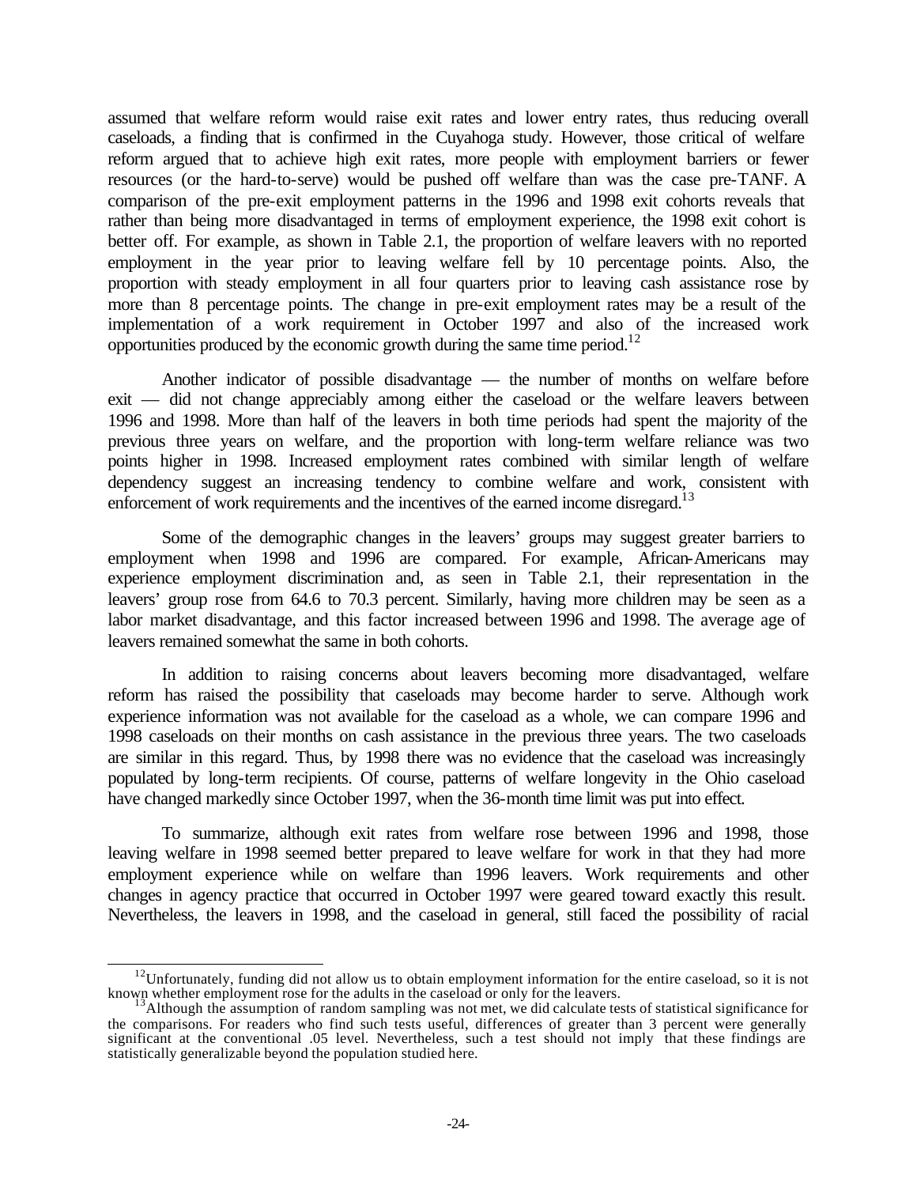assumed that welfare reform would raise exit rates and lower entry rates, thus reducing overall caseloads, a finding that is confirmed in the Cuyahoga study. However, those critical of welfare reform argued that to achieve high exit rates, more people with employment barriers or fewer resources (or the hard-to-serve) would be pushed off welfare than was the case pre-TANF. A comparison of the pre-exit employment patterns in the 1996 and 1998 exit cohorts reveals that rather than being more disadvantaged in terms of employment experience, the 1998 exit cohort is better off. For example, as shown in Table 2.1, the proportion of welfare leavers with no reported employment in the year prior to leaving welfare fell by 10 percentage points. Also, the proportion with steady employment in all four quarters prior to leaving cash assistance rose by more than 8 percentage points. The change in pre-exit employment rates may be a result of the implementation of a work requirement in October 1997 and also of the increased work opportunities produced by the economic growth during the same time period.[12]

Another indicator of possible disadvantage — the number of months on welfare before exit — did not change appreciably among either the caseload or the welfare leavers between 1996 and 1998. More than half of the leavers in both time periods had spent the majority of the previous three years on welfare, and the proportion with long-term welfare reliance was two points higher in 1998. Increased employment rates combined with similar length of welfare dependency suggest an increasing tendency to combine welfare and work, consistent with enforcement of work requirements and the incentives of the earned income disregard.[13]

Some of the demographic changes in the leavers' groups may suggest greater barriers to employment when 1998 and 1996 are compared. For example, African-Americans may experience employment discrimination and, as seen in Table 2.1, their representation in the leavers' group rose from 64.6 to 70.3 percent. Similarly, having more children may be seen as a labor market disadvantage, and this factor increased between 1996 and 1998. The average age of leavers remained somewhat the same in both cohorts.

In addition to raising concerns about leavers becoming more disadvantaged, welfare reform has raised the possibility that caseloads may become harder to serve. Although work experience information was not available for the caseload as a whole, we can compare 1996 and 1998 caseloads on their months on cash assistance in the previous three years. The two caseloads are similar in this regard. Thus, by 1998 there was no evidence that the caseload was increasingly populated by long-term recipients. Of course, patterns of welfare longevity in the Ohio caseload have changed markedly since October 1997, when the 36-month time limit was put into effect.

To summarize, although exit rates from welfare rose between 1996 and 1998, those leaving welfare in 1998 seemed better prepared to leave welfare for work in that they had more employment experience while on welfare than 1996 leavers. Work requirements and other changes in agency practice that occurred in October 1997 were geared toward exactly this result. Nevertheless, the leavers in 1998, and the caseload in general, still faced the possibility of racial

---

[12] Unfortunately, funding did not allow us to obtain employment information for the entire caseload, so it is not known whether employment rose for the adults in the caseload or only for the leavers.

[13] Although the assumption of random sampling was not met, we did calculate tests of statistical significance for the comparisons. For readers who find such tests useful, differences of greater than 3 percent were generally significant at the conventional .05 level. Nevertheless, such a test should not imply that these findings are statistically generalizable beyond the population studied here.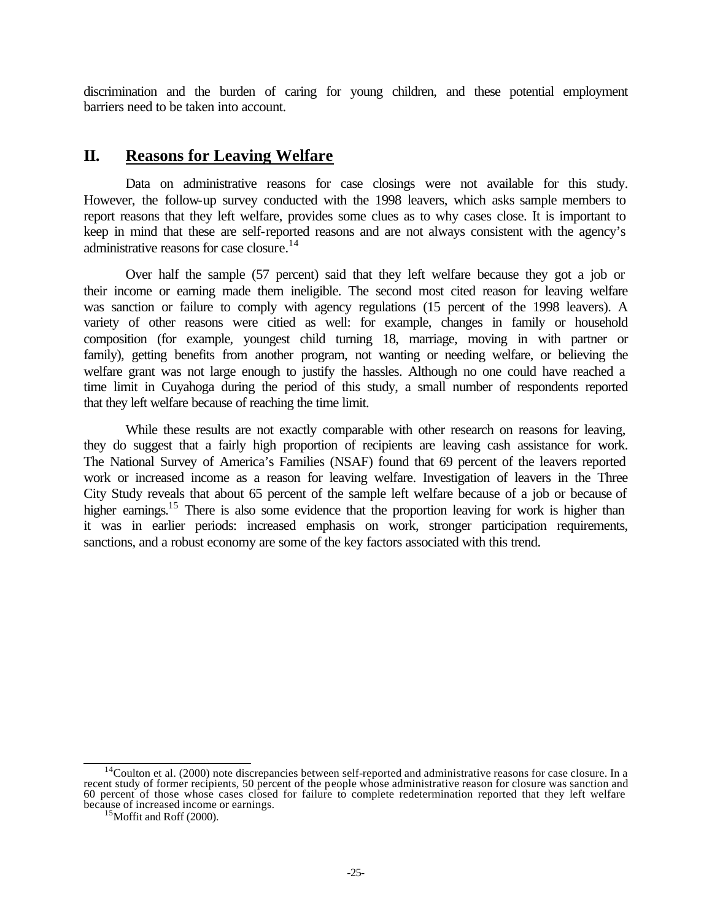discrimination and the burden of caring for young children, and these potential employment barriers need to be taken into account.

## II. Reasons for Leaving Welfare

Data on administrative reasons for case closings were not available for this study. However, the follow-up survey conducted with the 1998 leavers, which asks sample members to report reasons that they left welfare, provides some clues as to why cases close. It is important to keep in mind that these are self-reported reasons and are not always consistent with the agency's administrative reasons for case closure.[14]

Over half the sample (57 percent) said that they left welfare because they got a job or their income or earning made them ineligible. The second most cited reason for leaving welfare was sanction or failure to comply with agency regulations (15 percent of the 1998 leavers). A variety of other reasons were citied as well: for example, changes in family or household composition (for example, youngest child turning 18, marriage, moving in with partner or family), getting benefits from another program, not wanting or needing welfare, or believing the welfare grant was not large enough to justify the hassles. Although no one could have reached a time limit in Cuyahoga during the period of this study, a small number of respondents reported that they left welfare because of reaching the time limit.

While these results are not exactly comparable with other research on reasons for leaving, they do suggest that a fairly high proportion of recipients are leaving cash assistance for work. The National Survey of America's Families (NSAF) found that 69 percent of the leavers reported work or increased income as a reason for leaving welfare. Investigation of leavers in the Three City Study reveals that about 65 percent of the sample left welfare because of a job or because of higher earnings.[15] There is also some evidence that the proportion leaving for work is higher than it was in earlier periods: increased emphasis on work, stronger participation requirements, sanctions, and a robust economy are some of the key factors associated with this trend.

---

[14] Coulton et al. (2000) note discrepancies between self-reported and administrative reasons for case closure. In a recent study of former recipients, 50 percent of the people whose administrative reason for closure was sanction and 60 percent of those whose cases closed for failure to complete redetermination reported that they left welfare because of increased income or earnings.

[15] Moffit and Roff (2000).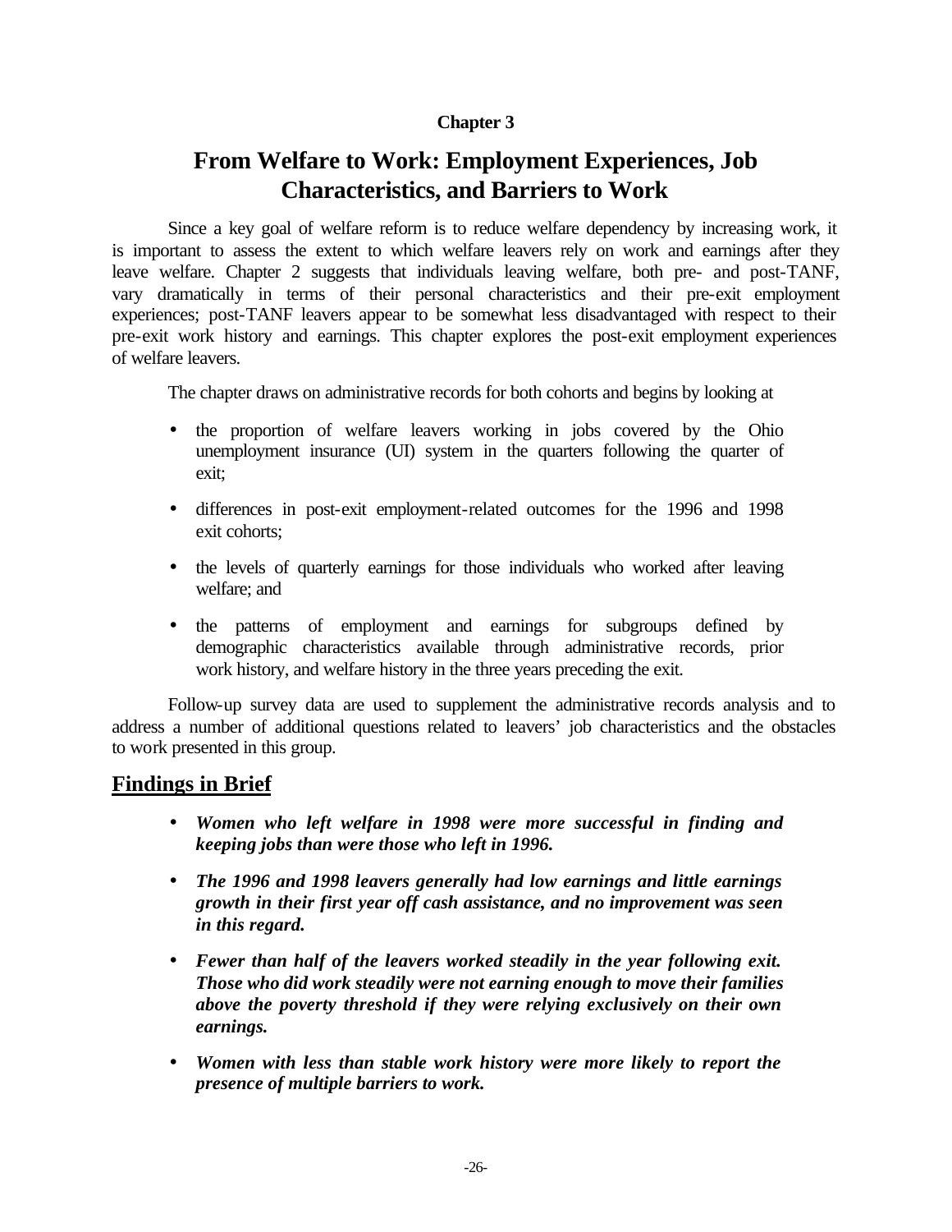**Chapter 3**

# From Welfare to Work: Employment Experiences, Job Characteristics, and Barriers to Work

Since a key goal of welfare reform is to reduce welfare dependency by increasing work, it is important to assess the extent to which welfare leavers rely on work and earnings after they leave welfare. Chapter 2 suggests that individuals leaving welfare, both pre- and post-TANF, vary dramatically in terms of their personal characteristics and their pre-exit employment experiences; post-TANF leavers appear to be somewhat less disadvantaged with respect to their pre-exit work history and earnings. This chapter explores the post-exit employment experiences of welfare leavers.

The chapter draws on administrative records for both cohorts and begins by looking at

- the proportion of welfare leavers working in jobs covered by the Ohio unemployment insurance (UI) system in the quarters following the quarter of exit;
- differences in post-exit employment-related outcomes for the 1996 and 1998 exit cohorts;
- the levels of quarterly earnings for those individuals who worked after leaving welfare; and
- the patterns of employment and earnings for subgroups defined by demographic characteristics available through administrative records, prior work history, and welfare history in the three years preceding the exit.

Follow-up survey data are used to supplement the administrative records analysis and to address a number of additional questions related to leavers' job characteristics and the obstacles to work presented in this group.

## Findings in Brief

- ***Women who left welfare in 1998 were more successful in finding and keeping jobs than were those who left in 1996.***
- ***The 1996 and 1998 leavers generally had low earnings and little earnings growth in their first year off cash assistance, and no improvement was seen in this regard.***
- ***Fewer than half of the leavers worked steadily in the year following exit. Those who did work steadily were not earning enough to move their families above the poverty threshold if they were relying exclusively on their own earnings.***
- ***Women with less than stable work history were more likely to report the presence of multiple barriers to work.***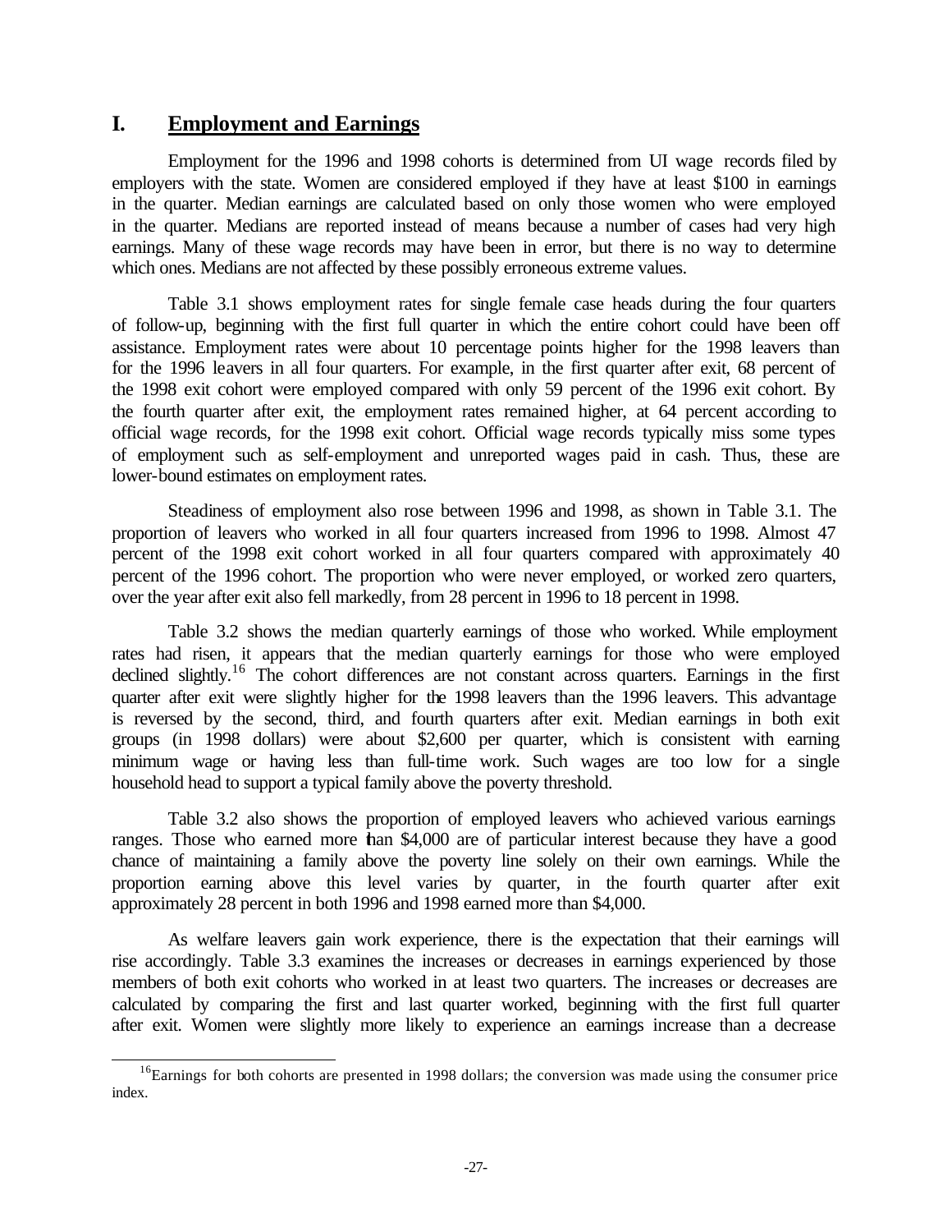## I. Employment and Earnings

Employment for the 1996 and 1998 cohorts is determined from UI wage records filed by employers with the state. Women are considered employed if they have at least $100 in earnings in the quarter. Median earnings are calculated based on only those women who were employed in the quarter. Medians are reported instead of means because a number of cases had very high earnings. Many of these wage records may have been in error, but there is no way to determine which ones. Medians are not affected by these possibly erroneous extreme values.

Table 3.1 shows employment rates for single female case heads during the four quarters of follow-up, beginning with the first full quarter in which the entire cohort could have been off assistance. Employment rates were about 10 percentage points higher for the 1998 leavers than for the 1996 leavers in all four quarters. For example, in the first quarter after exit, 68 percent of the 1998 exit cohort were employed compared with only 59 percent of the 1996 exit cohort. By the fourth quarter after exit, the employment rates remained higher, at 64 percent according to official wage records, for the 1998 exit cohort. Official wage records typically miss some types of employment such as self-employment and unreported wages paid in cash. Thus, these are lower-bound estimates on employment rates.

Steadiness of employment also rose between 1996 and 1998, as shown in Table 3.1. The proportion of leavers who worked in all four quarters increased from 1996 to 1998. Almost 47 percent of the 1998 exit cohort worked in all four quarters compared with approximately 40 percent of the 1996 cohort. The proportion who were never employed, or worked zero quarters, over the year after exit also fell markedly, from 28 percent in 1996 to 18 percent in 1998.

Table 3.2 shows the median quarterly earnings of those who worked. While employment rates had risen, it appears that the median quarterly earnings for those who were employed declined slightly.[16] The cohort differences are not constant across quarters. Earnings in the first quarter after exit were slightly higher for the 1998 leavers than the 1996 leavers. This advantage is reversed by the second, third, and fourth quarters after exit. Median earnings in both exit groups (in 1998 dollars) were about $2,600 per quarter, which is consistent with earning minimum wage or having less than full-time work. Such wages are too low for a single household head to support a typical family above the poverty threshold.

Table 3.2 also shows the proportion of employed leavers who achieved various earnings ranges. Those who earned more than $4,000 are of particular interest because they have a good chance of maintaining a family above the poverty line solely on their own earnings. While the proportion earning above this level varies by quarter, in the fourth quarter after exit approximately 28 percent in both 1996 and 1998 earned more than $4,000.

As welfare leavers gain work experience, there is the expectation that their earnings will rise accordingly. Table 3.3 examines the increases or decreases in earnings experienced by those members of both exit cohorts who worked in at least two quarters. The increases or decreases are calculated by comparing the first and last quarter worked, beginning with the first full quarter after exit. Women were slightly more likely to experience an earnings increase than a decrease

[16] Earnings for both cohorts are presented in 1998 dollars; the conversion was made using the consumer price index.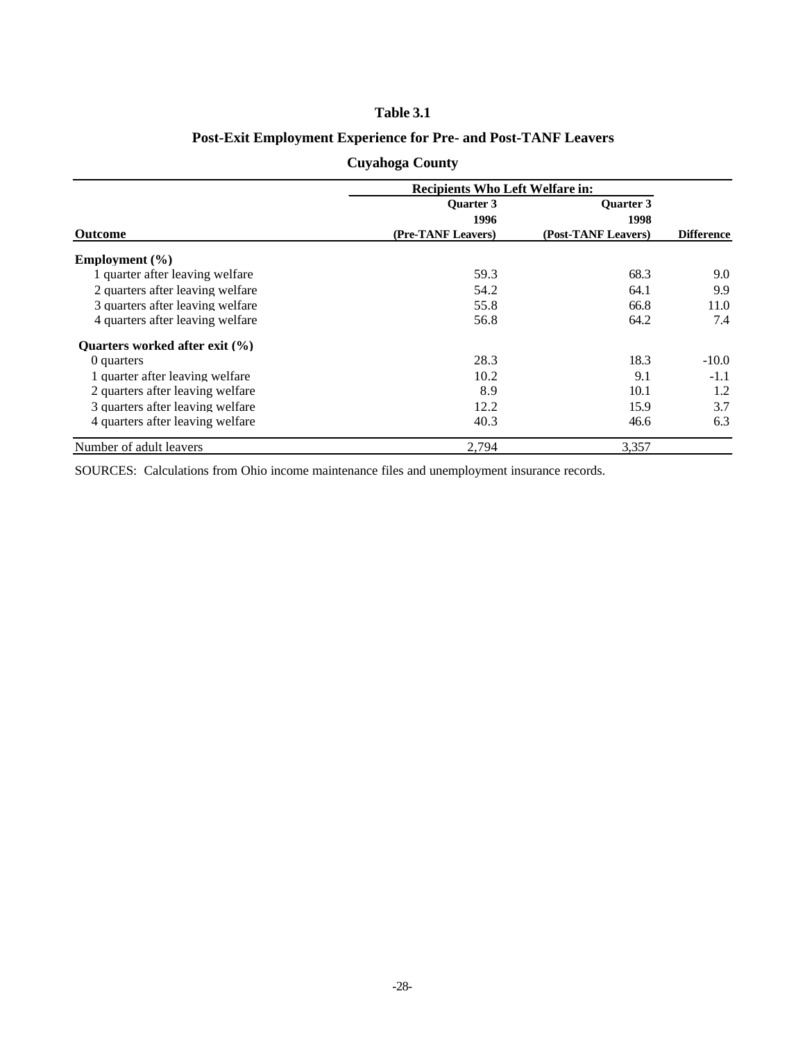# Table 3.1

## Post-Exit Employment Experience for Pre- and Post-TANF Leavers

### Cuyahoga County

| Outcome | Recipients Who Left Welfare in: Quarter 3 1996 (Pre-TANF Leavers) | Quarter 3 1998 (Post-TANF Leavers) | Difference |
|---|---|---|---|
| **Employment (%)** | | | |
| 1 quarter after leaving welfare | 59.3 | 68.3 | 9.0 |
| 2 quarters after leaving welfare | 54.2 | 64.1 | 9.9 |
| 3 quarters after leaving welfare | 55.8 | 66.8 | 11.0 |
| 4 quarters after leaving welfare | 56.8 | 64.2 | 7.4 |
| **Quarters worked after exit (%)** | | | |
| 0 quarters | 28.3 | 18.3 | -10.0 |
| 1 quarter after leaving welfare | 10.2 | 9.1 | -1.1 |
| 2 quarters after leaving welfare | 8.9 | 10.1 | 1.2 |
| 3 quarters after leaving welfare | 12.2 | 15.9 | 3.7 |
| 4 quarters after leaving welfare | 40.3 | 46.6 | 6.3 |
| Number of adult leavers | 2,794 | 3,357 | |

SOURCES: Calculations from Ohio income maintenance files and unemployment insurance records.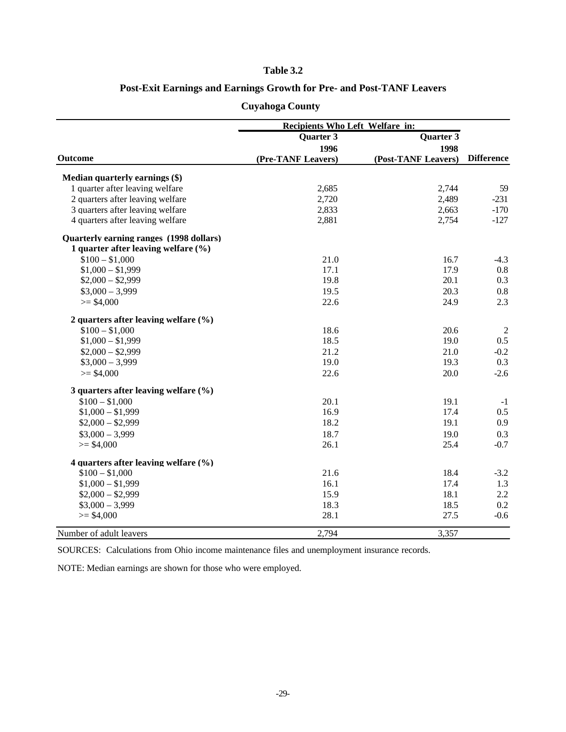# Table 3.2

## Post-Exit Earnings and Earnings Growth for Pre- and Post-TANF Leavers

### Cuyahoga County

| Outcome | Recipients Who Left Welfare in: Quarter 3 1996 (Pre-TANF Leavers) | Quarter 3 1998 (Post-TANF Leavers) | Difference |
|---|---|---|---|
| **Median quarterly earnings ($)** | | | |
| 1 quarter after leaving welfare | 2,685 | 2,744 | 59 |
| 2 quarters after leaving welfare | 2,720 | 2,489 | -231 |
| 3 quarters after leaving welfare | 2,833 | 2,663 | -170 |
| 4 quarters after leaving welfare | 2,881 | 2,754 | -127 |
| **Quarterly earning ranges (1998 dollars)** | | | |
| **1 quarter after leaving welfare (%)** | | | |
| $100 – $1,000 | 21.0 | 16.7 | -4.3 |
| $1,000 – $1,999 | 17.1 | 17.9 | 0.8 |
| $2,000 – $2,999 | 19.8 | 20.1 | 0.3 |
| $3,000 – 3,999 | 19.5 | 20.3 | 0.8 |
| >= $4,000 | 22.6 | 24.9 | 2.3 |
| **2 quarters after leaving welfare (%)** | | | |
| $100 – $1,000 | 18.6 | 20.6 | 2 |
| $1,000 – $1,999 | 18.5 | 19.0 | 0.5 |
| $2,000 – $2,999 | 21.2 | 21.0 | -0.2 |
| $3,000 – 3,999 | 19.0 | 19.3 | 0.3 |
| >= $4,000 | 22.6 | 20.0 | -2.6 |
| **3 quarters after leaving welfare (%)** | | | |
| $100 – $1,000 | 20.1 | 19.1 | -1 |
| $1,000 – $1,999 | 16.9 | 17.4 | 0.5 |
| $2,000 – $2,999 | 18.2 | 19.1 | 0.9 |
| $3,000 – 3,999 | 18.7 | 19.0 | 0.3 |
| >= $4,000 | 26.1 | 25.4 | -0.7 |
| **4 quarters after leaving welfare (%)** | | | |
| $100 – $1,000 | 21.6 | 18.4 | -3.2 |
| $1,000 – $1,999 | 16.1 | 17.4 | 1.3 |
| $2,000 – $2,999 | 15.9 | 18.1 | 2.2 |
| $3,000 – 3,999 | 18.3 | 18.5 | 0.2 |
| >= $4,000 | 28.1 | 27.5 | -0.6 |
| Number of adult leavers | 2,794 | 3,357 | |

SOURCES: Calculations from Ohio income maintenance files and unemployment insurance records.

NOTE: Median earnings are shown for those who were employed.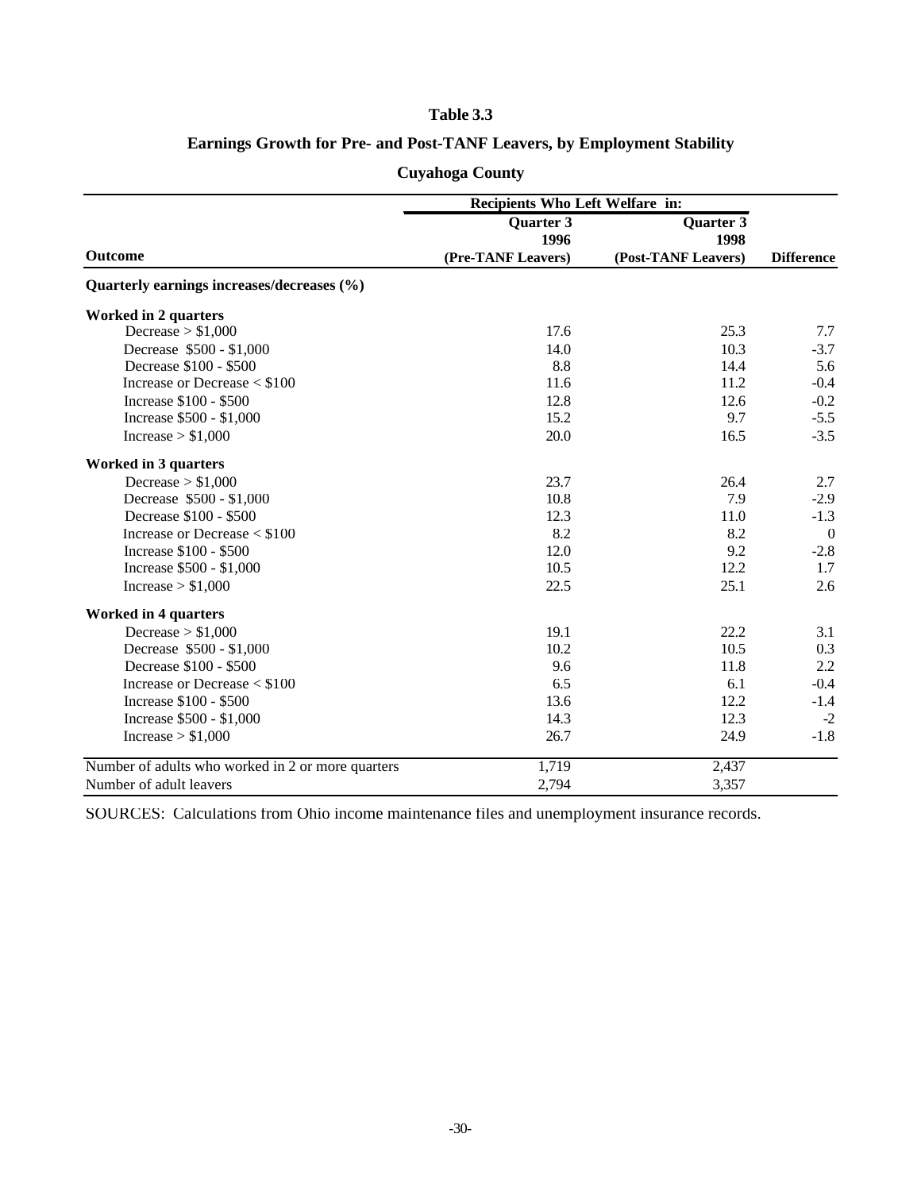## Table 3.3

## Earnings Growth for Pre- and Post-TANF Leavers, by Employment Stability

## Cuyahoga County

| | Recipients Who Left Welfare in: | | |
|---|---|---|---|
| Outcome | Quarter 3 1996 (Pre-TANF Leavers) | Quarter 3 1998 (Post-TANF Leavers) | Difference |
| **Quarterly earnings increases/decreases (%)** | | | |
| **Worked in 2 quarters** | | | |
| Decrease > $1,000 | 17.6 | 25.3 | 7.7 |
| Decrease $500 - $1,000 | 14.0 | 10.3 | -3.7 |
| Decrease $100 - $500 | 8.8 | 14.4 | 5.6 |
| Increase or Decrease < $100 | 11.6 | 11.2 | -0.4 |
| Increase $100 - $500 | 12.8 | 12.6 | -0.2 |
| Increase $500 - $1,000 | 15.2 | 9.7 | -5.5 |
| Increase > $1,000 | 20.0 | 16.5 | -3.5 |
| **Worked in 3 quarters** | | | |
| Decrease > $1,000 | 23.7 | 26.4 | 2.7 |
| Decrease $500 - $1,000 | 10.8 | 7.9 | -2.9 |
| Decrease $100 - $500 | 12.3 | 11.0 | -1.3 |
| Increase or Decrease < $100 | 8.2 | 8.2 | 0 |
| Increase $100 - $500 | 12.0 | 9.2 | -2.8 |
| Increase $500 - $1,000 | 10.5 | 12.2 | 1.7 |
| Increase > $1,000 | 22.5 | 25.1 | 2.6 |
| **Worked in 4 quarters** | | | |
| Decrease > $1,000 | 19.1 | 22.2 | 3.1 |
| Decrease $500 - $1,000 | 10.2 | 10.5 | 0.3 |
| Decrease $100 - $500 | 9.6 | 11.8 | 2.2 |
| Increase or Decrease < $100 | 6.5 | 6.1 | -0.4 |
| Increase $100 - $500 | 13.6 | 12.2 | -1.4 |
| Increase $500 - $1,000 | 14.3 | 12.3 | -2 |
| Increase > $1,000 | 26.7 | 24.9 | -1.8 |
| Number of adults who worked in 2 or more quarters | 1,719 | 2,437 | |
| Number of adult leavers | 2,794 | 3,357 | |

SOURCES: Calculations from Ohio income maintenance files and unemployment insurance records.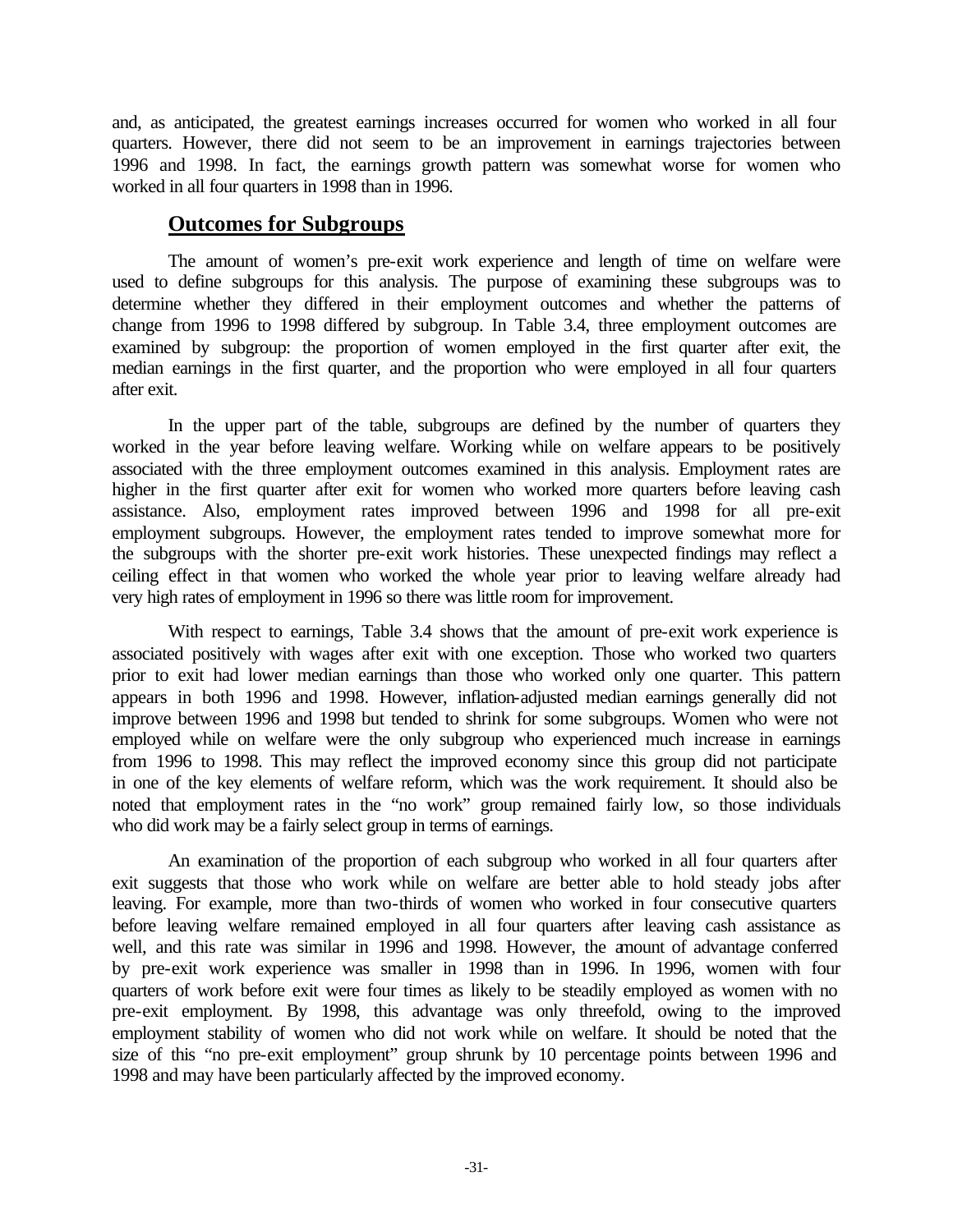and, as anticipated, the greatest earnings increases occurred for women who worked in all four quarters. However, there did not seem to be an improvement in earnings trajectories between 1996 and 1998. In fact, the earnings growth pattern was somewhat worse for women who worked in all four quarters in 1998 than in 1996.

## Outcomes for Subgroups

The amount of women's pre-exit work experience and length of time on welfare were used to define subgroups for this analysis. The purpose of examining these subgroups was to determine whether they differed in their employment outcomes and whether the patterns of change from 1996 to 1998 differed by subgroup. In Table 3.4, three employment outcomes are examined by subgroup: the proportion of women employed in the first quarter after exit, the median earnings in the first quarter, and the proportion who were employed in all four quarters after exit.

In the upper part of the table, subgroups are defined by the number of quarters they worked in the year before leaving welfare. Working while on welfare appears to be positively associated with the three employment outcomes examined in this analysis. Employment rates are higher in the first quarter after exit for women who worked more quarters before leaving cash assistance. Also, employment rates improved between 1996 and 1998 for all pre-exit employment subgroups. However, the employment rates tended to improve somewhat more for the subgroups with the shorter pre-exit work histories. These unexpected findings may reflect a ceiling effect in that women who worked the whole year prior to leaving welfare already had very high rates of employment in 1996 so there was little room for improvement.

With respect to earnings, Table 3.4 shows that the amount of pre-exit work experience is associated positively with wages after exit with one exception. Those who worked two quarters prior to exit had lower median earnings than those who worked only one quarter. This pattern appears in both 1996 and 1998. However, inflation-adjusted median earnings generally did not improve between 1996 and 1998 but tended to shrink for some subgroups. Women who were not employed while on welfare were the only subgroup who experienced much increase in earnings from 1996 to 1998. This may reflect the improved economy since this group did not participate in one of the key elements of welfare reform, which was the work requirement. It should also be noted that employment rates in the "no work" group remained fairly low, so those individuals who did work may be a fairly select group in terms of earnings.

An examination of the proportion of each subgroup who worked in all four quarters after exit suggests that those who work while on welfare are better able to hold steady jobs after leaving. For example, more than two-thirds of women who worked in four consecutive quarters before leaving welfare remained employed in all four quarters after leaving cash assistance as well, and this rate was similar in 1996 and 1998. However, the amount of advantage conferred by pre-exit work experience was smaller in 1998 than in 1996. In 1996, women with four quarters of work before exit were four times as likely to be steadily employed as women with no pre-exit employment. By 1998, this advantage was only threefold, owing to the improved employment stability of women who did not work while on welfare. It should be noted that the size of this "no pre-exit employment" group shrunk by 10 percentage points between 1996 and 1998 and may have been particularly affected by the improved economy.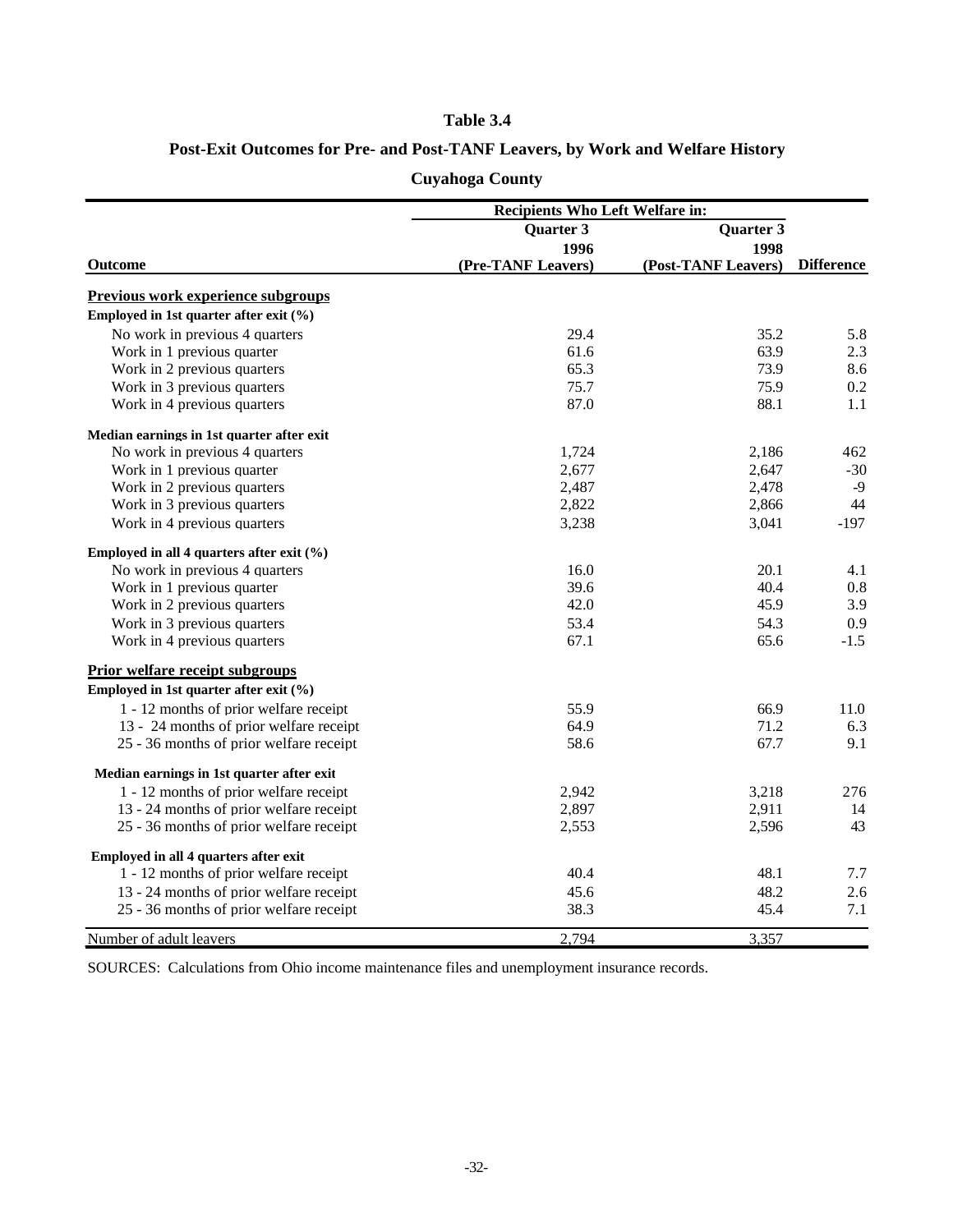# Table 3.4

## Post-Exit Outcomes for Pre- and Post-TANF Leavers, by Work and Welfare History

### Cuyahoga County

| | Recipients Who Left Welfare in: | | |
|---|---|---|---|
| Outcome | Quarter 3 1996 (Pre-TANF Leavers) | Quarter 3 1998 (Post-TANF Leavers) | Difference |
| **Previous work experience subgroups** | | | |
| **Employed in 1st quarter after exit (%)** | | | |
| No work in previous 4 quarters | 29.4 | 35.2 | 5.8 |
| Work in 1 previous quarter | 61.6 | 63.9 | 2.3 |
| Work in 2 previous quarters | 65.3 | 73.9 | 8.6 |
| Work in 3 previous quarters | 75.7 | 75.9 | 0.2 |
| Work in 4 previous quarters | 87.0 | 88.1 | 1.1 |
| **Median earnings in 1st quarter after exit** | | | |
| No work in previous 4 quarters | 1,724 | 2,186 | 462 |
| Work in 1 previous quarter | 2,677 | 2,647 | -30 |
| Work in 2 previous quarters | 2,487 | 2,478 | -9 |
| Work in 3 previous quarters | 2,822 | 2,866 | 44 |
| Work in 4 previous quarters | 3,238 | 3,041 | -197 |
| **Employed in all 4 quarters after exit (%)** | | | |
| No work in previous 4 quarters | 16.0 | 20.1 | 4.1 |
| Work in 1 previous quarter | 39.6 | 40.4 | 0.8 |
| Work in 2 previous quarters | 42.0 | 45.9 | 3.9 |
| Work in 3 previous quarters | 53.4 | 54.3 | 0.9 |
| Work in 4 previous quarters | 67.1 | 65.6 | -1.5 |
| **Prior welfare receipt subgroups** | | | |
| **Employed in 1st quarter after exit (%)** | | | |
| 1 - 12 months of prior welfare receipt | 55.9 | 66.9 | 11.0 |
| 13 - 24 months of prior welfare receipt | 64.9 | 71.2 | 6.3 |
| 25 - 36 months of prior welfare receipt | 58.6 | 67.7 | 9.1 |
| **Median earnings in 1st quarter after exit** | | | |
| 1 - 12 months of prior welfare receipt | 2,942 | 3,218 | 276 |
| 13 - 24 months of prior welfare receipt | 2,897 | 2,911 | 14 |
| 25 - 36 months of prior welfare receipt | 2,553 | 2,596 | 43 |
| **Employed in all 4 quarters after exit** | | | |
| 1 - 12 months of prior welfare receipt | 40.4 | 48.1 | 7.7 |
| 13 - 24 months of prior welfare receipt | 45.6 | 48.2 | 2.6 |
| 25 - 36 months of prior welfare receipt | 38.3 | 45.4 | 7.1 |
| Number of adult leavers | 2,794 | 3,357 | |

SOURCES: Calculations from Ohio income maintenance files and unemployment insurance records.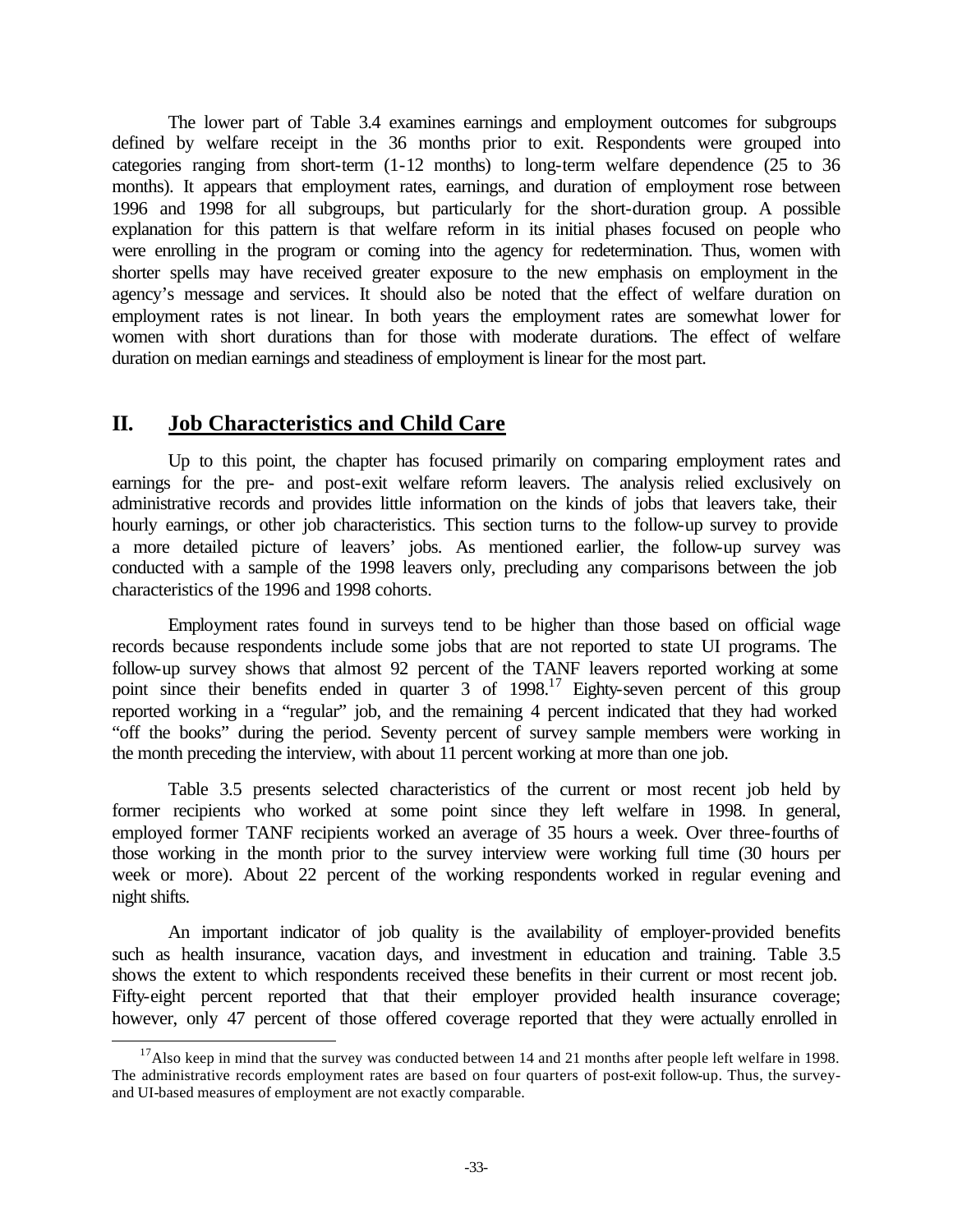The lower part of Table 3.4 examines earnings and employment outcomes for subgroups defined by welfare receipt in the 36 months prior to exit. Respondents were grouped into categories ranging from short-term (1-12 months) to long-term welfare dependence (25 to 36 months). It appears that employment rates, earnings, and duration of employment rose between 1996 and 1998 for all subgroups, but particularly for the short-duration group. A possible explanation for this pattern is that welfare reform in its initial phases focused on people who were enrolling in the program or coming into the agency for redetermination. Thus, women with shorter spells may have received greater exposure to the new emphasis on employment in the agency's message and services. It should also be noted that the effect of welfare duration on employment rates is not linear. In both years the employment rates are somewhat lower for women with short durations than for those with moderate durations. The effect of welfare duration on median earnings and steadiness of employment is linear for the most part.

## II. Job Characteristics and Child Care

Up to this point, the chapter has focused primarily on comparing employment rates and earnings for the pre- and post-exit welfare reform leavers. The analysis relied exclusively on administrative records and provides little information on the kinds of jobs that leavers take, their hourly earnings, or other job characteristics. This section turns to the follow-up survey to provide a more detailed picture of leavers' jobs. As mentioned earlier, the follow-up survey was conducted with a sample of the 1998 leavers only, precluding any comparisons between the job characteristics of the 1996 and 1998 cohorts.

Employment rates found in surveys tend to be higher than those based on official wage records because respondents include some jobs that are not reported to state UI programs. The follow-up survey shows that almost 92 percent of the TANF leavers reported working at some point since their benefits ended in quarter 3 of 1998.[17] Eighty-seven percent of this group reported working in a "regular" job, and the remaining 4 percent indicated that they had worked "off the books" during the period. Seventy percent of survey sample members were working in the month preceding the interview, with about 11 percent working at more than one job.

Table 3.5 presents selected characteristics of the current or most recent job held by former recipients who worked at some point since they left welfare in 1998. In general, employed former TANF recipients worked an average of 35 hours a week. Over three-fourths of those working in the month prior to the survey interview were working full time (30 hours per week or more). About 22 percent of the working respondents worked in regular evening and night shifts.

An important indicator of job quality is the availability of employer-provided benefits such as health insurance, vacation days, and investment in education and training. Table 3.5 shows the extent to which respondents received these benefits in their current or most recent job. Fifty-eight percent reported that that their employer provided health insurance coverage; however, only 47 percent of those offered coverage reported that they were actually enrolled in

[17] Also keep in mind that the survey was conducted between 14 and 21 months after people left welfare in 1998. The administrative records employment rates are based on four quarters of post-exit follow-up. Thus, the survey- and UI-based measures of employment are not exactly comparable.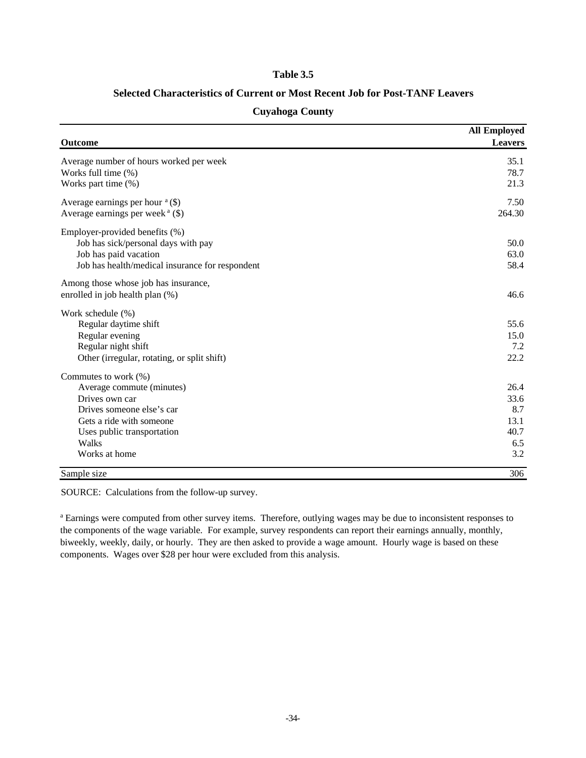**Table 3.5**

**Selected Characteristics of Current or Most Recent Job for Post-TANF Leavers**

**Cuyahoga County**

| Outcome | All Employed Leavers |
|---|---|
| Average number of hours worked per week | 35.1 |
| Works full time (%) | 78.7 |
| Works part time (%) | 21.3 |
| Average earnings per hour [a] ($) | 7.50 |
| Average earnings per week [a] ($) | 264.30 |
| Employer-provided benefits (%) | |
| Job has sick/personal days with pay | 50.0 |
| Job has paid vacation | 63.0 |
| Job has health/medical insurance for respondent | 58.4 |
| Among those whose job has insurance, enrolled in job health plan (%) | 46.6 |
| Work schedule (%) | |
| Regular daytime shift | 55.6 |
| Regular evening | 15.0 |
| Regular night shift | 7.2 |
| Other (irregular, rotating, or split shift) | 22.2 |
| Commutes to work (%) | |
| Average commute (minutes) | 26.4 |
| Drives own car | 33.6 |
| Drives someone else's car | 8.7 |
| Gets a ride with someone | 13.1 |
| Uses public transportation | 40.7 |
| Walks | 6.5 |
| Works at home | 3.2 |
| Sample size | 306 |

SOURCE: Calculations from the follow-up survey.

[a] Earnings were computed from other survey items. Therefore, outlying wages may be due to inconsistent responses to the components of the wage variable. For example, survey respondents can report their earnings annually, monthly, biweekly, weekly, daily, or hourly. They are then asked to provide a wage amount. Hourly wage is based on these components. Wages over $28 per hour were excluded from this analysis.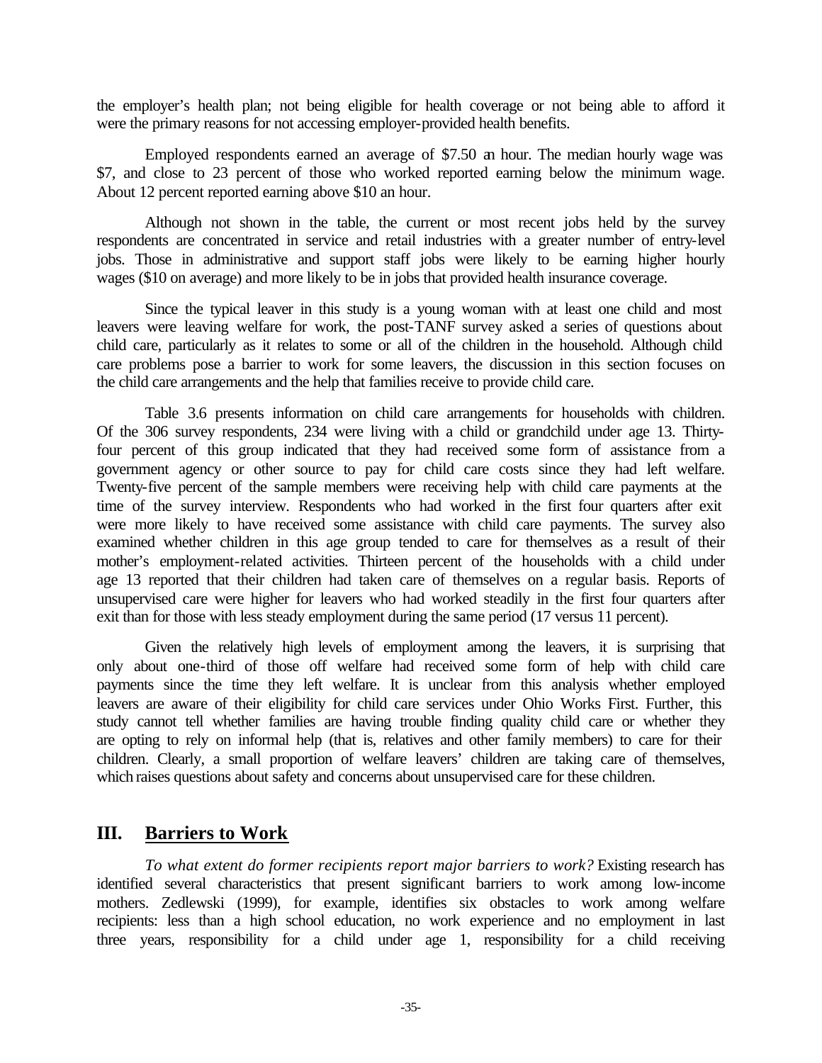the employer's health plan; not being eligible for health coverage or not being able to afford it were the primary reasons for not accessing employer-provided health benefits.

Employed respondents earned an average of $7.50 an hour. The median hourly wage was $7, and close to 23 percent of those who worked reported earning below the minimum wage. About 12 percent reported earning above $10 an hour.

Although not shown in the table, the current or most recent jobs held by the survey respondents are concentrated in service and retail industries with a greater number of entry-level jobs. Those in administrative and support staff jobs were likely to be earning higher hourly wages ($10 on average) and more likely to be in jobs that provided health insurance coverage.

Since the typical leaver in this study is a young woman with at least one child and most leavers were leaving welfare for work, the post-TANF survey asked a series of questions about child care, particularly as it relates to some or all of the children in the household. Although child care problems pose a barrier to work for some leavers, the discussion in this section focuses on the child care arrangements and the help that families receive to provide child care.

Table 3.6 presents information on child care arrangements for households with children. Of the 306 survey respondents, 234 were living with a child or grandchild under age 13. Thirty-four percent of this group indicated that they had received some form of assistance from a government agency or other source to pay for child care costs since they had left welfare. Twenty-five percent of the sample members were receiving help with child care payments at the time of the survey interview. Respondents who had worked in the first four quarters after exit were more likely to have received some assistance with child care payments. The survey also examined whether children in this age group tended to care for themselves as a result of their mother's employment-related activities. Thirteen percent of the households with a child under age 13 reported that their children had taken care of themselves on a regular basis. Reports of unsupervised care were higher for leavers who had worked steadily in the first four quarters after exit than for those with less steady employment during the same period (17 versus 11 percent).

Given the relatively high levels of employment among the leavers, it is surprising that only about one-third of those off welfare had received some form of help with child care payments since the time they left welfare. It is unclear from this analysis whether employed leavers are aware of their eligibility for child care services under Ohio Works First. Further, this study cannot tell whether families are having trouble finding quality child care or whether they are opting to rely on informal help (that is, relatives and other family members) to care for their children. Clearly, a small proportion of welfare leavers' children are taking care of themselves, which raises questions about safety and concerns about unsupervised care for these children.

## III. Barriers to Work

*To what extent do former recipients report major barriers to work?* Existing research has identified several characteristics that present significant barriers to work among low-income mothers. Zedlewski (1999), for example, identifies six obstacles to work among welfare recipients: less than a high school education, no work experience and no employment in last three years, responsibility for a child under age 1, responsibility for a child receiving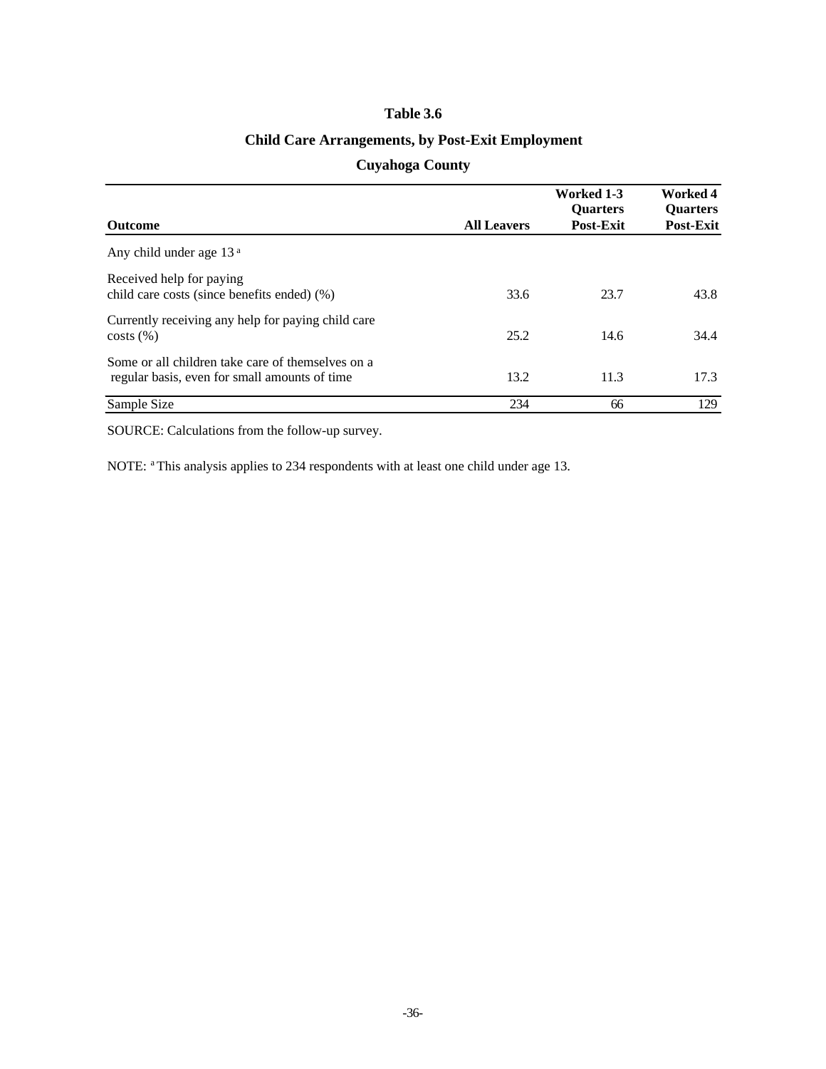**Table 3.6**

**Child Care Arrangements, by Post-Exit Employment**

**Cuyahoga County**

| Outcome | All Leavers | Worked 1-3 Quarters Post-Exit | Worked 4 Quarters Post-Exit |
|---|---|---|---|
| Any child under age 13 [a] | | | |
| Received help for paying child care costs (since benefits ended) (%) | 33.6 | 23.7 | 43.8 |
| Currently receiving any help for paying child care costs (%) | 25.2 | 14.6 | 34.4 |
| Some or all children take care of themselves on a regular basis, even for small amounts of time | 13.2 | 11.3 | 17.3 |
| Sample Size | 234 | 66 | 129 |

SOURCE: Calculations from the follow-up survey.

NOTE: [a] This analysis applies to 234 respondents with at least one child under age 13.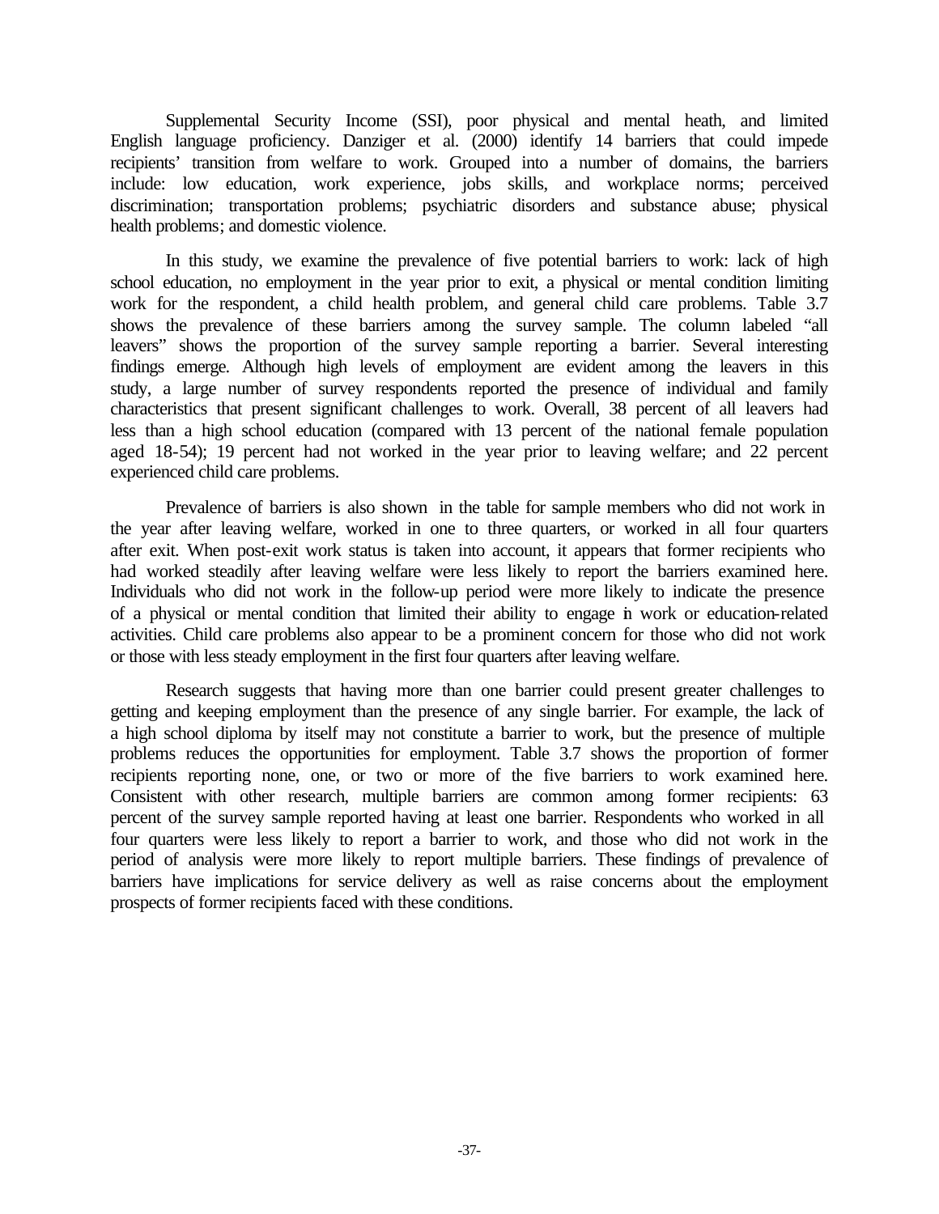Supplemental Security Income (SSI), poor physical and mental heath, and limited English language proficiency. Danziger et al. (2000) identify 14 barriers that could impede recipients' transition from welfare to work. Grouped into a number of domains, the barriers include: low education, work experience, jobs skills, and workplace norms; perceived discrimination; transportation problems; psychiatric disorders and substance abuse; physical health problems; and domestic violence.

In this study, we examine the prevalence of five potential barriers to work: lack of high school education, no employment in the year prior to exit, a physical or mental condition limiting work for the respondent, a child health problem, and general child care problems. Table 3.7 shows the prevalence of these barriers among the survey sample. The column labeled "all leavers" shows the proportion of the survey sample reporting a barrier. Several interesting findings emerge. Although high levels of employment are evident among the leavers in this study, a large number of survey respondents reported the presence of individual and family characteristics that present significant challenges to work. Overall, 38 percent of all leavers had less than a high school education (compared with 13 percent of the national female population aged 18-54); 19 percent had not worked in the year prior to leaving welfare; and 22 percent experienced child care problems.

Prevalence of barriers is also shown in the table for sample members who did not work in the year after leaving welfare, worked in one to three quarters, or worked in all four quarters after exit. When post-exit work status is taken into account, it appears that former recipients who had worked steadily after leaving welfare were less likely to report the barriers examined here. Individuals who did not work in the follow-up period were more likely to indicate the presence of a physical or mental condition that limited their ability to engage in work or education-related activities. Child care problems also appear to be a prominent concern for those who did not work or those with less steady employment in the first four quarters after leaving welfare.

Research suggests that having more than one barrier could present greater challenges to getting and keeping employment than the presence of any single barrier. For example, the lack of a high school diploma by itself may not constitute a barrier to work, but the presence of multiple problems reduces the opportunities for employment. Table 3.7 shows the proportion of former recipients reporting none, one, or two or more of the five barriers to work examined here. Consistent with other research, multiple barriers are common among former recipients: 63 percent of the survey sample reported having at least one barrier. Respondents who worked in all four quarters were less likely to report a barrier to work, and those who did not work in the period of analysis were more likely to report multiple barriers. These findings of prevalence of barriers have implications for service delivery as well as raise concerns about the employment prospects of former recipients faced with these conditions.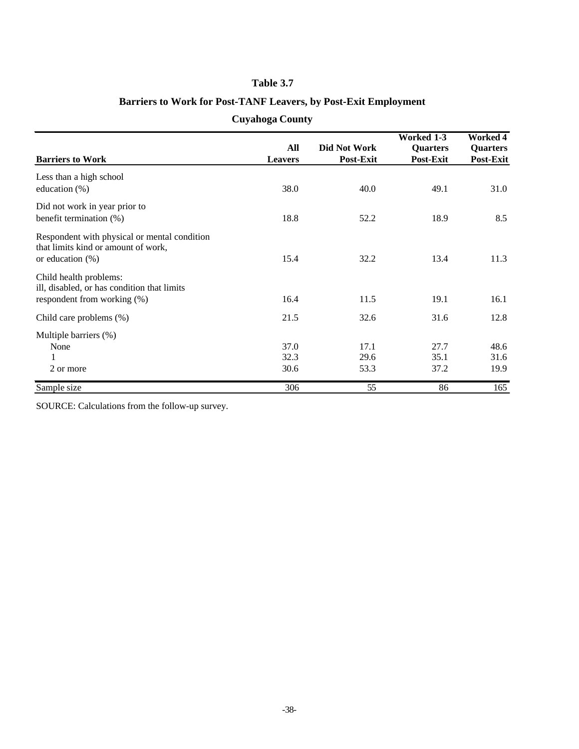**Table 3.7**

**Barriers to Work for Post-TANF Leavers, by Post-Exit Employment**

**Cuyahoga County**

| Barriers to Work | All Leavers | Did Not Work Post-Exit | Worked 1-3 Quarters Post-Exit | Worked 4 Quarters Post-Exit |
|---|---|---|---|---|
| Less than a high school education (%) | 38.0 | 40.0 | 49.1 | 31.0 |
| Did not work in year prior to benefit termination (%) | 18.8 | 52.2 | 18.9 | 8.5 |
| Respondent with physical or mental condition that limits kind or amount of work, or education (%) | 15.4 | 32.2 | 13.4 | 11.3 |
| Child health problems: ill, disabled, or has condition that limits respondent from working (%) | 16.4 | 11.5 | 19.1 | 16.1 |
| Child care problems (%) | 21.5 | 32.6 | 31.6 | 12.8 |
| Multiple barriers (%) | | | | |
| None | 37.0 | 17.1 | 27.7 | 48.6 |
| 1 | 32.3 | 29.6 | 35.1 | 31.6 |
| 2 or more | 30.6 | 53.3 | 37.2 | 19.9 |
| Sample size | 306 | 55 | 86 | 165 |

SOURCE: Calculations from the follow-up survey.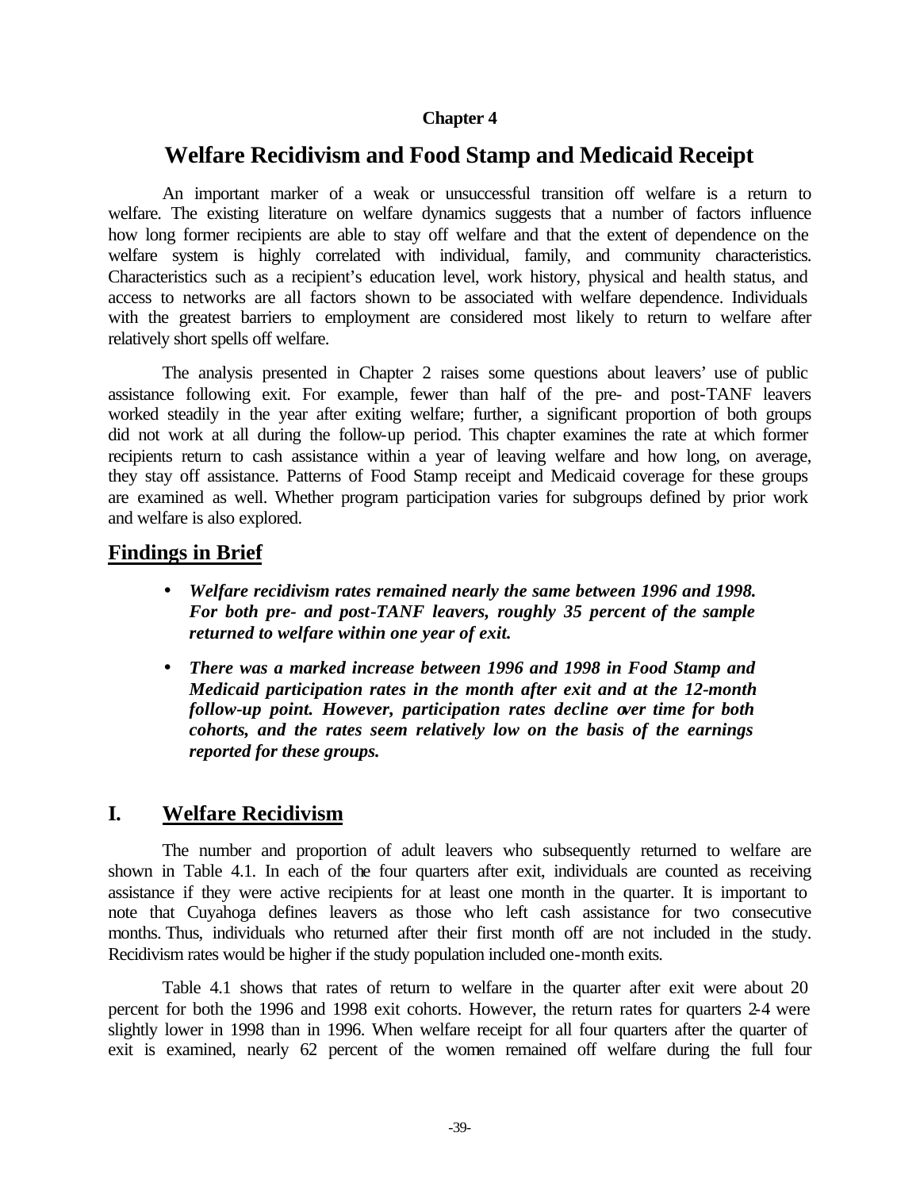# Chapter 4

## Welfare Recidivism and Food Stamp and Medicaid Receipt

An important marker of a weak or unsuccessful transition off welfare is a return to welfare. The existing literature on welfare dynamics suggests that a number of factors influence how long former recipients are able to stay off welfare and that the extent of dependence on the welfare system is highly correlated with individual, family, and community characteristics. Characteristics such as a recipient's education level, work history, physical and health status, and access to networks are all factors shown to be associated with welfare dependence. Individuals with the greatest barriers to employment are considered most likely to return to welfare after relatively short spells off welfare.

The analysis presented in Chapter 2 raises some questions about leavers' use of public assistance following exit. For example, fewer than half of the pre- and post-TANF leavers worked steadily in the year after exiting welfare; further, a significant proportion of both groups did not work at all during the follow-up period. This chapter examines the rate at which former recipients return to cash assistance within a year of leaving welfare and how long, on average, they stay off assistance. Patterns of Food Stamp receipt and Medicaid coverage for these groups are examined as well. Whether program participation varies for subgroups defined by prior work and welfare is also explored.

## Findings in Brief

- ***Welfare recidivism rates remained nearly the same between 1996 and 1998. For both pre- and post-TANF leavers, roughly 35 percent of the sample returned to welfare within one year of exit.***
- ***There was a marked increase between 1996 and 1998 in Food Stamp and Medicaid participation rates in the month after exit and at the 12-month follow-up point. However, participation rates decline over time for both cohorts, and the rates seem relatively low on the basis of the earnings reported for these groups.***

## I. Welfare Recidivism

The number and proportion of adult leavers who subsequently returned to welfare are shown in Table 4.1. In each of the four quarters after exit, individuals are counted as receiving assistance if they were active recipients for at least one month in the quarter. It is important to note that Cuyahoga defines leavers as those who left cash assistance for two consecutive months. Thus, individuals who returned after their first month off are not included in the study. Recidivism rates would be higher if the study population included one-month exits.

Table 4.1 shows that rates of return to welfare in the quarter after exit were about 20 percent for both the 1996 and 1998 exit cohorts. However, the return rates for quarters 2-4 were slightly lower in 1998 than in 1996. When welfare receipt for all four quarters after the quarter of exit is examined, nearly 62 percent of the women remained off welfare during the full four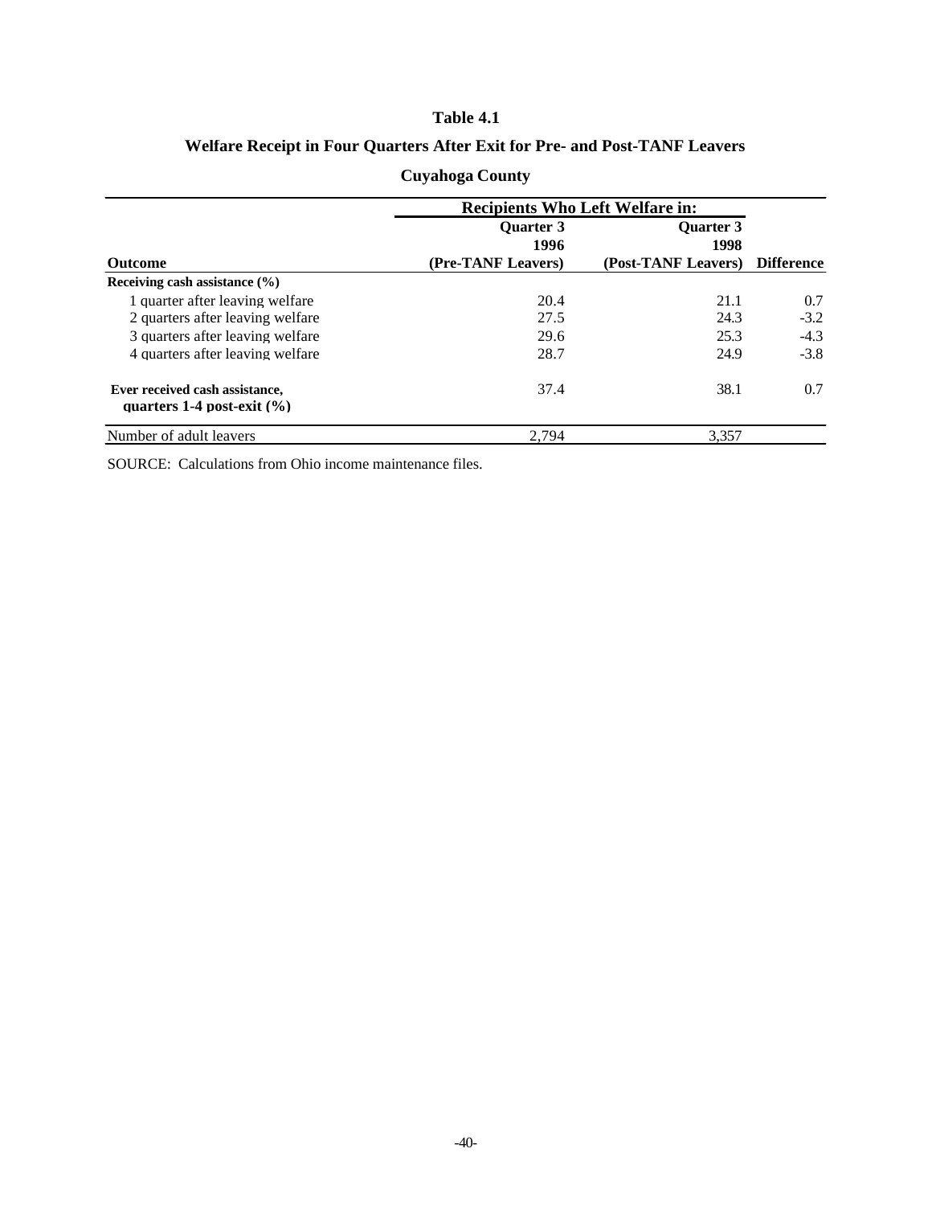**Table 4.1**

**Welfare Receipt in Four Quarters After Exit for Pre- and Post-TANF Leavers**

**Cuyahoga County**

| Outcome | Recipients Who Left Welfare in: Quarter 3 1996 (Pre-TANF Leavers) | Quarter 3 1998 (Post-TANF Leavers) | Difference |
|---|---|---|---|
| **Receiving cash assistance (%)** | | | |
| 1 quarter after leaving welfare | 20.4 | 21.1 | 0.7 |
| 2 quarters after leaving welfare | 27.5 | 24.3 | -3.2 |
| 3 quarters after leaving welfare | 29.6 | 25.3 | -4.3 |
| 4 quarters after leaving welfare | 28.7 | 24.9 | -3.8 |
| **Ever received cash assistance, quarters 1-4 post-exit (%)** | 37.4 | 38.1 | 0.7 |
| Number of adult leavers | 2,794 | 3,357 | |

SOURCE: Calculations from Ohio income maintenance files.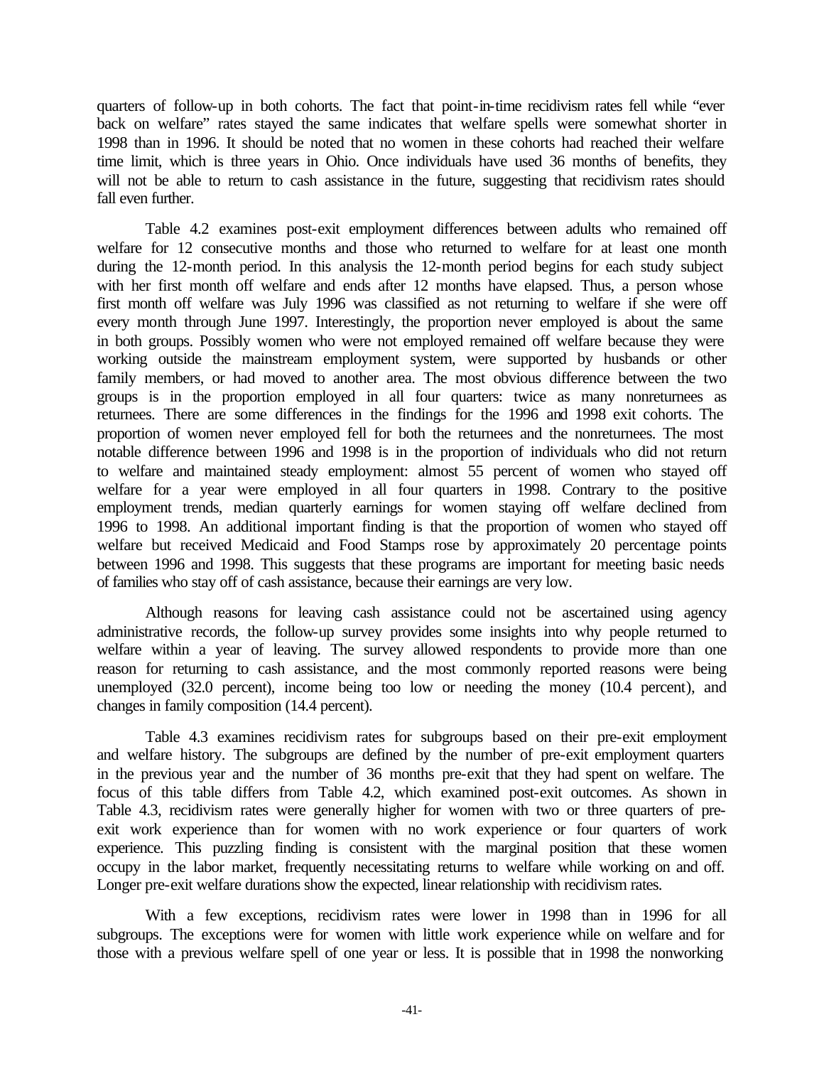quarters of follow-up in both cohorts. The fact that point-in-time recidivism rates fell while "ever back on welfare" rates stayed the same indicates that welfare spells were somewhat shorter in 1998 than in 1996. It should be noted that no women in these cohorts had reached their welfare time limit, which is three years in Ohio. Once individuals have used 36 months of benefits, they will not be able to return to cash assistance in the future, suggesting that recidivism rates should fall even further.

Table 4.2 examines post-exit employment differences between adults who remained off welfare for 12 consecutive months and those who returned to welfare for at least one month during the 12-month period. In this analysis the 12-month period begins for each study subject with her first month off welfare and ends after 12 months have elapsed. Thus, a person whose first month off welfare was July 1996 was classified as not returning to welfare if she were off every month through June 1997. Interestingly, the proportion never employed is about the same in both groups. Possibly women who were not employed remained off welfare because they were working outside the mainstream employment system, were supported by husbands or other family members, or had moved to another area. The most obvious difference between the two groups is in the proportion employed in all four quarters: twice as many nonreturnees as returnees. There are some differences in the findings for the 1996 and 1998 exit cohorts. The proportion of women never employed fell for both the returnees and the nonreturnees. The most notable difference between 1996 and 1998 is in the proportion of individuals who did not return to welfare and maintained steady employment: almost 55 percent of women who stayed off welfare for a year were employed in all four quarters in 1998. Contrary to the positive employment trends, median quarterly earnings for women staying off welfare declined from 1996 to 1998. An additional important finding is that the proportion of women who stayed off welfare but received Medicaid and Food Stamps rose by approximately 20 percentage points between 1996 and 1998. This suggests that these programs are important for meeting basic needs of families who stay off of cash assistance, because their earnings are very low.

Although reasons for leaving cash assistance could not be ascertained using agency administrative records, the follow-up survey provides some insights into why people returned to welfare within a year of leaving. The survey allowed respondents to provide more than one reason for returning to cash assistance, and the most commonly reported reasons were being unemployed (32.0 percent), income being too low or needing the money (10.4 percent), and changes in family composition (14.4 percent).

Table 4.3 examines recidivism rates for subgroups based on their pre-exit employment and welfare history. The subgroups are defined by the number of pre-exit employment quarters in the previous year and the number of 36 months pre-exit that they had spent on welfare. The focus of this table differs from Table 4.2, which examined post-exit outcomes. As shown in Table 4.3, recidivism rates were generally higher for women with two or three quarters of pre-exit work experience than for women with no work experience or four quarters of work experience. This puzzling finding is consistent with the marginal position that these women occupy in the labor market, frequently necessitating returns to welfare while working on and off. Longer pre-exit welfare durations show the expected, linear relationship with recidivism rates.

With a few exceptions, recidivism rates were lower in 1998 than in 1996 for all subgroups. The exceptions were for women with little work experience while on welfare and for those with a previous welfare spell of one year or less. It is possible that in 1998 the nonworking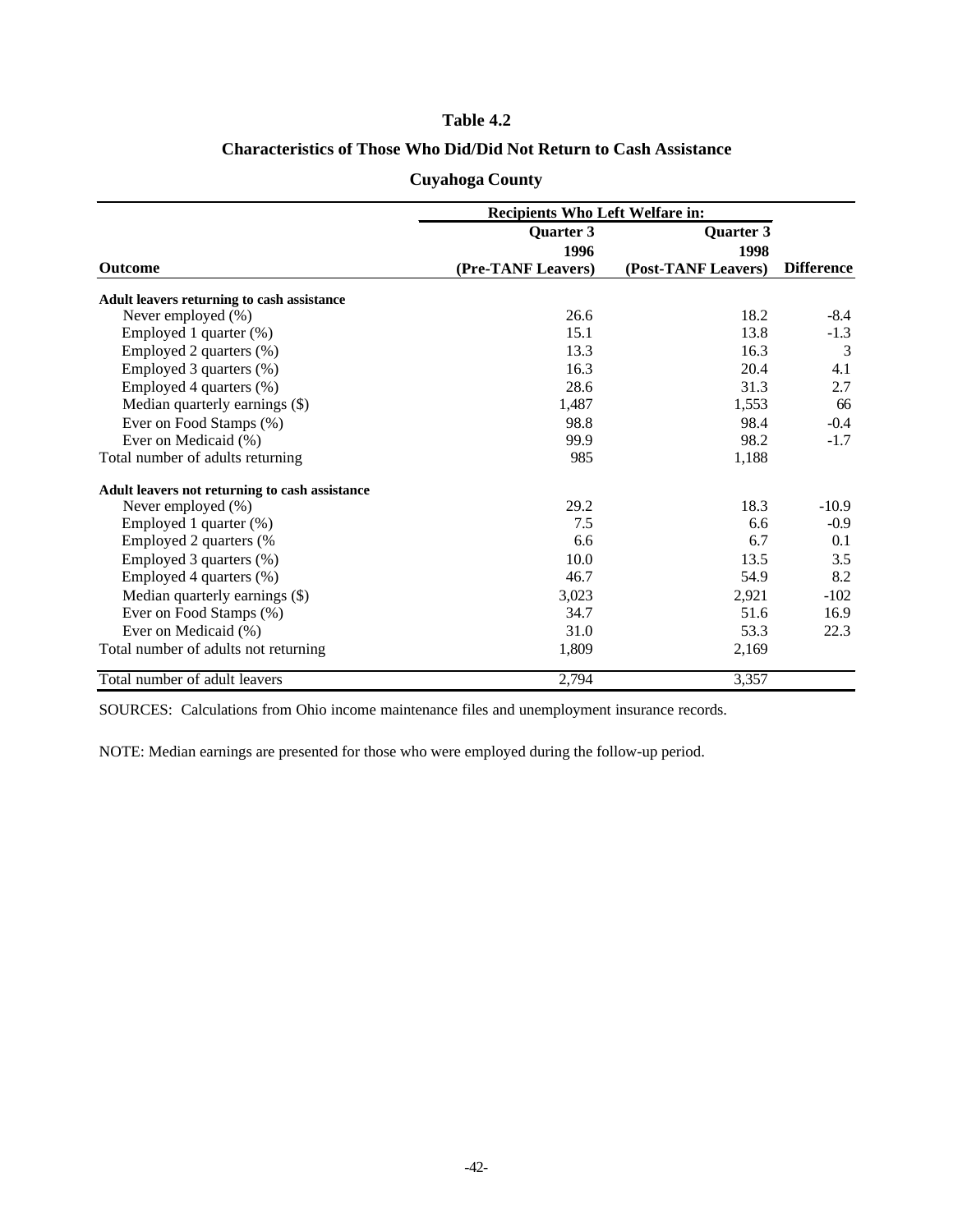# Table 4.2

## Characteristics of Those Who Did/Did Not Return to Cash Assistance

### Cuyahoga County

| Outcome | Recipients Who Left Welfare in: Quarter 3 1996 (Pre-TANF Leavers) | Quarter 3 1998 (Post-TANF Leavers) | Difference |
|---|---|---|---|
| **Adult leavers returning to cash assistance** | | | |
| Never employed (%) | 26.6 | 18.2 | -8.4 |
| Employed 1 quarter (%) | 15.1 | 13.8 | -1.3 |
| Employed 2 quarters (%) | 13.3 | 16.3 | 3 |
| Employed 3 quarters (%) | 16.3 | 20.4 | 4.1 |
| Employed 4 quarters (%) | 28.6 | 31.3 | 2.7 |
| Median quarterly earnings ($) | 1,487 | 1,553 | 66 |
| Ever on Food Stamps (%) | 98.8 | 98.4 | -0.4 |
| Ever on Medicaid (%) | 99.9 | 98.2 | -1.7 |
| Total number of adults returning | 985 | 1,188 | |
| **Adult leavers not returning to cash assistance** | | | |
| Never employed (%) | 29.2 | 18.3 | -10.9 |
| Employed 1 quarter (%) | 7.5 | 6.6 | -0.9 |
| Employed 2 quarters (% | 6.6 | 6.7 | 0.1 |
| Employed 3 quarters (%) | 10.0 | 13.5 | 3.5 |
| Employed 4 quarters (%) | 46.7 | 54.9 | 8.2 |
| Median quarterly earnings ($) | 3,023 | 2,921 | -102 |
| Ever on Food Stamps (%) | 34.7 | 51.6 | 16.9 |
| Ever on Medicaid (%) | 31.0 | 53.3 | 22.3 |
| Total number of adults not returning | 1,809 | 2,169 | |
| Total number of adult leavers | 2,794 | 3,357 | |

SOURCES: Calculations from Ohio income maintenance files and unemployment insurance records.

NOTE: Median earnings are presented for those who were employed during the follow-up period.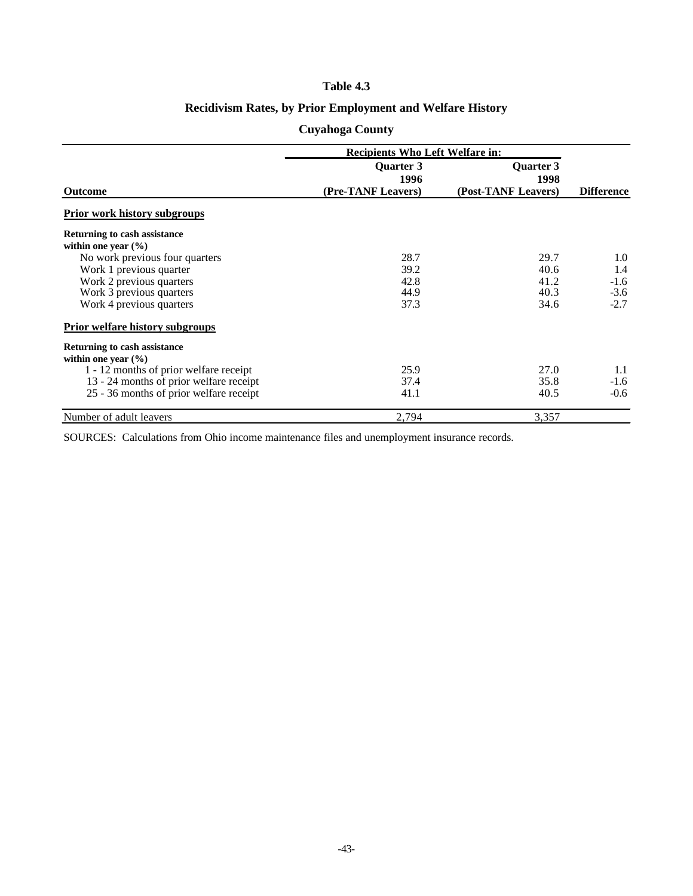# Table 4.3

## Recidivism Rates, by Prior Employment and Welfare History

### Cuyahoga County

| Outcome | Recipients Who Left Welfare in: Quarter 3 1996 (Pre-TANF Leavers) | Quarter 3 1998 (Post-TANF Leavers) | Difference |
|---|---|---|---|
| **Prior work history subgroups** | | | |
| **Returning to cash assistance within one year (%)** | | | |
| No work previous four quarters | 28.7 | 29.7 | 1.0 |
| Work 1 previous quarter | 39.2 | 40.6 | 1.4 |
| Work 2 previous quarters | 42.8 | 41.2 | -1.6 |
| Work 3 previous quarters | 44.9 | 40.3 | -3.6 |
| Work 4 previous quarters | 37.3 | 34.6 | -2.7 |
| **Prior welfare history subgroups** | | | |
| **Returning to cash assistance within one year (%)** | | | |
| 1 - 12 months of prior welfare receipt | 25.9 | 27.0 | 1.1 |
| 13 - 24 months of prior welfare receipt | 37.4 | 35.8 | -1.6 |
| 25 - 36 months of prior welfare receipt | 41.1 | 40.5 | -0.6 |
| Number of adult leavers | 2,794 | 3,357 | |

SOURCES: Calculations from Ohio income maintenance files and unemployment insurance records.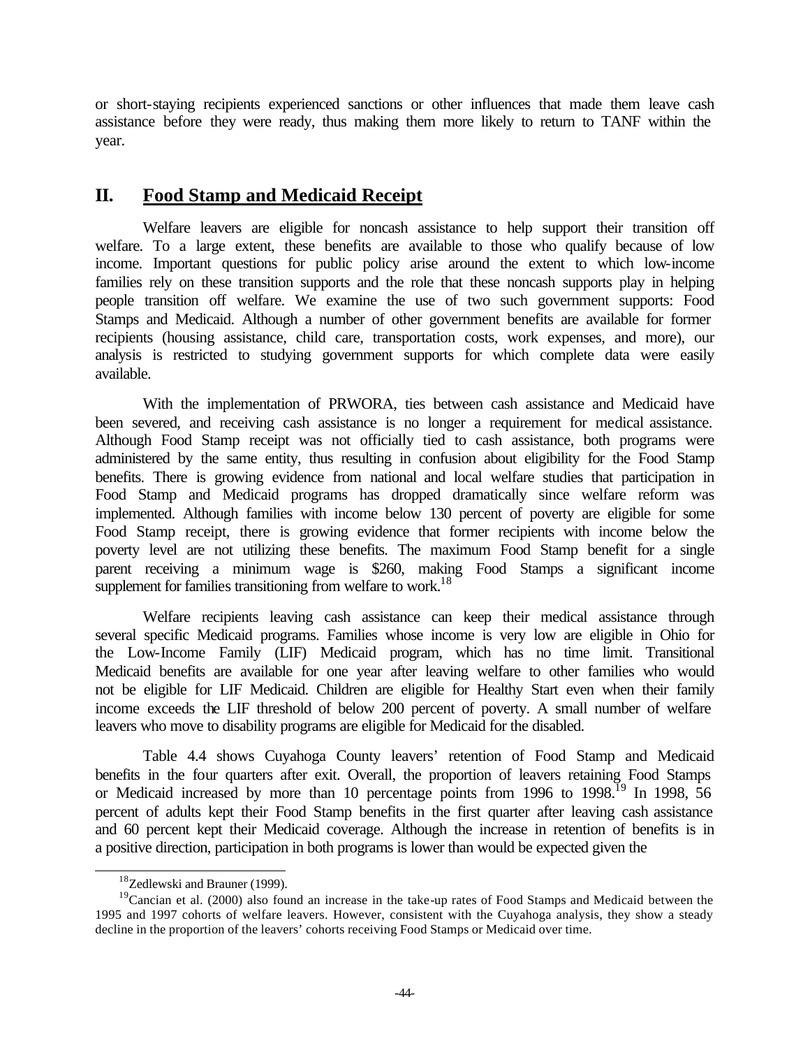or short-staying recipients experienced sanctions or other influences that made them leave cash assistance before they were ready, thus making them more likely to return to TANF within the year.

## II. Food Stamp and Medicaid Receipt

Welfare leavers are eligible for noncash assistance to help support their transition off welfare. To a large extent, these benefits are available to those who qualify because of low income. Important questions for public policy arise around the extent to which low-income families rely on these transition supports and the role that these noncash supports play in helping people transition off welfare. We examine the use of two such government supports: Food Stamps and Medicaid. Although a number of other government benefits are available for former recipients (housing assistance, child care, transportation costs, work expenses, and more), our analysis is restricted to studying government supports for which complete data were easily available.

With the implementation of PRWORA, ties between cash assistance and Medicaid have been severed, and receiving cash assistance is no longer a requirement for medical assistance. Although Food Stamp receipt was not officially tied to cash assistance, both programs were administered by the same entity, thus resulting in confusion about eligibility for the Food Stamp benefits. There is growing evidence from national and local welfare studies that participation in Food Stamp and Medicaid programs has dropped dramatically since welfare reform was implemented. Although families with income below 130 percent of poverty are eligible for some Food Stamp receipt, there is growing evidence that former recipients with income below the poverty level are not utilizing these benefits. The maximum Food Stamp benefit for a single parent receiving a minimum wage is $260, making Food Stamps a significant income supplement for families transitioning from welfare to work.[18]

Welfare recipients leaving cash assistance can keep their medical assistance through several specific Medicaid programs. Families whose income is very low are eligible in Ohio for the Low-Income Family (LIF) Medicaid program, which has no time limit. Transitional Medicaid benefits are available for one year after leaving welfare to other families who would not be eligible for LIF Medicaid. Children are eligible for Healthy Start even when their family income exceeds the LIF threshold of below 200 percent of poverty. A small number of welfare leavers who move to disability programs are eligible for Medicaid for the disabled.

Table 4.4 shows Cuyahoga County leavers' retention of Food Stamp and Medicaid benefits in the four quarters after exit. Overall, the proportion of leavers retaining Food Stamps or Medicaid increased by more than 10 percentage points from 1996 to 1998.[19] In 1998, 56 percent of adults kept their Food Stamp benefits in the first quarter after leaving cash assistance and 60 percent kept their Medicaid coverage. Although the increase in retention of benefits is in a positive direction, participation in both programs is lower than would be expected given the

---

[18] Zedlewski and Brauner (1999).

[19] Cancian et al. (2000) also found an increase in the take-up rates of Food Stamps and Medicaid between the 1995 and 1997 cohorts of welfare leavers. However, consistent with the Cuyahoga analysis, they show a steady decline in the proportion of the leavers' cohorts receiving Food Stamps or Medicaid over time.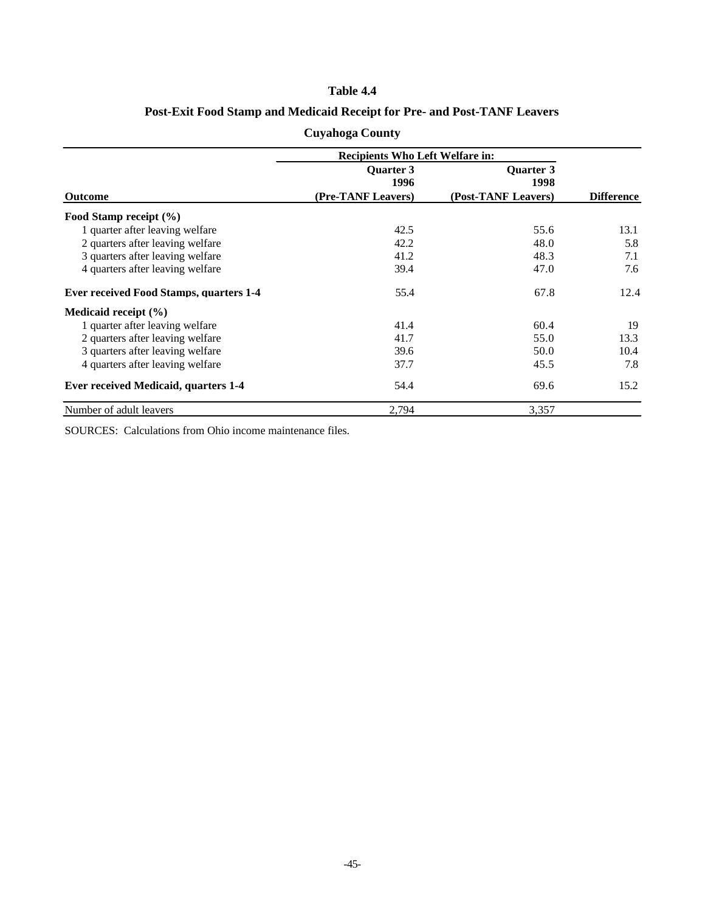**Table 4.4**

**Post-Exit Food Stamp and Medicaid Receipt for Pre- and Post-TANF Leavers**

**Cuyahoga County**

| | Recipients Who Left Welfare in: | | |
|---|---|---|---|
| **Outcome** | **Quarter 3 1996 (Pre-TANF Leavers)** | **Quarter 3 1998 (Post-TANF Leavers)** | **Difference** |
| **Food Stamp receipt (%)** | | | |
| 1 quarter after leaving welfare | 42.5 | 55.6 | 13.1 |
| 2 quarters after leaving welfare | 42.2 | 48.0 | 5.8 |
| 3 quarters after leaving welfare | 41.2 | 48.3 | 7.1 |
| 4 quarters after leaving welfare | 39.4 | 47.0 | 7.6 |
| **Ever received Food Stamps, quarters 1-4** | 55.4 | 67.8 | 12.4 |
| **Medicaid receipt (%)** | | | |
| 1 quarter after leaving welfare | 41.4 | 60.4 | 19 |
| 2 quarters after leaving welfare | 41.7 | 55.0 | 13.3 |
| 3 quarters after leaving welfare | 39.6 | 50.0 | 10.4 |
| 4 quarters after leaving welfare | 37.7 | 45.5 | 7.8 |
| **Ever received Medicaid, quarters 1-4** | 54.4 | 69.6 | 15.2 |
| Number of adult leavers | 2,794 | 3,357 | |

SOURCES: Calculations from Ohio income maintenance files.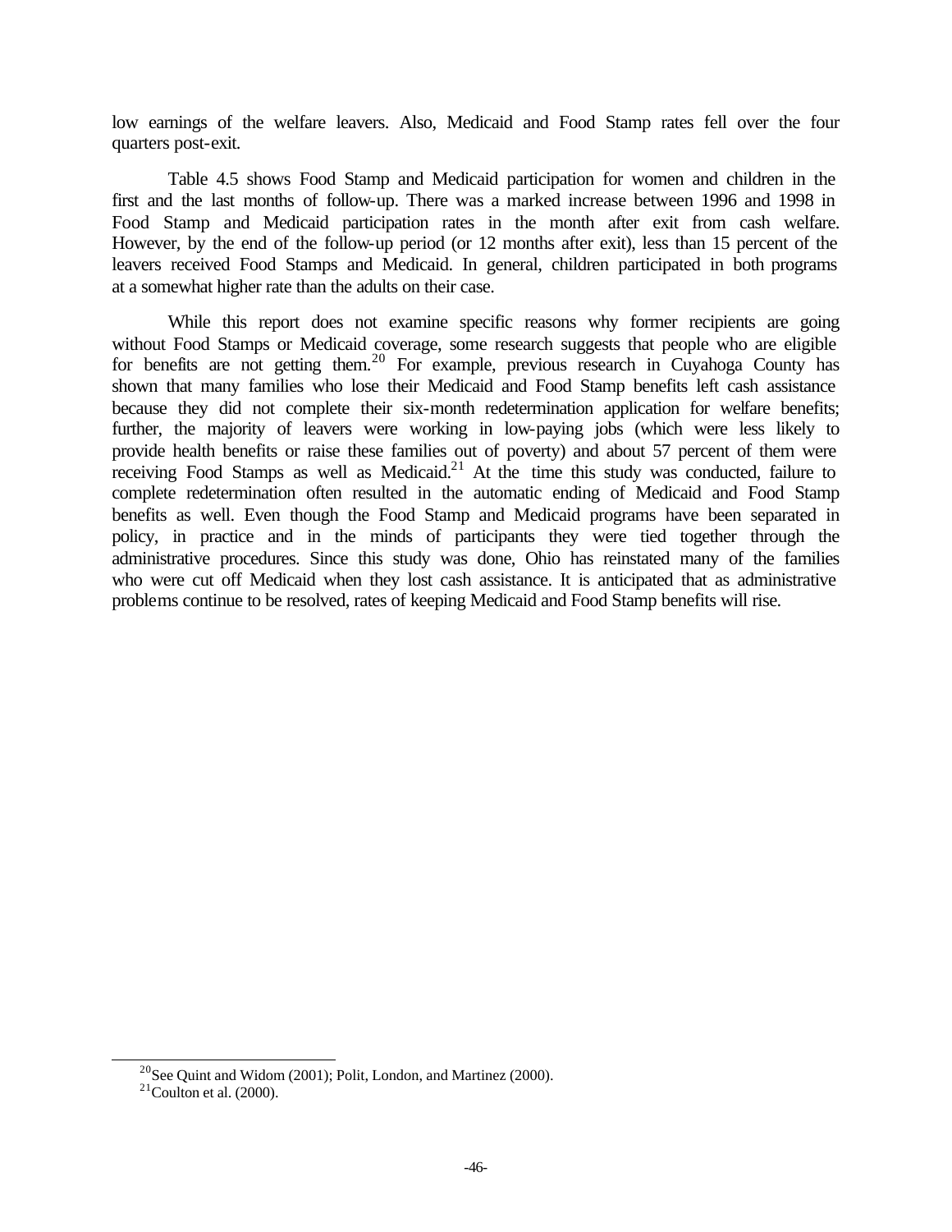low earnings of the welfare leavers. Also, Medicaid and Food Stamp rates fell over the four quarters post-exit.

Table 4.5 shows Food Stamp and Medicaid participation for women and children in the first and the last months of follow-up. There was a marked increase between 1996 and 1998 in Food Stamp and Medicaid participation rates in the month after exit from cash welfare. However, by the end of the follow-up period (or 12 months after exit), less than 15 percent of the leavers received Food Stamps and Medicaid. In general, children participated in both programs at a somewhat higher rate than the adults on their case.

While this report does not examine specific reasons why former recipients are going without Food Stamps or Medicaid coverage, some research suggests that people who are eligible for benefits are not getting them.[20] For example, previous research in Cuyahoga County has shown that many families who lose their Medicaid and Food Stamp benefits left cash assistance because they did not complete their six-month redetermination application for welfare benefits; further, the majority of leavers were working in low-paying jobs (which were less likely to provide health benefits or raise these families out of poverty) and about 57 percent of them were receiving Food Stamps as well as Medicaid.[21] At the time this study was conducted, failure to complete redetermination often resulted in the automatic ending of Medicaid and Food Stamp benefits as well. Even though the Food Stamp and Medicaid programs have been separated in policy, in practice and in the minds of participants they were tied together through the administrative procedures. Since this study was done, Ohio has reinstated many of the families who were cut off Medicaid when they lost cash assistance. It is anticipated that as administrative problems continue to be resolved, rates of keeping Medicaid and Food Stamp benefits will rise.

---

[20] See Quint and Widom (2001); Polit, London, and Martinez (2000).

[21] Coulton et al. (2000).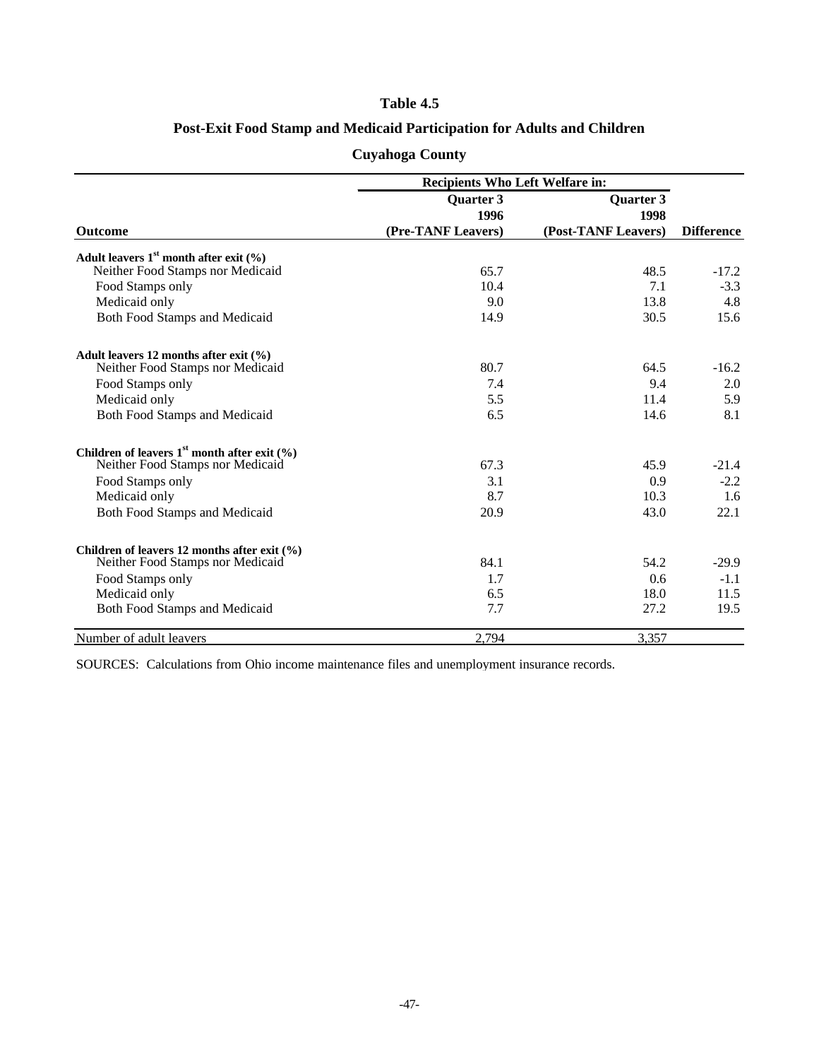**Table 4.5**

**Post-Exit Food Stamp and Medicaid Participation for Adults and Children**

**Cuyahoga County**

| Outcome | Recipients Who Left Welfare in: Quarter 3 1996 (Pre-TANF Leavers) | Quarter 3 1998 (Post-TANF Leavers) | Difference |
|---|---|---|---|
| **Adult leavers 1st month after exit (%)** | | | |
| Neither Food Stamps nor Medicaid | 65.7 | 48.5 | -17.2 |
| Food Stamps only | 10.4 | 7.1 | -3.3 |
| Medicaid only | 9.0 | 13.8 | 4.8 |
| Both Food Stamps and Medicaid | 14.9 | 30.5 | 15.6 |
| **Adult leavers 12 months after exit (%)** | | | |
| Neither Food Stamps nor Medicaid | 80.7 | 64.5 | -16.2 |
| Food Stamps only | 7.4 | 9.4 | 2.0 |
| Medicaid only | 5.5 | 11.4 | 5.9 |
| Both Food Stamps and Medicaid | 6.5 | 14.6 | 8.1 |
| **Children of leavers 1st month after exit (%)** | | | |
| Neither Food Stamps nor Medicaid | 67.3 | 45.9 | -21.4 |
| Food Stamps only | 3.1 | 0.9 | -2.2 |
| Medicaid only | 8.7 | 10.3 | 1.6 |
| Both Food Stamps and Medicaid | 20.9 | 43.0 | 22.1 |
| **Children of leavers 12 months after exit (%)** | | | |
| Neither Food Stamps nor Medicaid | 84.1 | 54.2 | -29.9 |
| Food Stamps only | 1.7 | 0.6 | -1.1 |
| Medicaid only | 6.5 | 18.0 | 11.5 |
| Both Food Stamps and Medicaid | 7.7 | 27.2 | 19.5 |
| Number of adult leavers | 2,794 | 3,357 | |

SOURCES: Calculations from Ohio income maintenance files and unemployment insurance records.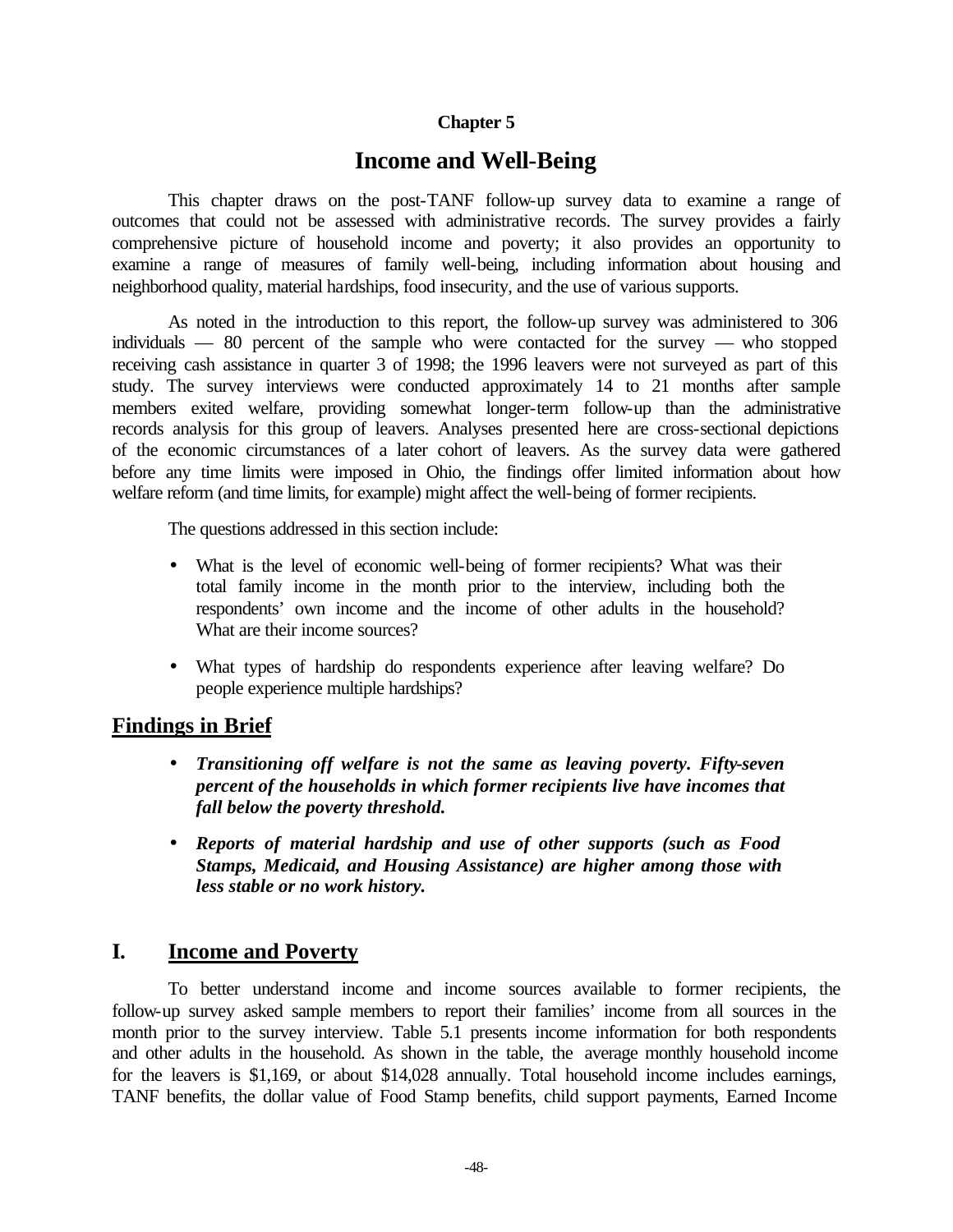Chapter 5

# Income and Well-Being

This chapter draws on the post-TANF follow-up survey data to examine a range of outcomes that could not be assessed with administrative records. The survey provides a fairly comprehensive picture of household income and poverty; it also provides an opportunity to examine a range of measures of family well-being, including information about housing and neighborhood quality, material hardships, food insecurity, and the use of various supports.

As noted in the introduction to this report, the follow-up survey was administered to 306 individuals — 80 percent of the sample who were contacted for the survey — who stopped receiving cash assistance in quarter 3 of 1998; the 1996 leavers were not surveyed as part of this study. The survey interviews were conducted approximately 14 to 21 months after sample members exited welfare, providing somewhat longer-term follow-up than the administrative records analysis for this group of leavers. Analyses presented here are cross-sectional depictions of the economic circumstances of a later cohort of leavers. As the survey data were gathered before any time limits were imposed in Ohio, the findings offer limited information about how welfare reform (and time limits, for example) might affect the well-being of former recipients.

The questions addressed in this section include:

- What is the level of economic well-being of former recipients? What was their total family income in the month prior to the interview, including both the respondents' own income and the income of other adults in the household? What are their income sources?
- What types of hardship do respondents experience after leaving welfare? Do people experience multiple hardships?

## Findings in Brief

- ***Transitioning off welfare is not the same as leaving poverty. Fifty-seven percent of the households in which former recipients live have incomes that fall below the poverty threshold.***
- ***Reports of material hardship and use of other supports (such as Food Stamps, Medicaid, and Housing Assistance) are higher among those with less stable or no work history.***

## I. Income and Poverty

To better understand income and income sources available to former recipients, the follow-up survey asked sample members to report their families' income from all sources in the month prior to the survey interview. Table 5.1 presents income information for both respondents and other adults in the household. As shown in the table, the average monthly household income for the leavers is $1,169, or about $14,028 annually. Total household income includes earnings, TANF benefits, the dollar value of Food Stamp benefits, child support payments, Earned Income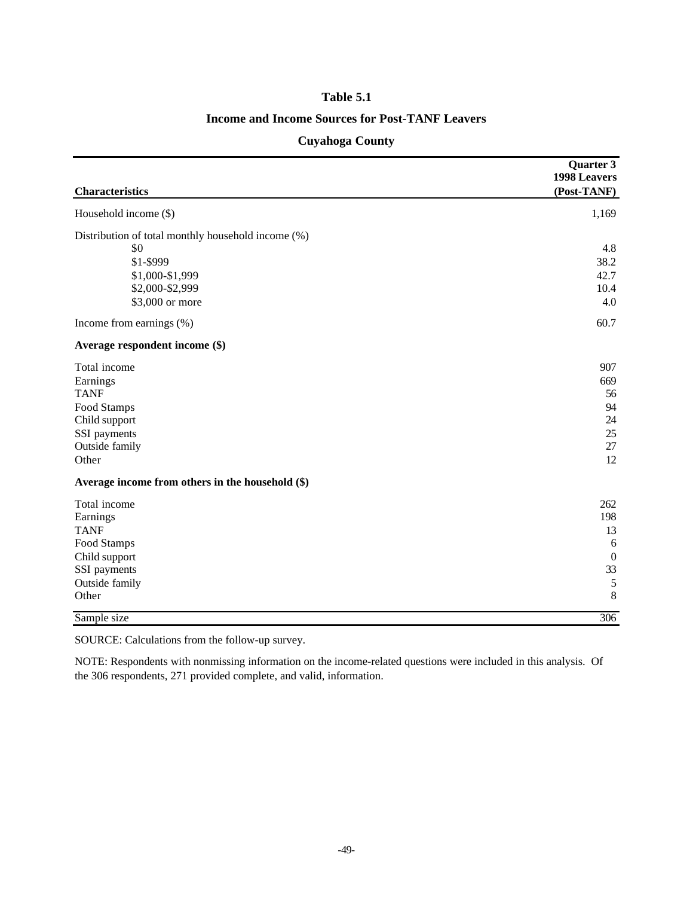# Table 5.1

## Income and Income Sources for Post-TANF Leavers

## Cuyahoga County

| Characteristics | Quarter 3 1998 Leavers (Post-TANF) |
|---|---|
| Household income ($) | 1,169 |
| Distribution of total monthly household income (%) | |
| $0 | 4.8 |
| $1-$999 | 38.2 |
| $1,000-$1,999 | 42.7 |
| $2,000-$2,999 | 10.4 |
| $3,000 or more | 4.0 |
| Income from earnings (%) | 60.7 |
| **Average respondent income ($)** | |
| Total income | 907 |
| Earnings | 669 |
| TANF | 56 |
| Food Stamps | 94 |
| Child support | 24 |
| SSI payments | 25 |
| Outside family | 27 |
| Other | 12 |
| **Average income from others in the household ($)** | |
| Total income | 262 |
| Earnings | 198 |
| TANF | 13 |
| Food Stamps | 6 |
| Child support | 0 |
| SSI payments | 33 |
| Outside family | 5 |
| Other | 8 |
| Sample size | 306 |

SOURCE: Calculations from the follow-up survey.

NOTE: Respondents with nonmissing information on the income-related questions were included in this analysis. Of the 306 respondents, 271 provided complete, and valid, information.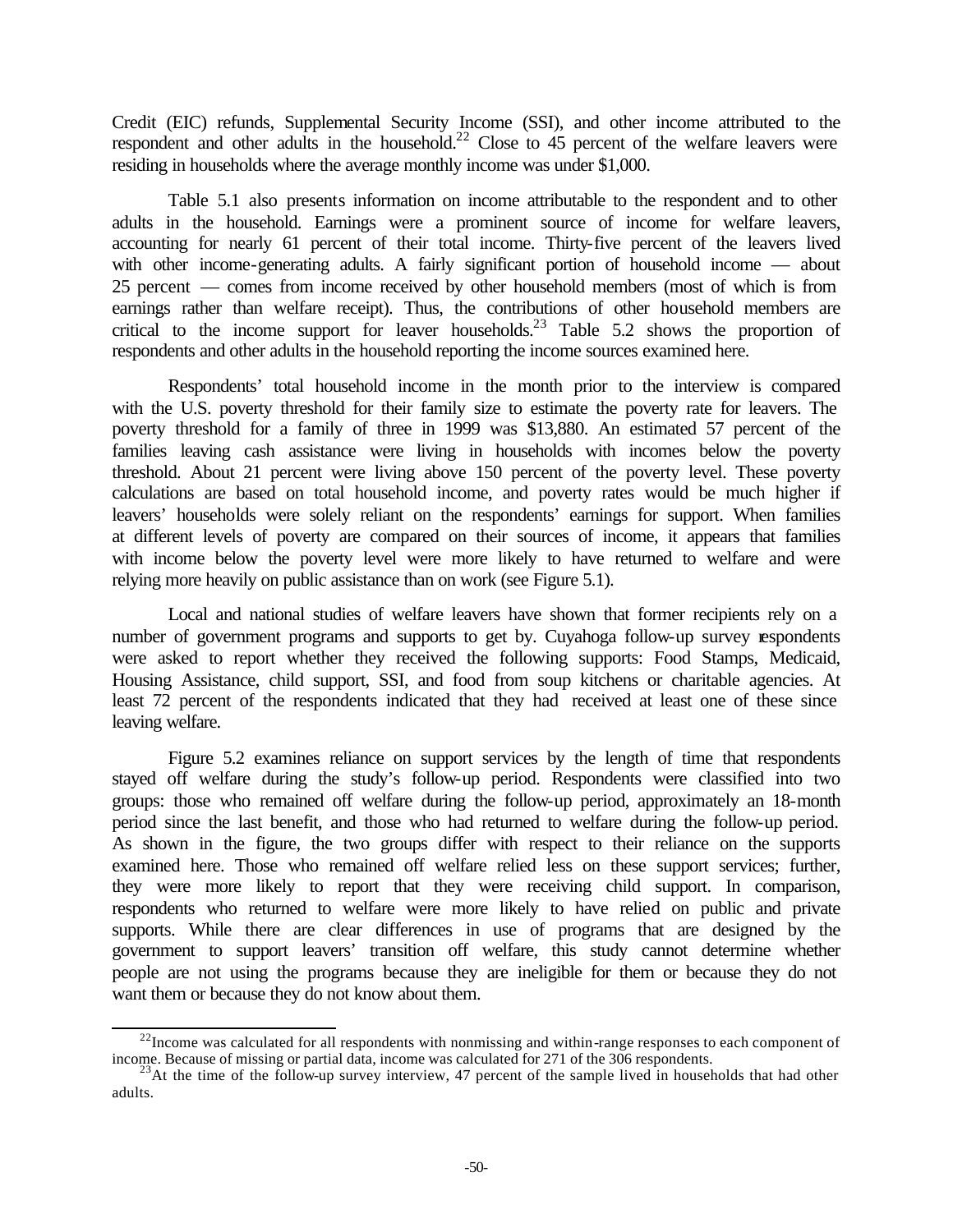Credit (EIC) refunds, Supplemental Security Income (SSI), and other income attributed to the respondent and other adults in the household.[22] Close to 45 percent of the welfare leavers were residing in households where the average monthly income was under $1,000.

Table 5.1 also presents information on income attributable to the respondent and to other adults in the household. Earnings were a prominent source of income for welfare leavers, accounting for nearly 61 percent of their total income. Thirty-five percent of the leavers lived with other income-generating adults. A fairly significant portion of household income — about 25 percent — comes from income received by other household members (most of which is from earnings rather than welfare receipt). Thus, the contributions of other household members are critical to the income support for leaver households.[23] Table 5.2 shows the proportion of respondents and other adults in the household reporting the income sources examined here.

Respondents' total household income in the month prior to the interview is compared with the U.S. poverty threshold for their family size to estimate the poverty rate for leavers. The poverty threshold for a family of three in 1999 was $13,880. An estimated 57 percent of the families leaving cash assistance were living in households with incomes below the poverty threshold. About 21 percent were living above 150 percent of the poverty level. These poverty calculations are based on total household income, and poverty rates would be much higher if leavers' households were solely reliant on the respondents' earnings for support. When families at different levels of poverty are compared on their sources of income, it appears that families with income below the poverty level were more likely to have returned to welfare and were relying more heavily on public assistance than on work (see Figure 5.1).

Local and national studies of welfare leavers have shown that former recipients rely on a number of government programs and supports to get by. Cuyahoga follow-up survey respondents were asked to report whether they received the following supports: Food Stamps, Medicaid, Housing Assistance, child support, SSI, and food from soup kitchens or charitable agencies. At least 72 percent of the respondents indicated that they had received at least one of these since leaving welfare.

Figure 5.2 examines reliance on support services by the length of time that respondents stayed off welfare during the study's follow-up period. Respondents were classified into two groups: those who remained off welfare during the follow-up period, approximately an 18-month period since the last benefit, and those who had returned to welfare during the follow-up period. As shown in the figure, the two groups differ with respect to their reliance on the supports examined here. Those who remained off welfare relied less on these support services; further, they were more likely to report that they were receiving child support. In comparison, respondents who returned to welfare were more likely to have relied on public and private supports. While there are clear differences in use of programs that are designed by the government to support leavers' transition off welfare, this study cannot determine whether people are not using the programs because they are ineligible for them or because they do not want them or because they do not know about them.

---

[22] Income was calculated for all respondents with nonmissing and within-range responses to each component of income. Because of missing or partial data, income was calculated for 271 of the 306 respondents.

[23] At the time of the follow-up survey interview, 47 percent of the sample lived in households that had other adults.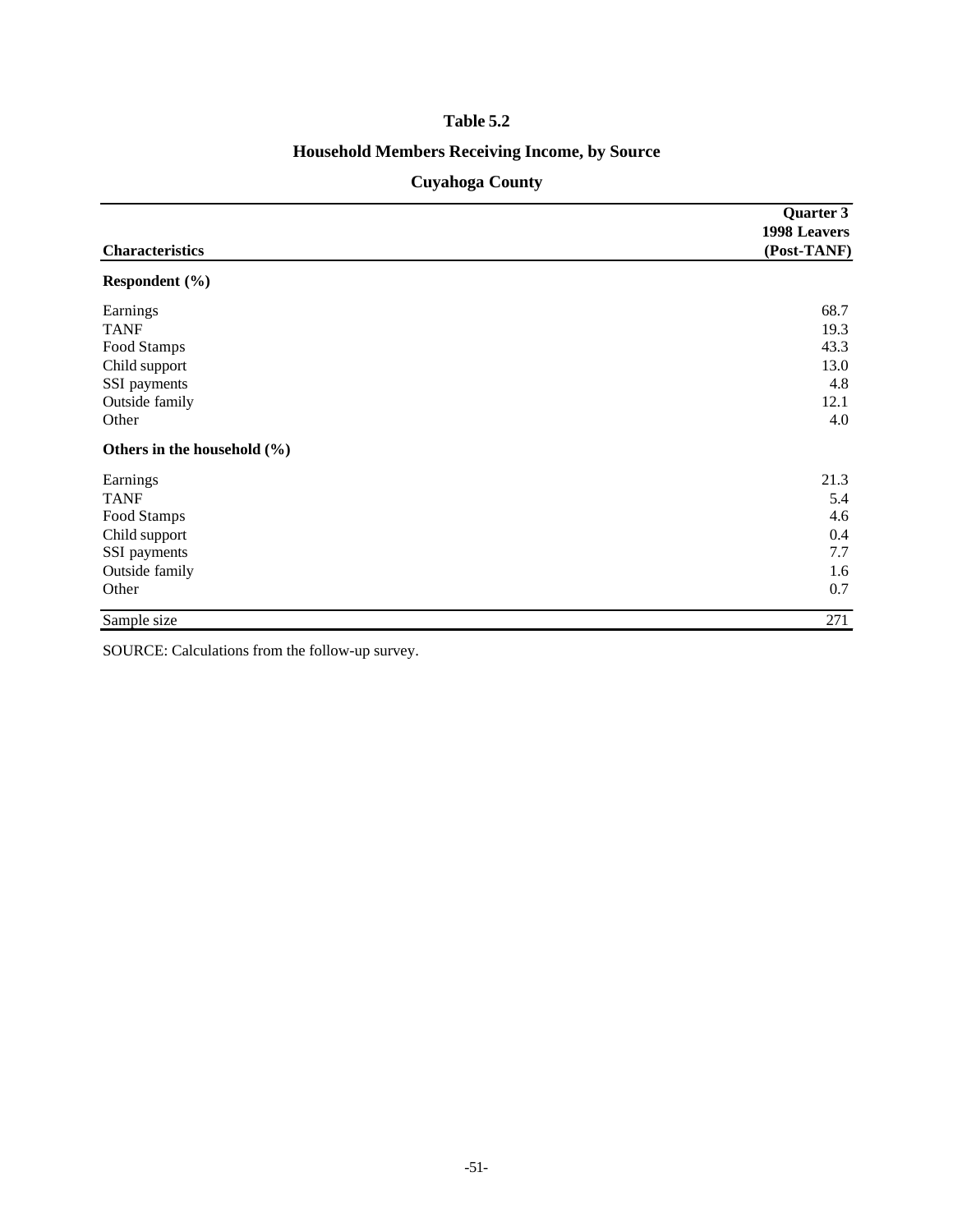## Table 5.2

## Household Members Receiving Income, by Source

## Cuyahoga County

| Characteristics | Quarter 3 1998 Leavers (Post-TANF) |
|---|---|
| **Respondent (%)** | |
| Earnings | 68.7 |
| TANF | 19.3 |
| Food Stamps | 43.3 |
| Child support | 13.0 |
| SSI payments | 4.8 |
| Outside family | 12.1 |
| Other | 4.0 |
| **Others in the household (%)** | |
| Earnings | 21.3 |
| TANF | 5.4 |
| Food Stamps | 4.6 |
| Child support | 0.4 |
| SSI payments | 7.7 |
| Outside family | 1.6 |
| Other | 0.7 |
| Sample size | 271 |

SOURCE: Calculations from the follow-up survey.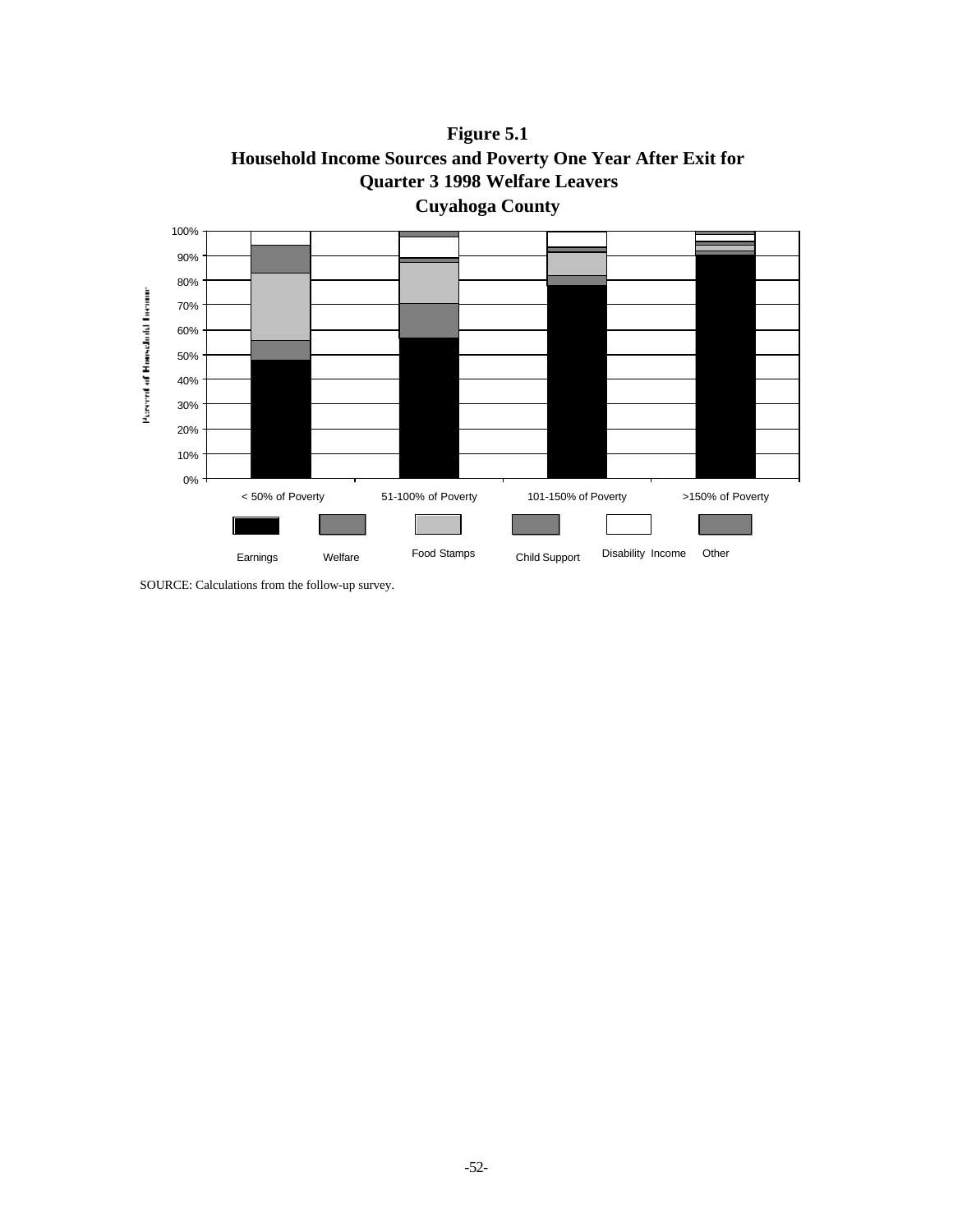**Figure 5.1**
**Household Income Sources and Poverty One Year After Exit for Quarter 3 1998 Welfare Leavers**
**Cuyahoga County**

SOURCE: Calculations from the follow-up survey.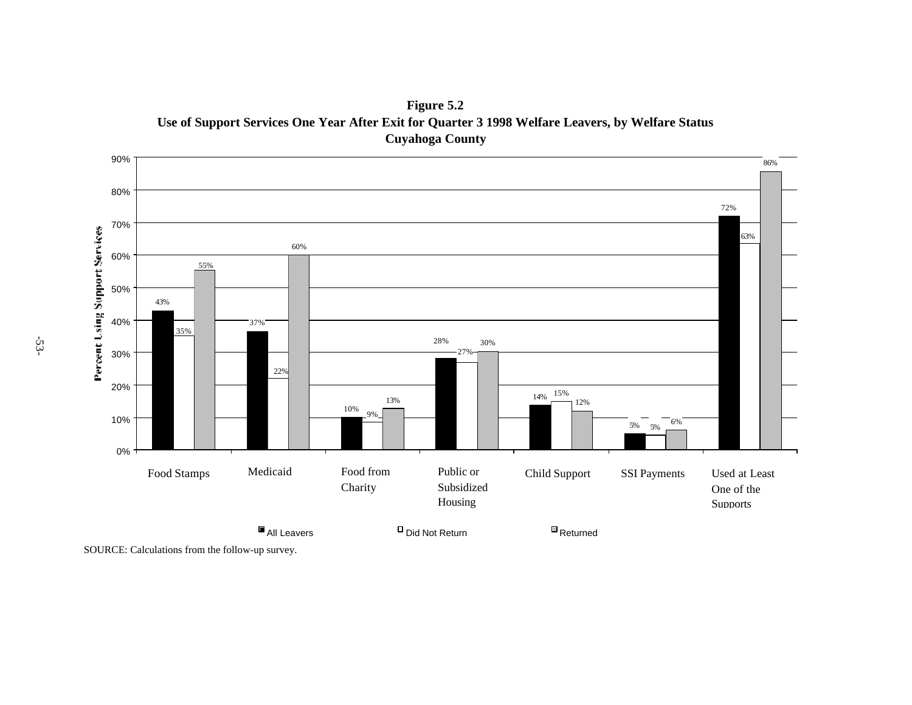**Figure 5.2**
**Use of Support Services One Year After Exit for Quarter 3 1998 Welfare Leavers, by Welfare Status**
**Cuyahoga County**

| Percent Using Support Services | All Leavers | Did Not Return | Returned |
|---|---|---|---|
| Food Stamps | 43% | 35% | 55% |
| Medicaid | 37% | 22% | 60% |
| Food from Charity | 10% | 9% | 13% |
| Public or Subsidized Housing | 28% | 27% | 30% |
| Child Support | 14% | 15% | 12% |
| SSI Payments | 5% | 5% | 6% |
| Used at Least One of the Supports | 72% | 63% | 86% |

SOURCE: Calculations from the follow-up survey.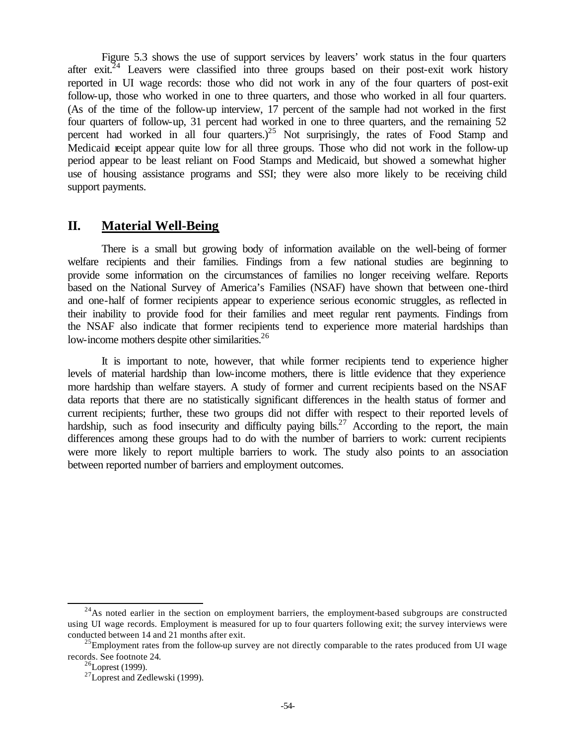Figure 5.3 shows the use of support services by leavers' work status in the four quarters after exit.[24] Leavers were classified into three groups based on their post-exit work history reported in UI wage records: those who did not work in any of the four quarters of post-exit follow-up, those who worked in one to three quarters, and those who worked in all four quarters. (As of the time of the follow-up interview, 17 percent of the sample had not worked in the first four quarters of follow-up, 31 percent had worked in one to three quarters, and the remaining 52 percent had worked in all four quarters.)[25] Not surprisingly, the rates of Food Stamp and Medicaid receipt appear quite low for all three groups. Those who did not work in the follow-up period appear to be least reliant on Food Stamps and Medicaid, but showed a somewhat higher use of housing assistance programs and SSI; they were also more likely to be receiving child support payments.

## II. Material Well-Being

There is a small but growing body of information available on the well-being of former welfare recipients and their families. Findings from a few national studies are beginning to provide some information on the circumstances of families no longer receiving welfare. Reports based on the National Survey of America's Families (NSAF) have shown that between one-third and one-half of former recipients appear to experience serious economic struggles, as reflected in their inability to provide food for their families and meet regular rent payments. Findings from the NSAF also indicate that former recipients tend to experience more material hardships than low-income mothers despite other similarities.[26]

It is important to note, however, that while former recipients tend to experience higher levels of material hardship than low-income mothers, there is little evidence that they experience more hardship than welfare stayers. A study of former and current recipients based on the NSAF data reports that there are no statistically significant differences in the health status of former and current recipients; further, these two groups did not differ with respect to their reported levels of hardship, such as food insecurity and difficulty paying bills.[27] According to the report, the main differences among these groups had to do with the number of barriers to work: current recipients were more likely to report multiple barriers to work. The study also points to an association between reported number of barriers and employment outcomes.

---

[24] As noted earlier in the section on employment barriers, the employment-based subgroups are constructed using UI wage records. Employment is measured for up to four quarters following exit; the survey interviews were conducted between 14 and 21 months after exit.

[25] Employment rates from the follow-up survey are not directly comparable to the rates produced from UI wage records. See footnote 24.

[26] Loprest (1999).

[27] Loprest and Zedlewski (1999).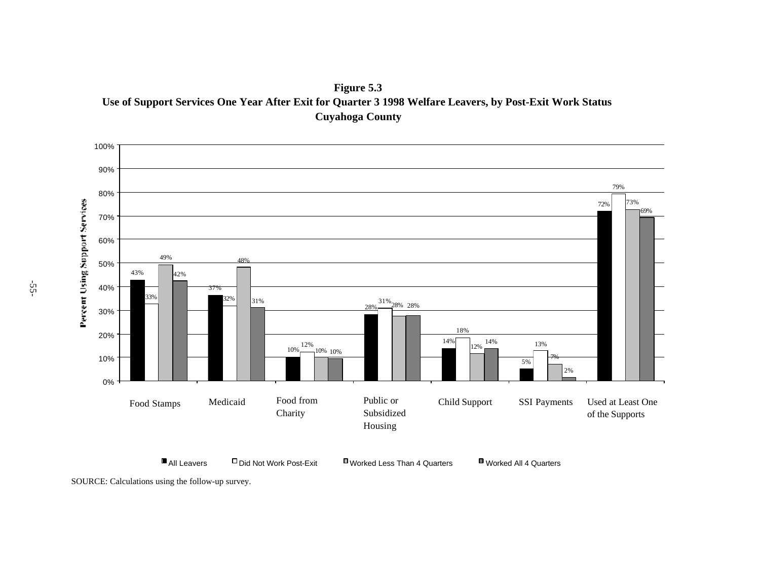**Figure 5.3**
**Use of Support Services One Year After Exit for Quarter 3 1998 Welfare Leavers, by Post-Exit Work Status**
**Cuyahoga County**

| Percent Using Support Services | All Leavers | Did Not Work Post-Exit | Worked Less Than 4 Quarters | Worked All 4 Quarters |
|---|---|---|---|---|
| Food Stamps | 43% | 33% | 49% | 42% |
| Medicaid | 37% | 32% | 48% | 31% |
| Food from Charity | 10% | 12% | 10% | 10% |
| Public or Subsidized Housing | 28% | 31% | 28% | 28% |
| Child Support | 14% | 18% | 12% | 14% |
| SSI Payments | 5% | 13% | 7% | 2% |
| Used at Least One of the Supports | 72% | 79% | 73% | 69% |

SOURCE: Calculations using the follow-up survey.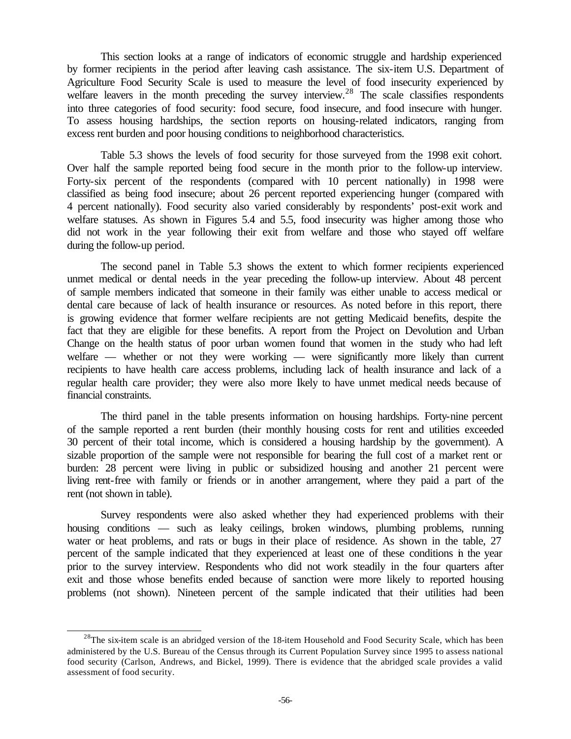This section looks at a range of indicators of economic struggle and hardship experienced by former recipients in the period after leaving cash assistance. The six-item U.S. Department of Agriculture Food Security Scale is used to measure the level of food insecurity experienced by welfare leavers in the month preceding the survey interview.[28] The scale classifies respondents into three categories of food security: food secure, food insecure, and food insecure with hunger. To assess housing hardships, the section reports on housing-related indicators, ranging from excess rent burden and poor housing conditions to neighborhood characteristics.

Table 5.3 shows the levels of food security for those surveyed from the 1998 exit cohort. Over half the sample reported being food secure in the month prior to the follow-up interview. Forty-six percent of the respondents (compared with 10 percent nationally) in 1998 were classified as being food insecure; about 26 percent reported experiencing hunger (compared with 4 percent nationally). Food security also varied considerably by respondents' post-exit work and welfare statuses. As shown in Figures 5.4 and 5.5, food insecurity was higher among those who did not work in the year following their exit from welfare and those who stayed off welfare during the follow-up period.

The second panel in Table 5.3 shows the extent to which former recipients experienced unmet medical or dental needs in the year preceding the follow-up interview. About 48 percent of sample members indicated that someone in their family was either unable to access medical or dental care because of lack of health insurance or resources. As noted before in this report, there is growing evidence that former welfare recipients are not getting Medicaid benefits, despite the fact that they are eligible for these benefits. A report from the Project on Devolution and Urban Change on the health status of poor urban women found that women in the study who had left welfare — whether or not they were working — were significantly more likely than current recipients to have health care access problems, including lack of health insurance and lack of a regular health care provider; they were also more likely to have unmet medical needs because of financial constraints.

The third panel in the table presents information on housing hardships. Forty-nine percent of the sample reported a rent burden (their monthly housing costs for rent and utilities exceeded 30 percent of their total income, which is considered a housing hardship by the government). A sizable proportion of the sample were not responsible for bearing the full cost of a market rent or burden: 28 percent were living in public or subsidized housing and another 21 percent were living rent-free with family or friends or in another arrangement, where they paid a part of the rent (not shown in table).

Survey respondents were also asked whether they had experienced problems with their housing conditions — such as leaky ceilings, broken windows, plumbing problems, running water or heat problems, and rats or bugs in their place of residence. As shown in the table, 27 percent of the sample indicated that they experienced at least one of these conditions in the year prior to the survey interview. Respondents who did not work steadily in the four quarters after exit and those whose benefits ended because of sanction were more likely to reported housing problems (not shown). Nineteen percent of the sample indicated that their utilities had been

---

[28]The six-item scale is an abridged version of the 18-item Household and Food Security Scale, which has been administered by the U.S. Bureau of the Census through its Current Population Survey since 1995 to assess national food security (Carlson, Andrews, and Bickel, 1999). There is evidence that the abridged scale provides a valid assessment of food security.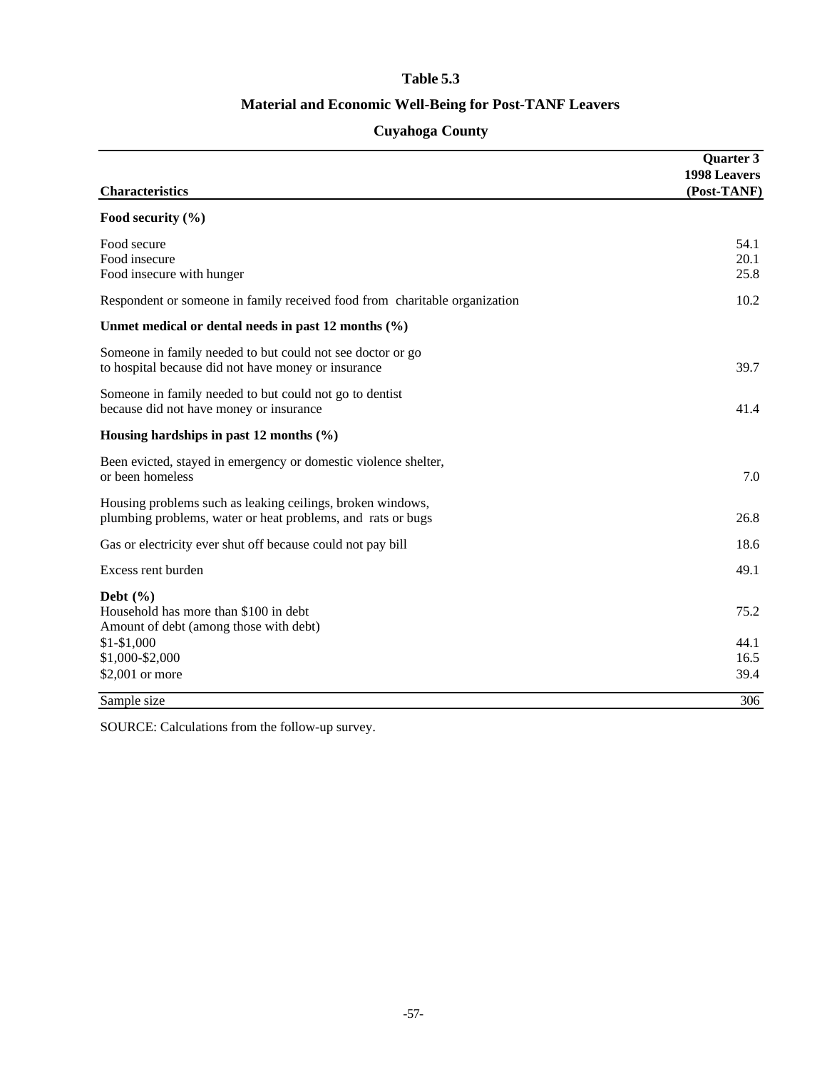# Table 5.3

## Material and Economic Well-Being for Post-TANF Leavers

### Cuyahoga County

| Characteristics | Quarter 3 1998 Leavers (Post-TANF) |
|---|---|
| **Food security (%)** | |
| Food secure | 54.1 |
| Food insecure | 20.1 |
| Food insecure with hunger | 25.8 |
| Respondent or someone in family received food from charitable organization | 10.2 |
| **Unmet medical or dental needs in past 12 months (%)** | |
| Someone in family needed to but could not see doctor or go to hospital because did not have money or insurance | 39.7 |
| Someone in family needed to but could not go to dentist because did not have money or insurance | 41.4 |
| **Housing hardships in past 12 months (%)** | |
| Been evicted, stayed in emergency or domestic violence shelter, or been homeless | 7.0 |
| Housing problems such as leaking ceilings, broken windows, plumbing problems, water or heat problems, and rats or bugs | 26.8 |
| Gas or electricity ever shut off because could not pay bill | 18.6 |
| Excess rent burden | 49.1 |
| **Debt (%)** | |
| Household has more than $100 in debt | 75.2 |
| Amount of debt (among those with debt) | |
| $1-$1,000 | 44.1 |
| $1,000-$2,000 | 16.5 |
| $2,001 or more | 39.4 |
| Sample size | 306 |

SOURCE: Calculations from the follow-up survey.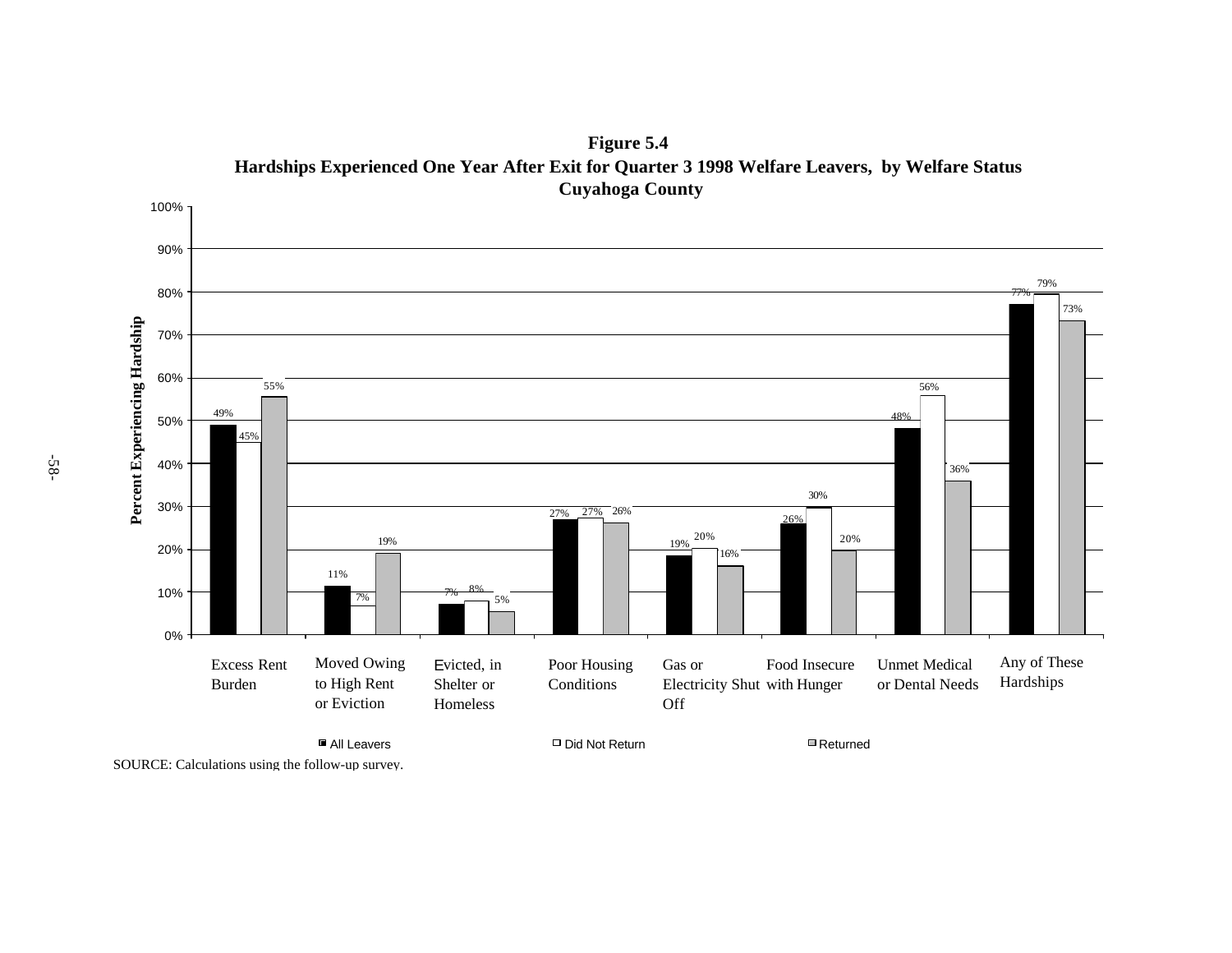**Figure 5.4**
**Hardships Experienced One Year After Exit for Quarter 3 1998 Welfare Leavers, by Welfare Status**
**Cuyahoga County**

| Hardship | All Leavers | Did Not Return | Returned |
|---|---|---|---|
| Excess Rent Burden | 49% | 45% | 55% |
| Moved Owing to High Rent or Eviction | 11% | 7% | 19% |
| Evicted, in Shelter or Homeless | 7% | 8% | 5% |
| Poor Housing Conditions | 27% | 27% | 26% |
| Gas or Electricity Shut Off | 19% | 20% | 16% |
| Food Insecure with Hunger | 26% | 30% | 20% |
| Unmet Medical or Dental Needs | 48% | 56% | 36% |
| Any of These Hardships | 77% | 79% | 73% |

SOURCE: Calculations using the follow-up survey.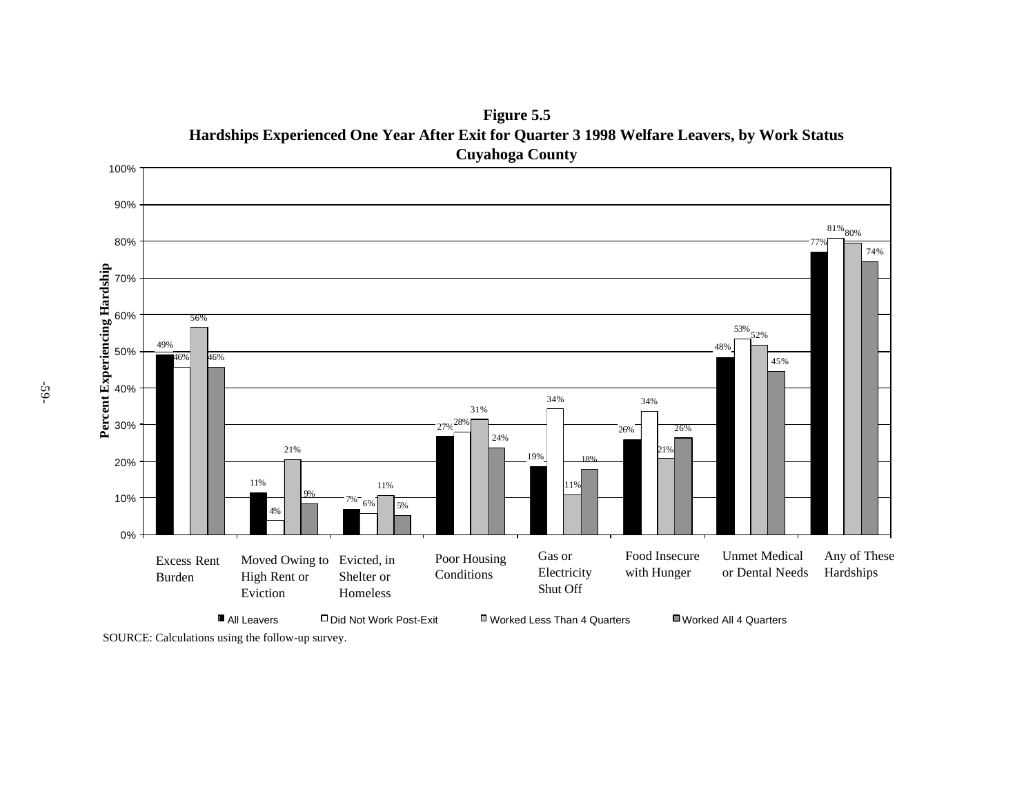**Figure 5.5**
**Hardships Experienced One Year After Exit for Quarter 3 1998 Welfare Leavers, by Work Status**
**Cuyahoga County**

| Hardship | All Leavers | Did Not Work Post-Exit | Worked Less Than 4 Quarters | Worked All 4 Quarters |
| --- | --- | --- | --- | --- |
| Excess Rent Burden | 49% | 46% | 56% | 46% |
| Moved Owing to High Rent or Eviction | 11% | 4% | 21% | 9% |
| Evicted, in Shelter or Homeless | 7% | 6% | 11% | 5% |
| Poor Housing Conditions | 27% | 28% | 31% | 24% |
| Gas or Electricity Shut Off | 19% | 34% | 11% | 18% |
| Food Insecure with Hunger | 26% | 34% | 21% | 26% |
| Unmet Medical or Dental Needs | 48% | 53% | 52% | 45% |
| Any of These Hardships | 77% | 81% | 80% | 74% |

SOURCE: Calculations using the follow-up survey.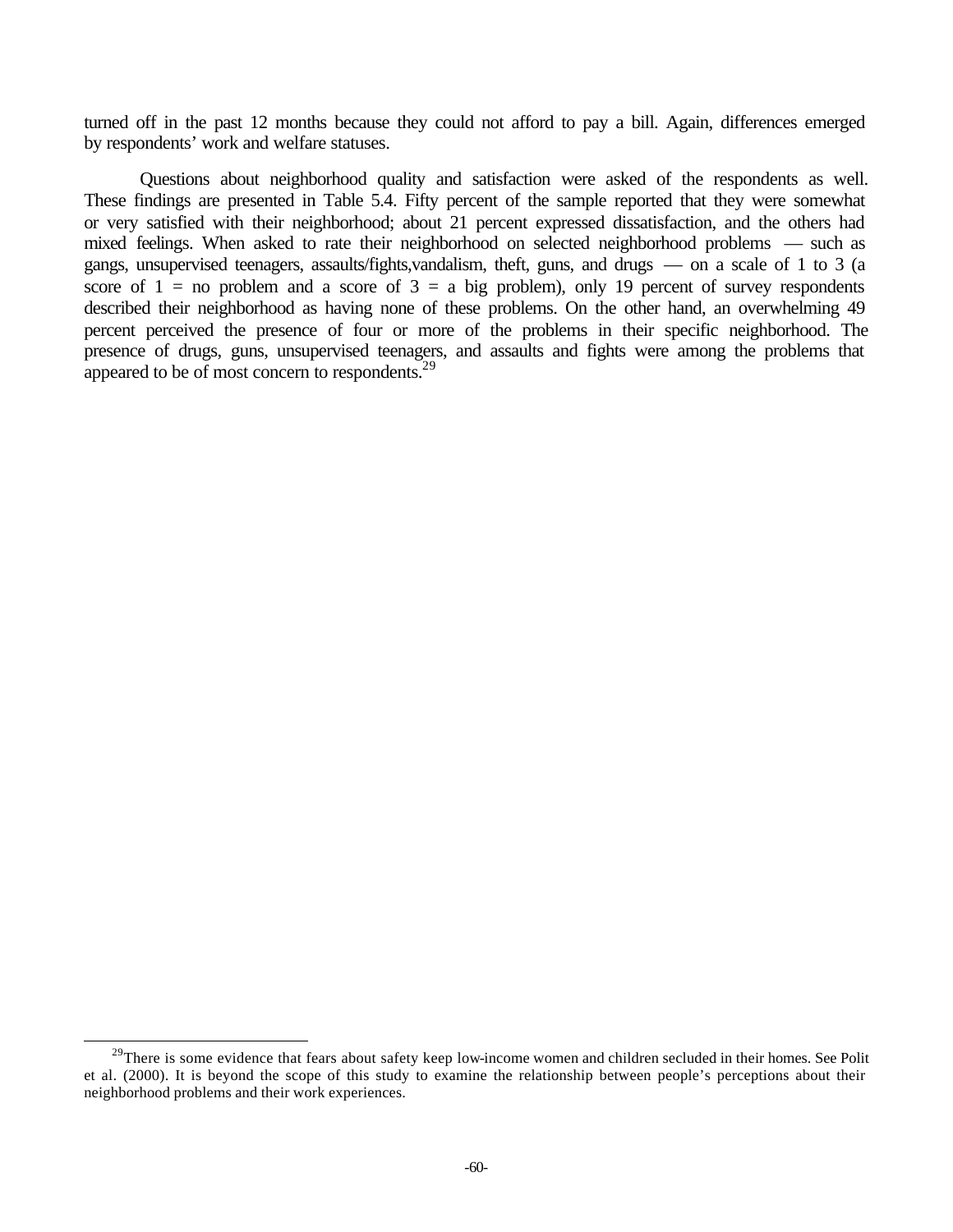turned off in the past 12 months because they could not afford to pay a bill. Again, differences emerged by respondents' work and welfare statuses.

Questions about neighborhood quality and satisfaction were asked of the respondents as well. These findings are presented in Table 5.4. Fifty percent of the sample reported that they were somewhat or very satisfied with their neighborhood; about 21 percent expressed dissatisfaction, and the others had mixed feelings. When asked to rate their neighborhood on selected neighborhood problems — such as gangs, unsupervised teenagers, assaults/fights,vandalism, theft, guns, and drugs — on a scale of 1 to 3 (a score of 1 = no problem and a score of 3 = a big problem), only 19 percent of survey respondents described their neighborhood as having none of these problems. On the other hand, an overwhelming 49 percent perceived the presence of four or more of the problems in their specific neighborhood. The presence of drugs, guns, unsupervised teenagers, and assaults and fights were among the problems that appeared to be of most concern to respondents.[29]

---

[29]There is some evidence that fears about safety keep low-income women and children secluded in their homes. See Polit et al. (2000). It is beyond the scope of this study to examine the relationship between people's perceptions about their neighborhood problems and their work experiences.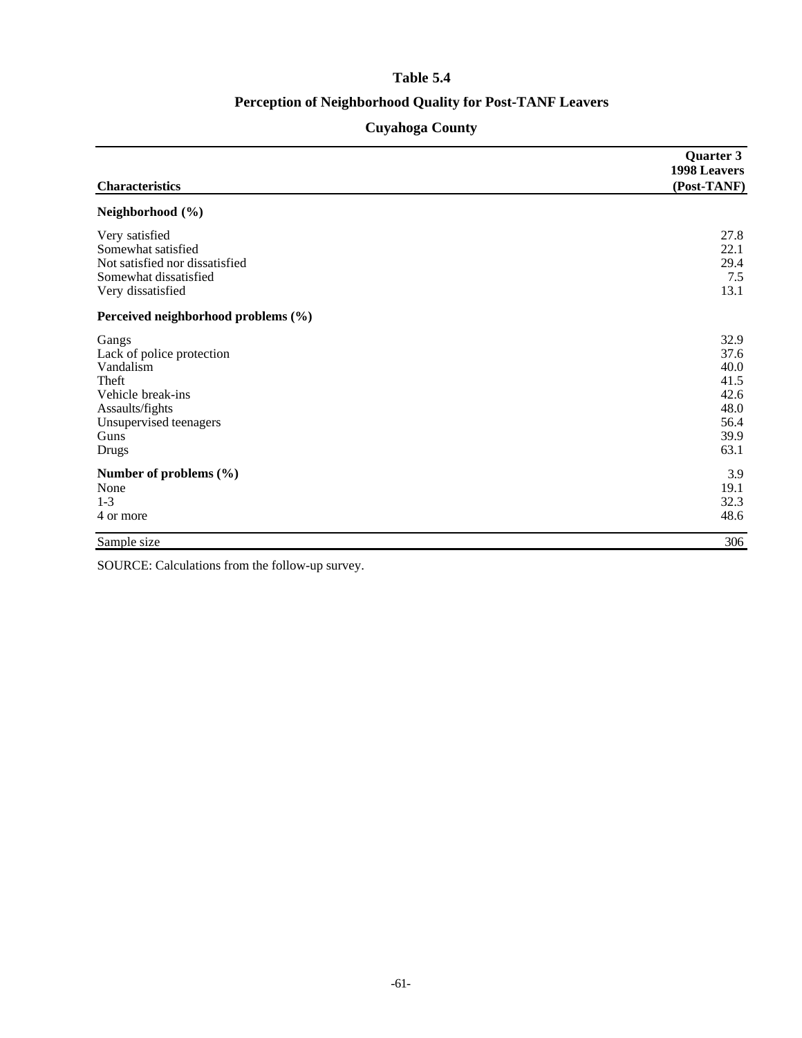# Table 5.4

## Perception of Neighborhood Quality for Post-TANF Leavers

## Cuyahoga County

| Characteristics | Quarter 3 1998 Leavers (Post-TANF) |
|---|---|
| **Neighborhood (%)** | |
| Very satisfied | 27.8 |
| Somewhat satisfied | 22.1 |
| Not satisfied nor dissatisfied | 29.4 |
| Somewhat dissatisfied | 7.5 |
| Very dissatisfied | 13.1 |
| **Perceived neighborhood problems (%)** | |
| Gangs | 32.9 |
| Lack of police protection | 37.6 |
| Vandalism | 40.0 |
| Theft | 41.5 |
| Vehicle break-ins | 42.6 |
| Assaults/fights | 48.0 |
| Unsupervised teenagers | 56.4 |
| Guns | 39.9 |
| Drugs | 63.1 |
| **Number of problems (%)** | 3.9 |
| None | 19.1 |
| 1-3 | 32.3 |
| 4 or more | 48.6 |
| Sample size | 306 |

SOURCE: Calculations from the follow-up survey.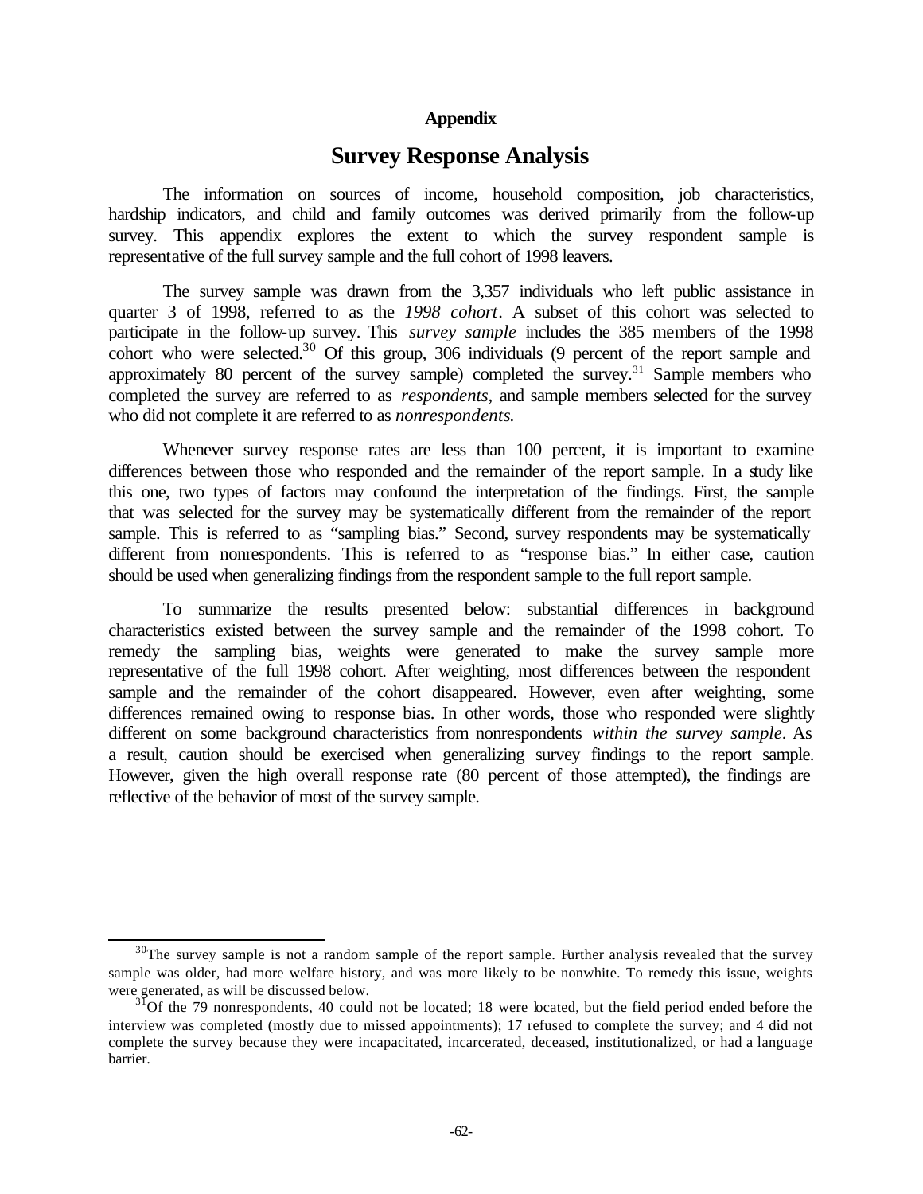**Appendix**

# Survey Response Analysis

The information on sources of income, household composition, job characteristics, hardship indicators, and child and family outcomes was derived primarily from the follow-up survey. This appendix explores the extent to which the survey respondent sample is representative of the full survey sample and the full cohort of 1998 leavers.

The survey sample was drawn from the 3,357 individuals who left public assistance in quarter 3 of 1998, referred to as the *1998 cohort*. A subset of this cohort was selected to participate in the follow-up survey. This *survey sample* includes the 385 members of the 1998 cohort who were selected.[30] Of this group, 306 individuals (9 percent of the report sample and approximately 80 percent of the survey sample) completed the survey.[31] Sample members who completed the survey are referred to as *respondents*, and sample members selected for the survey who did not complete it are referred to as *nonrespondents.*

Whenever survey response rates are less than 100 percent, it is important to examine differences between those who responded and the remainder of the report sample. In a study like this one, two types of factors may confound the interpretation of the findings. First, the sample that was selected for the survey may be systematically different from the remainder of the report sample. This is referred to as "sampling bias." Second, survey respondents may be systematically different from nonrespondents. This is referred to as "response bias." In either case, caution should be used when generalizing findings from the respondent sample to the full report sample.

To summarize the results presented below: substantial differences in background characteristics existed between the survey sample and the remainder of the 1998 cohort. To remedy the sampling bias, weights were generated to make the survey sample more representative of the full 1998 cohort. After weighting, most differences between the respondent sample and the remainder of the cohort disappeared. However, even after weighting, some differences remained owing to response bias. In other words, those who responded were slightly different on some background characteristics from nonrespondents *within the survey sample*. As a result, caution should be exercised when generalizing survey findings to the report sample. However, given the high overall response rate (80 percent of those attempted), the findings are reflective of the behavior of most of the survey sample.

---

[30]The survey sample is not a random sample of the report sample. Further analysis revealed that the survey sample was older, had more welfare history, and was more likely to be nonwhite. To remedy this issue, weights were generated, as will be discussed below.

[31]Of the 79 nonrespondents, 40 could not be located; 18 were located, but the field period ended before the interview was completed (mostly due to missed appointments); 17 refused to complete the survey; and 4 did not complete the survey because they were incapacitated, incarcerated, deceased, institutionalized, or had a language barrier.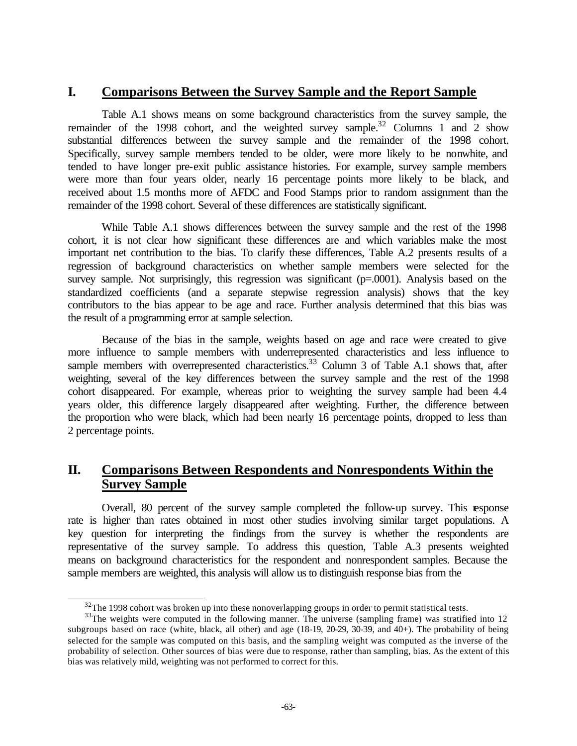## I. Comparisons Between the Survey Sample and the Report Sample

Table A.1 shows means on some background characteristics from the survey sample, the remainder of the 1998 cohort, and the weighted survey sample.[32] Columns 1 and 2 show substantial differences between the survey sample and the remainder of the 1998 cohort. Specifically, survey sample members tended to be older, were more likely to be nonwhite, and tended to have longer pre-exit public assistance histories. For example, survey sample members were more than four years older, nearly 16 percentage points more likely to be black, and received about 1.5 months more of AFDC and Food Stamps prior to random assignment than the remainder of the 1998 cohort. Several of these differences are statistically significant.

While Table A.1 shows differences between the survey sample and the rest of the 1998 cohort, it is not clear how significant these differences are and which variables make the most important net contribution to the bias. To clarify these differences, Table A.2 presents results of a regression of background characteristics on whether sample members were selected for the survey sample. Not surprisingly, this regression was significant (p=.0001). Analysis based on the standardized coefficients (and a separate stepwise regression analysis) shows that the key contributors to the bias appear to be age and race. Further analysis determined that this bias was the result of a programming error at sample selection.

Because of the bias in the sample, weights based on age and race were created to give more influence to sample members with underrepresented characteristics and less influence to sample members with overrepresented characteristics.[33] Column 3 of Table A.1 shows that, after weighting, several of the key differences between the survey sample and the rest of the 1998 cohort disappeared. For example, whereas prior to weighting the survey sample had been 4.4 years older, this difference largely disappeared after weighting. Further, the difference between the proportion who were black, which had been nearly 16 percentage points, dropped to less than 2 percentage points.

## II. Comparisons Between Respondents and Nonrespondents Within the Survey Sample

Overall, 80 percent of the survey sample completed the follow-up survey. This response rate is higher than rates obtained in most other studies involving similar target populations. A key question for interpreting the findings from the survey is whether the respondents are representative of the survey sample. To address this question, Table A.3 presents weighted means on background characteristics for the respondent and nonrespondent samples. Because the sample members are weighted, this analysis will allow us to distinguish response bias from the

---

[32]The 1998 cohort was broken up into these nonoverlapping groups in order to permit statistical tests.

[33]The weights were computed in the following manner. The universe (sampling frame) was stratified into 12 subgroups based on race (white, black, all other) and age (18-19, 20-29, 30-39, and 40+). The probability of being selected for the sample was computed on this basis, and the sampling weight was computed as the inverse of the probability of selection. Other sources of bias were due to response, rather than sampling, bias. As the extent of this bias was relatively mild, weighting was not performed to correct for this.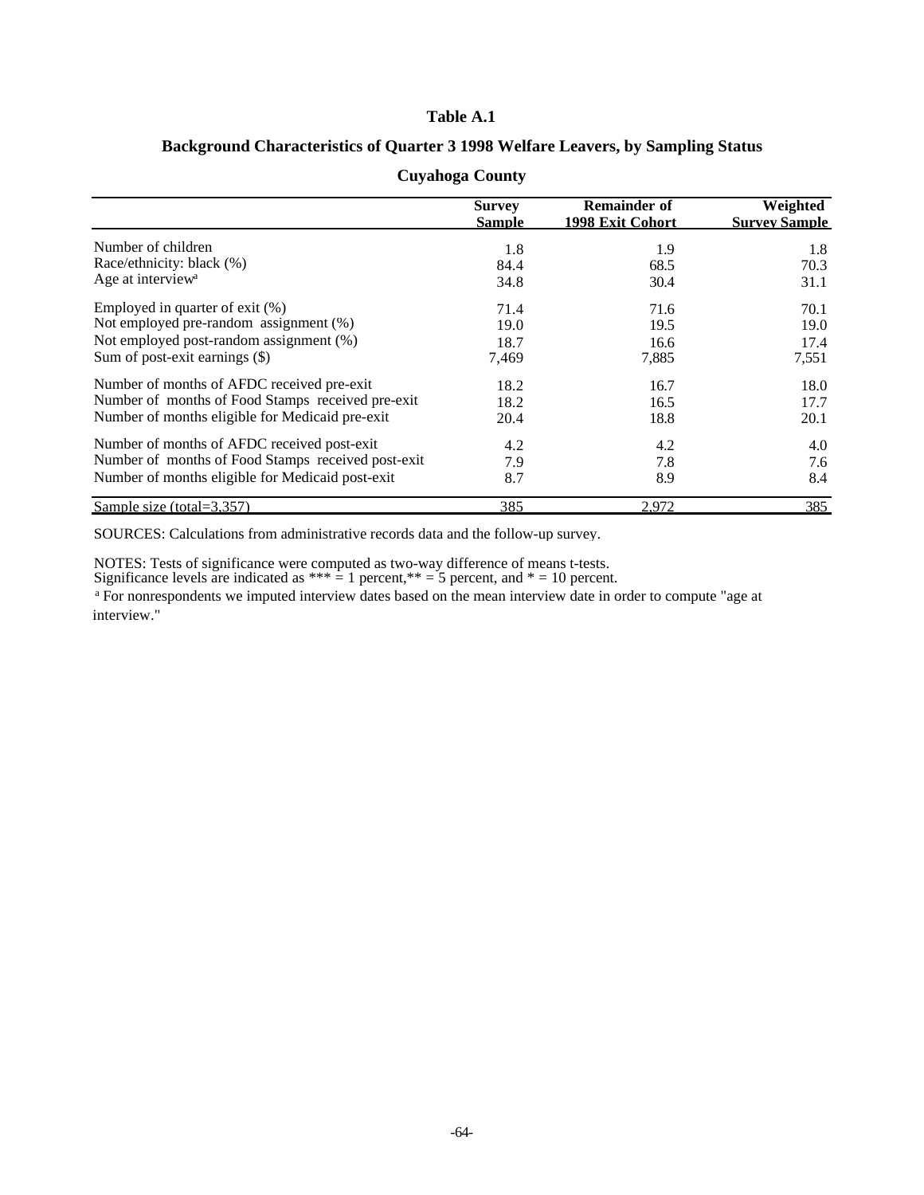**Table A.1**

**Background Characteristics of Quarter 3 1998 Welfare Leavers, by Sampling Status**

**Cuyahoga County**

| | Survey Sample | Remainder of 1998 Exit Cohort | Weighted Survey Sample |
|---|---|---|---|
| Number of children | 1.8 | 1.9 | 1.8 |
| Race/ethnicity: black (%) | 84.4 | 68.5 | 70.3 |
| Age at interview[a] | 34.8 | 30.4 | 31.1 |
| Employed in quarter of exit (%) | 71.4 | 71.6 | 70.1 |
| Not employed pre-random assignment (%) | 19.0 | 19.5 | 19.0 |
| Not employed post-random assignment (%) | 18.7 | 16.6 | 17.4 |
| Sum of post-exit earnings ($) | 7,469 | 7,885 | 7,551 |
| Number of months of AFDC received pre-exit | 18.2 | 16.7 | 18.0 |
| Number of months of Food Stamps received pre-exit | 18.2 | 16.5 | 17.7 |
| Number of months eligible for Medicaid pre-exit | 20.4 | 18.8 | 20.1 |
| Number of months of AFDC received post-exit | 4.2 | 4.2 | 4.0 |
| Number of months of Food Stamps received post-exit | 7.9 | 7.8 | 7.6 |
| Number of months eligible for Medicaid post-exit | 8.7 | 8.9 | 8.4 |
| Sample size (total=3,357) | 385 | 2,972 | 385 |

SOURCES: Calculations from administrative records data and the follow-up survey.

NOTES: Tests of significance were computed as two-way difference of means t-tests.
Significance levels are indicated as *** = 1 percent,** = 5 percent, and * = 10 percent.

[a] For nonrespondents we imputed interview dates based on the mean interview date in order to compute "age at interview."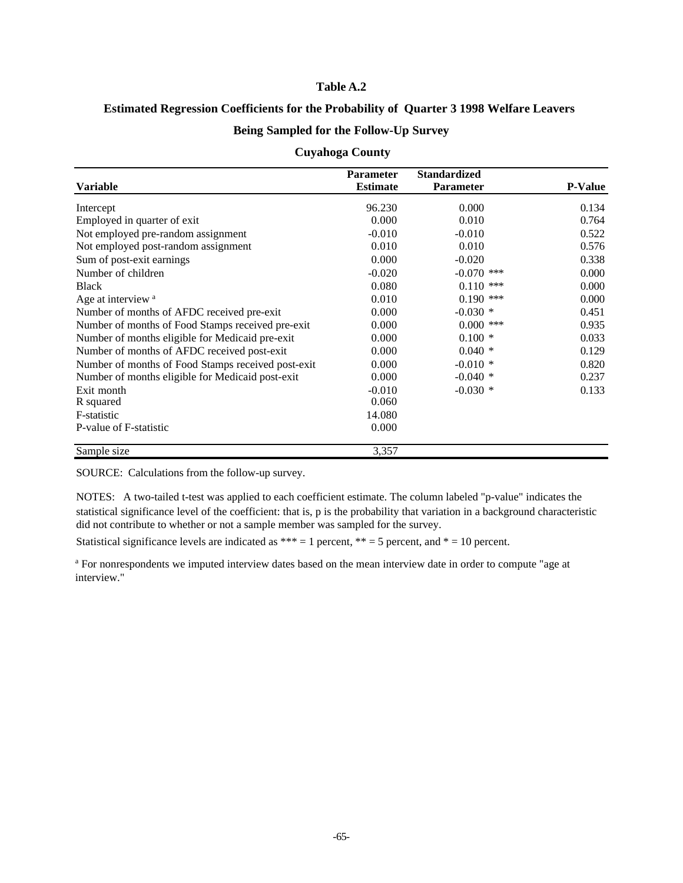**Table A.2**

**Estimated Regression Coefficients for the Probability of Quarter 3 1998 Welfare Leavers**

**Being Sampled for the Follow-Up Survey**

**Cuyahoga County**

| Variable | Parameter Estimate | Standardized Parameter | P-Value |
|---|---|---|---|
| Intercept | 96.230 | 0.000 | 0.134 |
| Employed in quarter of exit | 0.000 | 0.010 | 0.764 |
| Not employed pre-random assignment | -0.010 | -0.010 | 0.522 |
| Not employed post-random assignment | 0.010 | 0.010 | 0.576 |
| Sum of post-exit earnings | 0.000 | -0.020 | 0.338 |
| Number of children | -0.020 | -0.070 *** | 0.000 |
| Black | 0.080 | 0.110 *** | 0.000 |
| Age at interview [a] | 0.010 | 0.190 *** | 0.000 |
| Number of months of AFDC received pre-exit | 0.000 | -0.030 * | 0.451 |
| Number of months of Food Stamps received pre-exit | 0.000 | 0.000 *** | 0.935 |
| Number of months eligible for Medicaid pre-exit | 0.000 | 0.100 * | 0.033 |
| Number of months of AFDC received post-exit | 0.000 | 0.040 * | 0.129 |
| Number of months of Food Stamps received post-exit | 0.000 | -0.010 * | 0.820 |
| Number of months eligible for Medicaid post-exit | 0.000 | -0.040 * | 0.237 |
| Exit month | -0.010 | -0.030 * | 0.133 |
| R squared | 0.060 | | |
| F-statistic | 14.080 | | |
| P-value of F-statistic | 0.000 | | |
| Sample size | 3,357 | | |

SOURCE: Calculations from the follow-up survey.

NOTES: A two-tailed t-test was applied to each coefficient estimate. The column labeled "p-value" indicates the statistical significance level of the coefficient: that is, p is the probability that variation in a background characteristic did not contribute to whether or not a sample member was sampled for the survey.

Statistical significance levels are indicated as *** = 1 percent, ** = 5 percent, and * = 10 percent.

[a] For nonrespondents we imputed interview dates based on the mean interview date in order to compute "age at interview."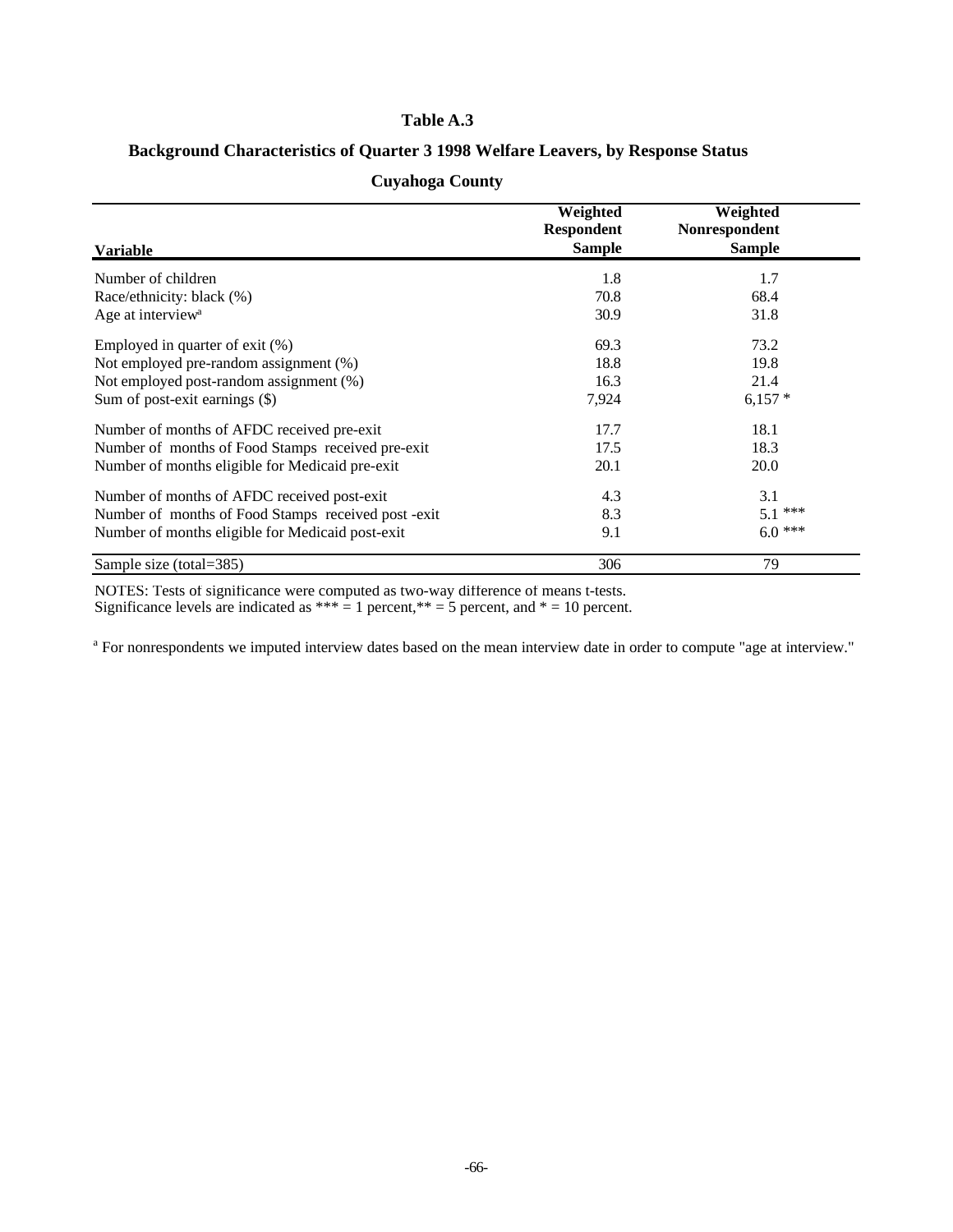# Table A.3

## Background Characteristics of Quarter 3 1998 Welfare Leavers, by Response Status

### Cuyahoga County

| Variable | Weighted Respondent Sample | Weighted Nonrespondent Sample |
|---|---|---|
| Number of children | 1.8 | 1.7 |
| Race/ethnicity: black (%) | 70.8 | 68.4 |
| Age at interview[a] | 30.9 | 31.8 |
| Employed in quarter of exit (%) | 69.3 | 73.2 |
| Not employed pre-random assignment (%) | 18.8 | 19.8 |
| Not employed post-random assignment (%) | 16.3 | 21.4 |
| Sum of post-exit earnings ($) | 7,924 | 6,157 * |
| Number of months of AFDC received pre-exit | 17.7 | 18.1 |
| Number of months of Food Stamps received pre-exit | 17.5 | 18.3 |
| Number of months eligible for Medicaid pre-exit | 20.1 | 20.0 |
| Number of months of AFDC received post-exit | 4.3 | 3.1 |
| Number of months of Food Stamps received post -exit | 8.3 | 5.1 *** |
| Number of months eligible for Medicaid post-exit | 9.1 | 6.0 *** |
| Sample size (total=385) | 306 | 79 |

NOTES: Tests of significance were computed as two-way difference of means t-tests.
Significance levels are indicated as *** = 1 percent,** = 5 percent, and * = 10 percent.

[a] For nonrespondents we imputed interview dates based on the mean interview date in order to compute "age at interview."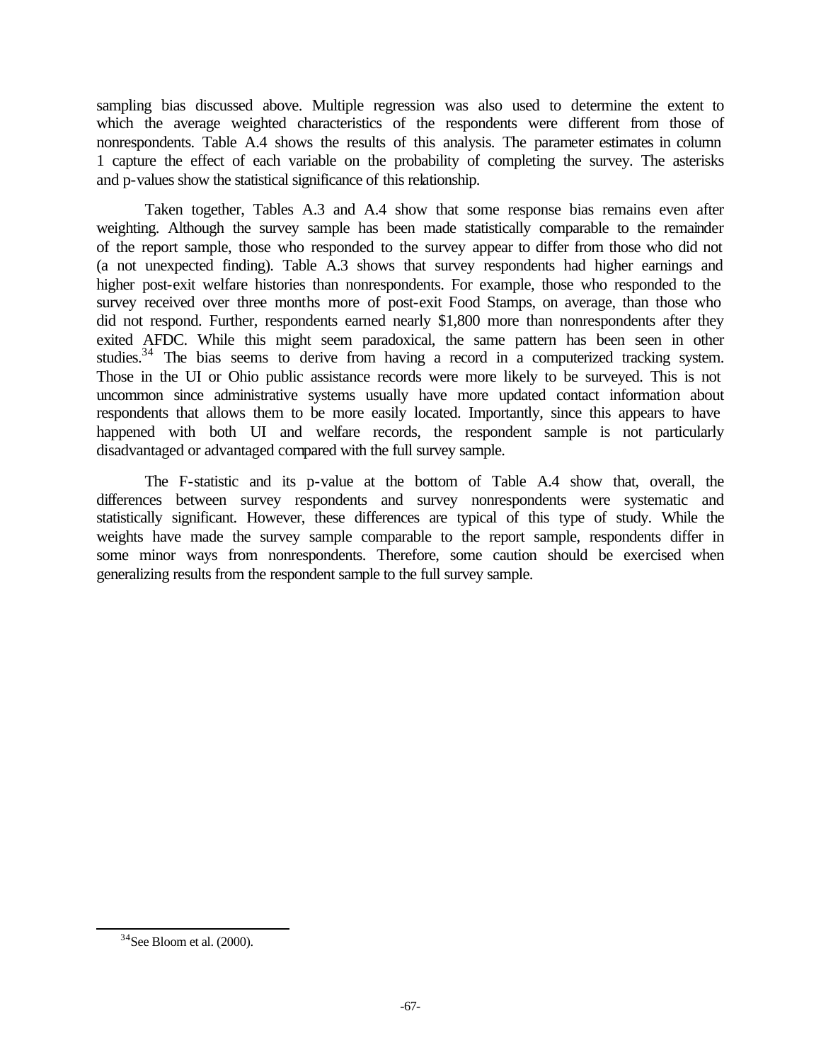sampling bias discussed above. Multiple regression was also used to determine the extent to which the average weighted characteristics of the respondents were different from those of nonrespondents. Table A.4 shows the results of this analysis. The parameter estimates in column 1 capture the effect of each variable on the probability of completing the survey. The asterisks and p-values show the statistical significance of this relationship.

Taken together, Tables A.3 and A.4 show that some response bias remains even after weighting. Although the survey sample has been made statistically comparable to the remainder of the report sample, those who responded to the survey appear to differ from those who did not (a not unexpected finding). Table A.3 shows that survey respondents had higher earnings and higher post-exit welfare histories than nonrespondents. For example, those who responded to the survey received over three months more of post-exit Food Stamps, on average, than those who did not respond. Further, respondents earned nearly $1,800 more than nonrespondents after they exited AFDC. While this might seem paradoxical, the same pattern has been seen in other studies.[34] The bias seems to derive from having a record in a computerized tracking system. Those in the UI or Ohio public assistance records were more likely to be surveyed. This is not uncommon since administrative systems usually have more updated contact information about respondents that allows them to be more easily located. Importantly, since this appears to have happened with both UI and welfare records, the respondent sample is not particularly disadvantaged or advantaged compared with the full survey sample.

The F-statistic and its p-value at the bottom of Table A.4 show that, overall, the differences between survey respondents and survey nonrespondents were systematic and statistically significant. However, these differences are typical of this type of study. While the weights have made the survey sample comparable to the report sample, respondents differ in some minor ways from nonrespondents. Therefore, some caution should be exercised when generalizing results from the respondent sample to the full survey sample.

[34] See Bloom et al. (2000).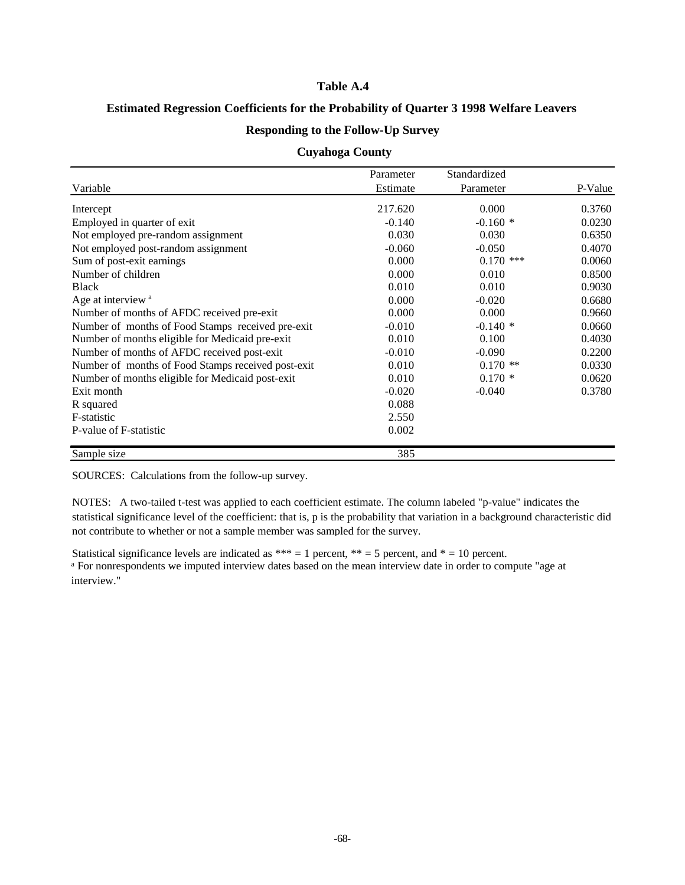**Table A.4**

**Estimated Regression Coefficients for the Probability of Quarter 3 1998 Welfare Leavers**

**Responding to the Follow-Up Survey**

**Cuyahoga County**

| Variable | Parameter Estimate | Standardized Parameter | P-Value |
|---|---|---|---|
| Intercept | 217.620 | 0.000 | 0.3760 |
| Employed in quarter of exit | -0.140 | -0.160 * | 0.0230 |
| Not employed pre-random assignment | 0.030 | 0.030 | 0.6350 |
| Not employed post-random assignment | -0.060 | -0.050 | 0.4070 |
| Sum of post-exit earnings | 0.000 | 0.170 *** | 0.0060 |
| Number of children | 0.000 | 0.010 | 0.8500 |
| Black | 0.010 | 0.010 | 0.9030 |
| Age at interview [a] | 0.000 | -0.020 | 0.6680 |
| Number of months of AFDC received pre-exit | 0.000 | 0.000 | 0.9660 |
| Number of months of Food Stamps received pre-exit | -0.010 | -0.140 * | 0.0660 |
| Number of months eligible for Medicaid pre-exit | 0.010 | 0.100 | 0.4030 |
| Number of months of AFDC received post-exit | -0.010 | -0.090 | 0.2200 |
| Number of months of Food Stamps received post-exit | 0.010 | 0.170 ** | 0.0330 |
| Number of months eligible for Medicaid post-exit | 0.010 | 0.170 * | 0.0620 |
| Exit month | -0.020 | -0.040 | 0.3780 |
| R squared | 0.088 | | |
| F-statistic | 2.550 | | |
| P-value of F-statistic | 0.002 | | |
| Sample size | 385 | | |

SOURCES: Calculations from the follow-up survey.

NOTES: A two-tailed t-test was applied to each coefficient estimate. The column labeled "p-value" indicates the statistical significance level of the coefficient: that is, p is the probability that variation in a background characteristic did not contribute to whether or not a sample member was sampled for the survey.

Statistical significance levels are indicated as *** = 1 percent, ** = 5 percent, and * = 10 percent.

[a] For nonrespondents we imputed interview dates based on the mean interview date in order to compute "age at interview."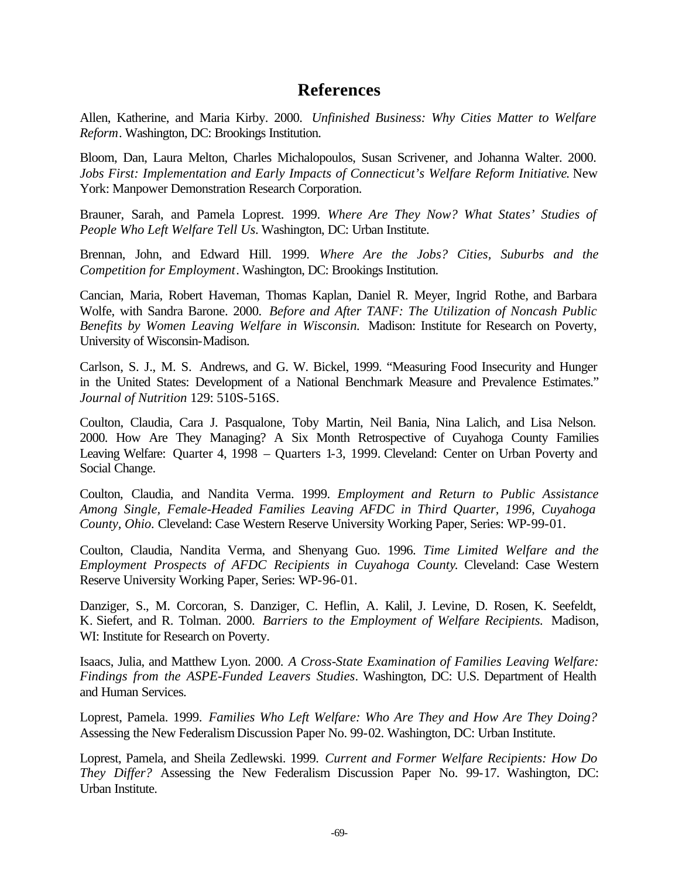# References

Allen, Katherine, and Maria Kirby. 2000. *Unfinished Business: Why Cities Matter to Welfare Reform*. Washington, DC: Brookings Institution.

Bloom, Dan, Laura Melton, Charles Michalopoulos, Susan Scrivener, and Johanna Walter. 2000. *Jobs First: Implementation and Early Impacts of Connecticut's Welfare Reform Initiative*. New York: Manpower Demonstration Research Corporation.

Brauner, Sarah, and Pamela Loprest. 1999. *Where Are They Now? What States' Studies of People Who Left Welfare Tell Us*. Washington, DC: Urban Institute.

Brennan, John, and Edward Hill. 1999. *Where Are the Jobs? Cities, Suburbs and the Competition for Employment*. Washington, DC: Brookings Institution.

Cancian, Maria, Robert Haveman, Thomas Kaplan, Daniel R. Meyer, Ingrid Rothe, and Barbara Wolfe, with Sandra Barone. 2000. *Before and After TANF: The Utilization of Noncash Public Benefits by Women Leaving Welfare in Wisconsin.* Madison: Institute for Research on Poverty, University of Wisconsin-Madison.

Carlson, S. J., M. S. Andrews, and G. W. Bickel, 1999. "Measuring Food Insecurity and Hunger in the United States: Development of a National Benchmark Measure and Prevalence Estimates." *Journal of Nutrition* 129: 510S-516S.

Coulton, Claudia, Cara J. Pasqualone, Toby Martin, Neil Bania, Nina Lalich, and Lisa Nelson. 2000. How Are They Managing? A Six Month Retrospective of Cuyahoga County Families Leaving Welfare: Quarter 4, 1998 – Quarters 1-3, 1999. Cleveland: Center on Urban Poverty and Social Change.

Coulton, Claudia, and Nandita Verma. 1999. *Employment and Return to Public Assistance Among Single, Female-Headed Families Leaving AFDC in Third Quarter, 1996, Cuyahoga County, Ohio.* Cleveland: Case Western Reserve University Working Paper, Series: WP-99-01.

Coulton, Claudia, Nandita Verma, and Shenyang Guo. 1996. *Time Limited Welfare and the Employment Prospects of AFDC Recipients in Cuyahoga County.* Cleveland: Case Western Reserve University Working Paper, Series: WP-96-01.

Danziger, S., M. Corcoran, S. Danziger, C. Heflin, A. Kalil, J. Levine, D. Rosen, K. Seefeldt, K. Siefert, and R. Tolman. 2000. *Barriers to the Employment of Welfare Recipients.* Madison, WI: Institute for Research on Poverty.

Isaacs, Julia, and Matthew Lyon. 2000. *A Cross-State Examination of Families Leaving Welfare: Findings from the ASPE-Funded Leavers Studies*. Washington, DC: U.S. Department of Health and Human Services.

Loprest, Pamela. 1999. *Families Who Left Welfare: Who Are They and How Are They Doing?* Assessing the New Federalism Discussion Paper No. 99-02. Washington, DC: Urban Institute.

Loprest, Pamela, and Sheila Zedlewski. 1999. *Current and Former Welfare Recipients: How Do They Differ?* Assessing the New Federalism Discussion Paper No. 99-17. Washington, DC: Urban Institute.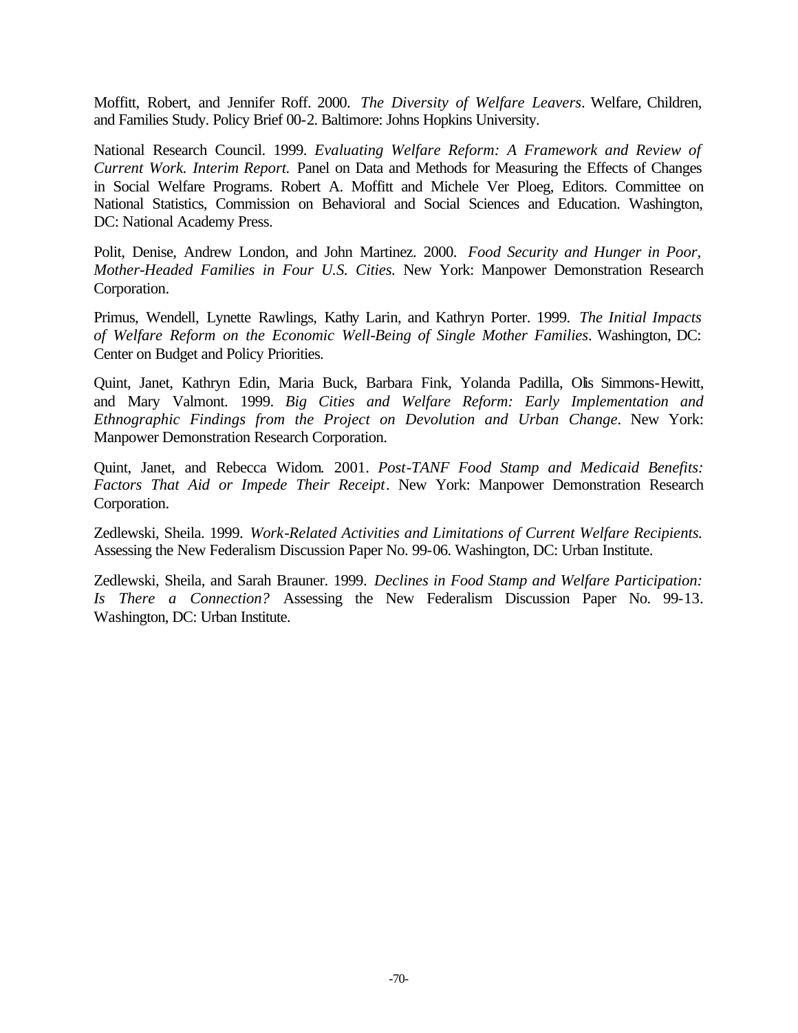Moffitt, Robert, and Jennifer Roff. 2000. *The Diversity of Welfare Leavers*. Welfare, Children, and Families Study. Policy Brief 00-2. Baltimore: Johns Hopkins University.

National Research Council. 1999. *Evaluating Welfare Reform: A Framework and Review of Current Work. Interim Report.* Panel on Data and Methods for Measuring the Effects of Changes in Social Welfare Programs. Robert A. Moffitt and Michele Ver Ploeg, Editors. Committee on National Statistics, Commission on Behavioral and Social Sciences and Education. Washington, DC: National Academy Press.

Polit, Denise, Andrew London, and John Martinez. 2000. *Food Security and Hunger in Poor, Mother-Headed Families in Four U.S. Cities.* New York: Manpower Demonstration Research Corporation.

Primus, Wendell, Lynette Rawlings, Kathy Larin, and Kathryn Porter. 1999. *The Initial Impacts of Welfare Reform on the Economic Well-Being of Single Mother Families*. Washington, DC: Center on Budget and Policy Priorities.

Quint, Janet, Kathryn Edin, Maria Buck, Barbara Fink, Yolanda Padilla, Olis Simmons-Hewitt, and Mary Valmont. 1999. *Big Cities and Welfare Reform: Early Implementation and Ethnographic Findings from the Project on Devolution and Urban Change*. New York: Manpower Demonstration Research Corporation.

Quint, Janet, and Rebecca Widom. 2001. *Post-TANF Food Stamp and Medicaid Benefits: Factors That Aid or Impede Their Receipt*. New York: Manpower Demonstration Research Corporation.

Zedlewski, Sheila. 1999. *Work-Related Activities and Limitations of Current Welfare Recipients.* Assessing the New Federalism Discussion Paper No. 99-06. Washington, DC: Urban Institute.

Zedlewski, Sheila, and Sarah Brauner. 1999. *Declines in Food Stamp and Welfare Participation: Is There a Connection?* Assessing the New Federalism Discussion Paper No. 99-13. Washington, DC: Urban Institute.